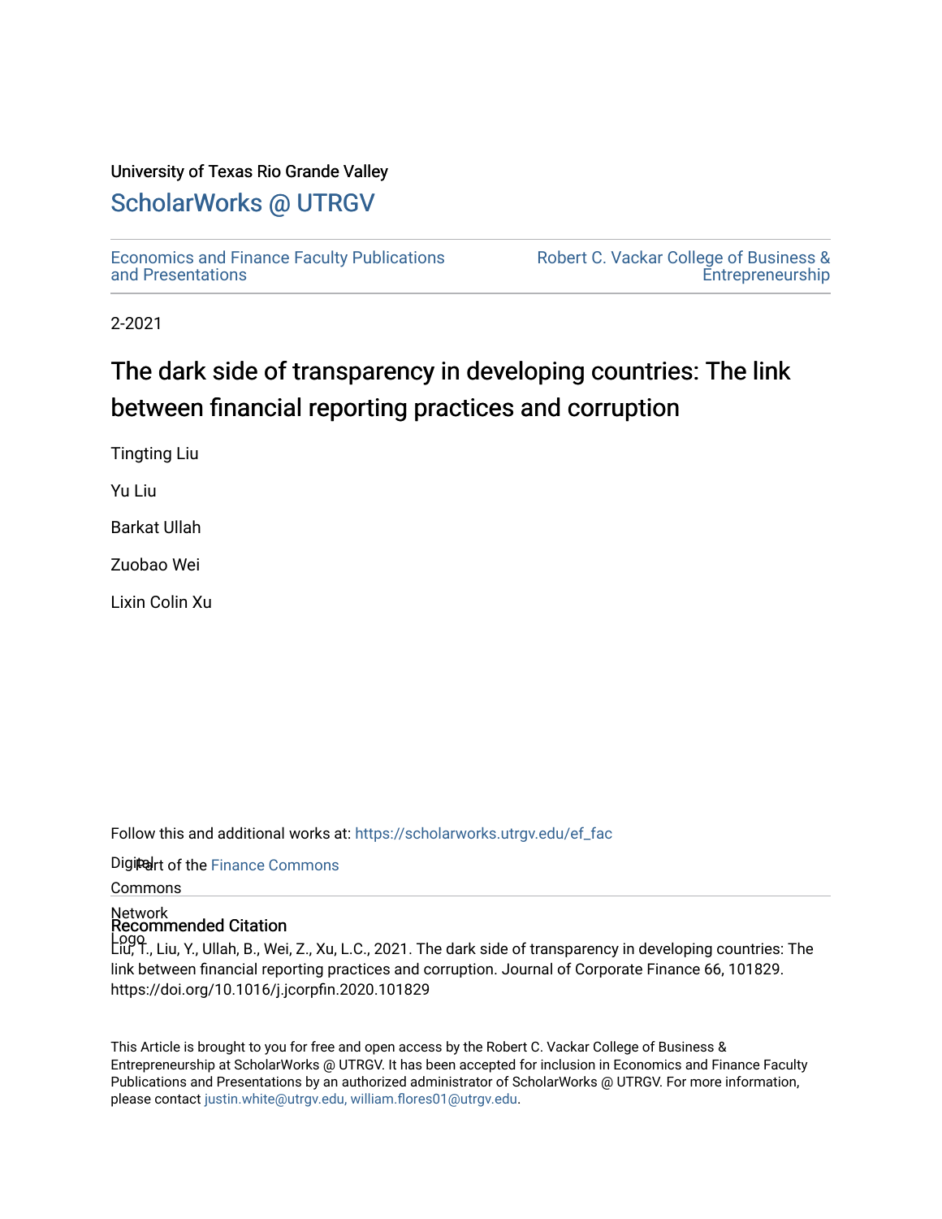University of Texas Rio Grande Valley

# ScholarWorks @ UTRGV

Economics and Finance Faculty Publications and Presentations

Robert C. Vackar College of Business & Entrepreneurship

2-2021

## The dark side of transparency in developing countries: The link between financial reporting practices and corruption

Tingting Liu

Yu Liu

Barkat Ullah

Zuobao Wei

Lixin Colin Xu

Follow this and additional works at: https://scholarworks.utrgv.edu/ef_fac

Part of the Finance Commons

### Recommended Citation

Liu, T., Liu, Y., Ullah, B., Wei, Z., Xu, L.C., 2021. The dark side of transparency in developing countries: The link between financial reporting practices and corruption. Journal of Corporate Finance 66, 101829. https://doi.org/10.1016/j.jcorpfin.2020.101829

This Article is brought to you for free and open access by the Robert C. Vackar College of Business & Entrepreneurship at ScholarWorks @ UTRGV. It has been accepted for inclusion in Economics and Finance Faculty Publications and Presentations by an authorized administrator of ScholarWorks @ UTRGV. For more information, please contact justin.white@utrgv.edu, william.flores01@utrgv.edu.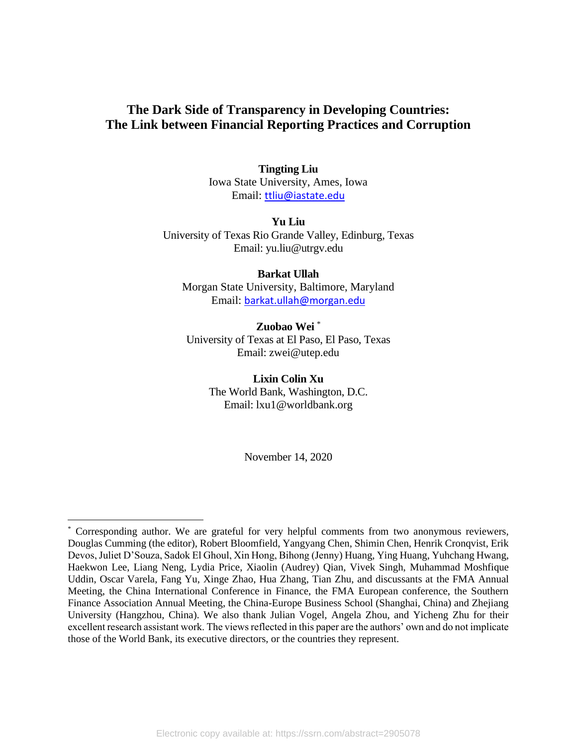# The Dark Side of Transparency in Developing Countries: The Link between Financial Reporting Practices and Corruption

**Tingting Liu**
Iowa State University, Ames, Iowa
Email: ttliu@iastate.edu

**Yu Liu**
University of Texas Rio Grande Valley, Edinburg, Texas
Email: yu.liu@utrgv.edu

**Barkat Ullah**
Morgan State University, Baltimore, Maryland
Email: barkat.ullah@morgan.edu

**Zuobao Wei** *
University of Texas at El Paso, El Paso, Texas
Email: zwei@utep.edu

**Lixin Colin Xu**
The World Bank, Washington, D.C.
Email: lxu1@worldbank.org

November 14, 2020

---

* Corresponding author. We are grateful for very helpful comments from two anonymous reviewers, Douglas Cumming (the editor), Robert Bloomfield, Yangyang Chen, Shimin Chen, Henrik Cronqvist, Erik Devos, Juliet D'Souza, Sadok El Ghoul, Xin Hong, Bihong (Jenny) Huang, Ying Huang, Yuhchang Hwang, Haekwon Lee, Liang Neng, Lydia Price, Xiaolin (Audrey) Qian, Vivek Singh, Muhammad Moshfique Uddin, Oscar Varela, Fang Yu, Xinge Zhao, Hua Zhang, Tian Zhu, and discussants at the FMA Annual Meeting, the China International Conference in Finance, the FMA European conference, the Southern Finance Association Annual Meeting, the China-Europe Business School (Shanghai, China) and Zhejiang University (Hangzhou, China). We also thank Julian Vogel, Angela Zhou, and Yicheng Zhu for their excellent research assistant work. The views reflected in this paper are the authors' own and do not implicate those of the World Bank, its executive directors, or the countries they represent.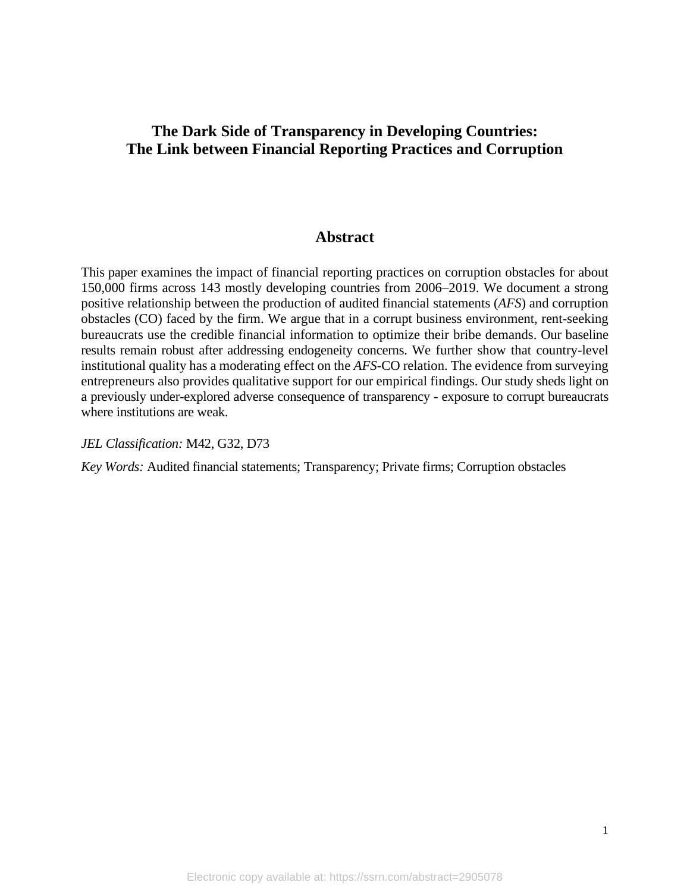# The Dark Side of Transparency in Developing Countries: The Link between Financial Reporting Practices and Corruption

## Abstract

This paper examines the impact of financial reporting practices on corruption obstacles for about 150,000 firms across 143 mostly developing countries from 2006–2019. We document a strong positive relationship between the production of audited financial statements (*AFS*) and corruption obstacles (CO) faced by the firm. We argue that in a corrupt business environment, rent-seeking bureaucrats use the credible financial information to optimize their bribe demands. Our baseline results remain robust after addressing endogeneity concerns. We further show that country-level institutional quality has a moderating effect on the *AFS*-CO relation. The evidence from surveying entrepreneurs also provides qualitative support for our empirical findings. Our study sheds light on a previously under-explored adverse consequence of transparency - exposure to corrupt bureaucrats where institutions are weak.

*JEL Classification:* M42, G32, D73

*Key Words:* Audited financial statements; Transparency; Private firms; Corruption obstacles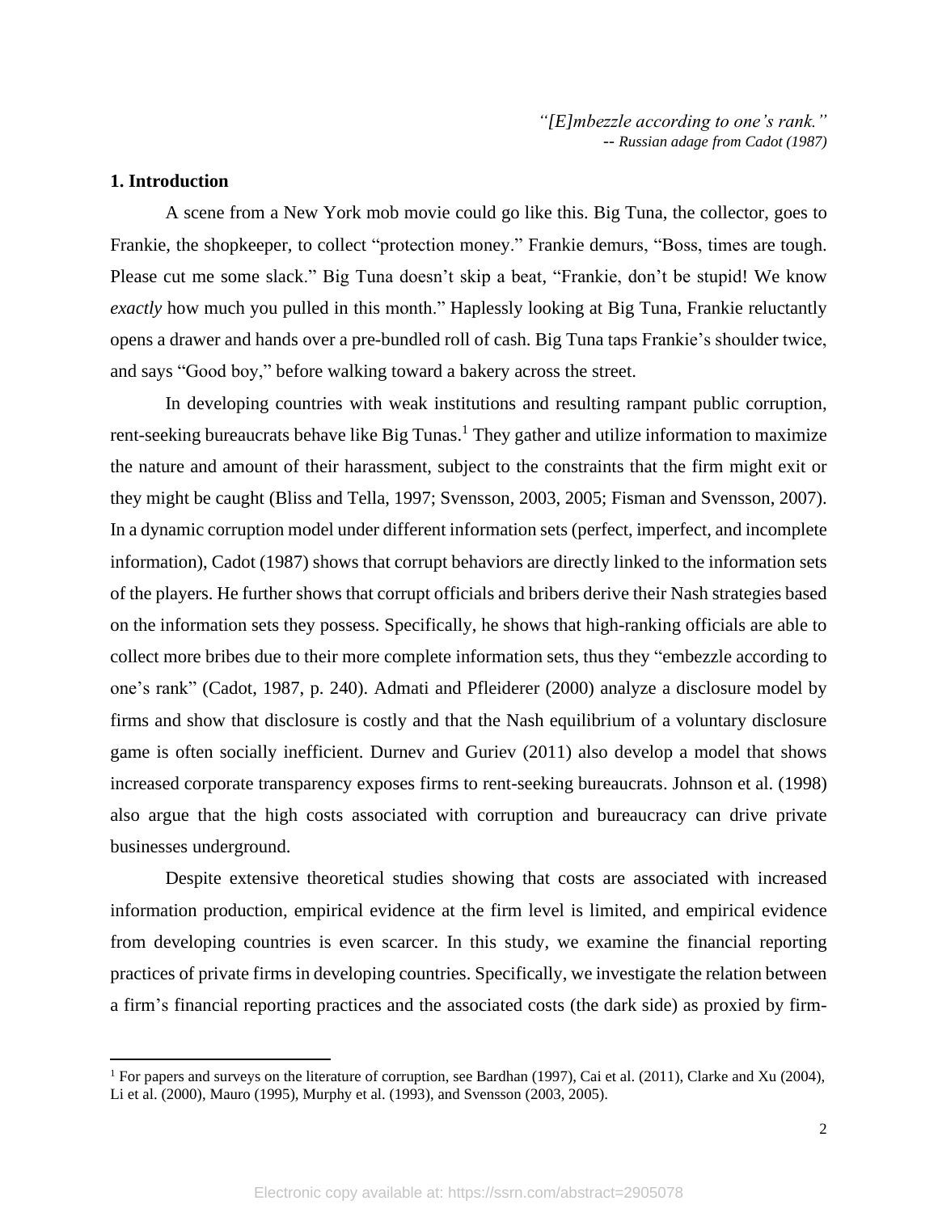*"[E]mbezzle according to one's rank."*
*-- Russian adage from Cadot (1987)*

## 1. Introduction

A scene from a New York mob movie could go like this. Big Tuna, the collector, goes to Frankie, the shopkeeper, to collect "protection money." Frankie demurs, "Boss, times are tough. Please cut me some slack." Big Tuna doesn't skip a beat, "Frankie, don't be stupid! We know *exactly* how much you pulled in this month." Haplessly looking at Big Tuna, Frankie reluctantly opens a drawer and hands over a pre-bundled roll of cash. Big Tuna taps Frankie's shoulder twice, and says "Good boy," before walking toward a bakery across the street.

In developing countries with weak institutions and resulting rampant public corruption, rent-seeking bureaucrats behave like Big Tunas.[1] They gather and utilize information to maximize the nature and amount of their harassment, subject to the constraints that the firm might exit or they might be caught (Bliss and Tella, 1997; Svensson, 2003, 2005; Fisman and Svensson, 2007). In a dynamic corruption model under different information sets (perfect, imperfect, and incomplete information), Cadot (1987) shows that corrupt behaviors are directly linked to the information sets of the players. He further shows that corrupt officials and bribers derive their Nash strategies based on the information sets they possess. Specifically, he shows that high-ranking officials are able to collect more bribes due to their more complete information sets, thus they "embezzle according to one's rank" (Cadot, 1987, p. 240). Admati and Pfleiderer (2000) analyze a disclosure model by firms and show that disclosure is costly and that the Nash equilibrium of a voluntary disclosure game is often socially inefficient. Durnev and Guriev (2011) also develop a model that shows increased corporate transparency exposes firms to rent-seeking bureaucrats. Johnson et al. (1998) also argue that the high costs associated with corruption and bureaucracy can drive private businesses underground.

Despite extensive theoretical studies showing that costs are associated with increased information production, empirical evidence at the firm level is limited, and empirical evidence from developing countries is even scarcer. In this study, we examine the financial reporting practices of private firms in developing countries. Specifically, we investigate the relation between a firm's financial reporting practices and the associated costs (the dark side) as proxied by firm-

[1] For papers and surveys on the literature of corruption, see Bardhan (1997), Cai et al. (2011), Clarke and Xu (2004), Li et al. (2000), Mauro (1995), Murphy et al. (1993), and Svensson (2003, 2005).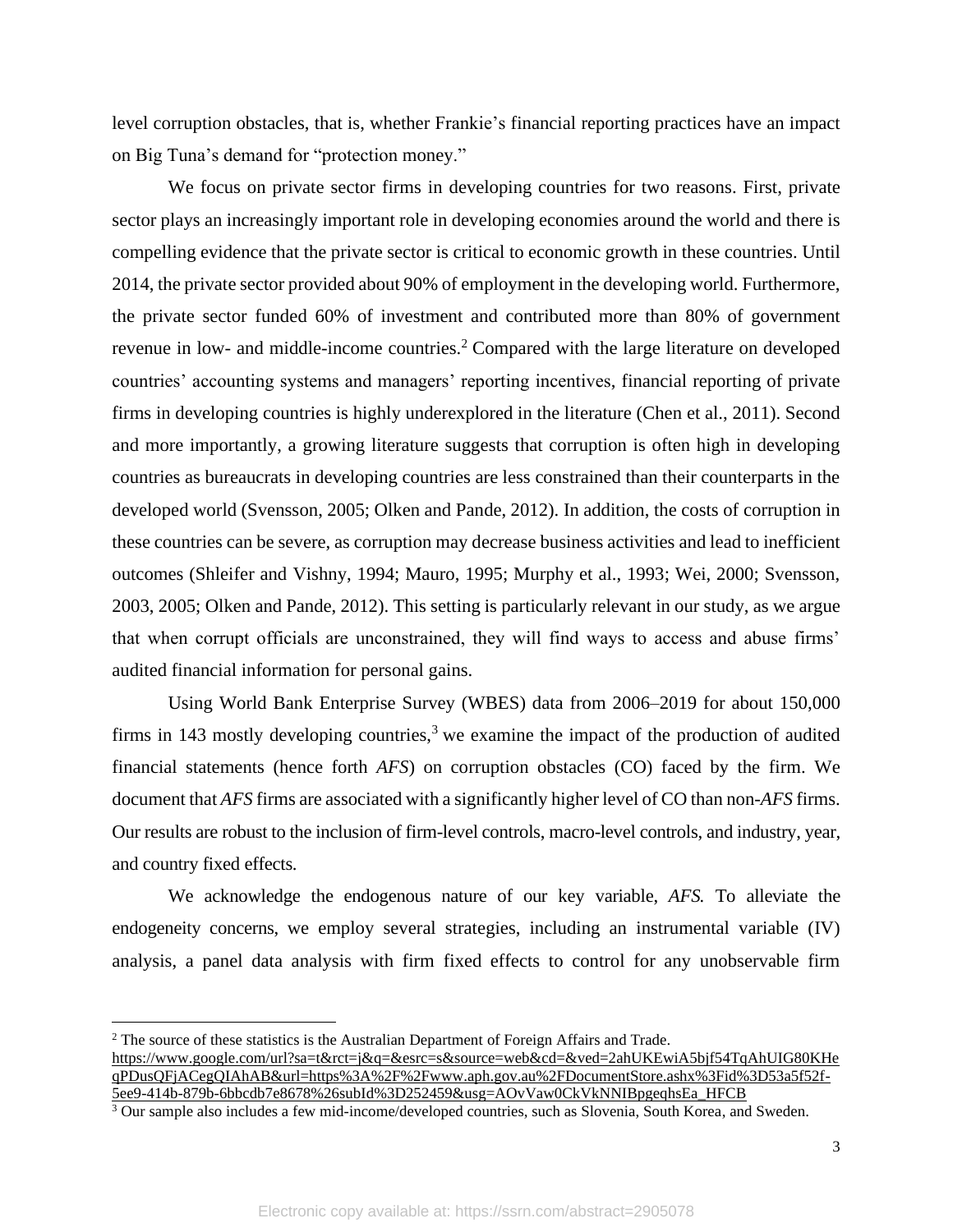level corruption obstacles, that is, whether Frankie's financial reporting practices have an impact on Big Tuna's demand for "protection money."

We focus on private sector firms in developing countries for two reasons. First, private sector plays an increasingly important role in developing economies around the world and there is compelling evidence that the private sector is critical to economic growth in these countries. Until 2014, the private sector provided about 90% of employment in the developing world. Furthermore, the private sector funded 60% of investment and contributed more than 80% of government revenue in low- and middle-income countries.[2] Compared with the large literature on developed countries' accounting systems and managers' reporting incentives, financial reporting of private firms in developing countries is highly underexplored in the literature (Chen et al., 2011). Second and more importantly, a growing literature suggests that corruption is often high in developing countries as bureaucrats in developing countries are less constrained than their counterparts in the developed world (Svensson, 2005; Olken and Pande, 2012). In addition, the costs of corruption in these countries can be severe, as corruption may decrease business activities and lead to inefficient outcomes (Shleifer and Vishny, 1994; Mauro, 1995; Murphy et al., 1993; Wei, 2000; Svensson, 2003, 2005; Olken and Pande, 2012). This setting is particularly relevant in our study, as we argue that when corrupt officials are unconstrained, they will find ways to access and abuse firms' audited financial information for personal gains.

Using World Bank Enterprise Survey (WBES) data from 2006–2019 for about 150,000 firms in 143 mostly developing countries,[3] we examine the impact of the production of audited financial statements (hence forth *AFS*) on corruption obstacles (CO) faced by the firm. We document that *AFS* firms are associated with a significantly higher level of CO than non-*AFS* firms. Our results are robust to the inclusion of firm-level controls, macro-level controls, and industry, year, and country fixed effects.

We acknowledge the endogenous nature of our key variable, *AFS.* To alleviate the endogeneity concerns, we employ several strategies, including an instrumental variable (IV) analysis, a panel data analysis with firm fixed effects to control for any unobservable firm

---

[2] The source of these statistics is the Australian Department of Foreign Affairs and Trade. https://www.google.com/url?sa=t&rct=j&q=&esrc=s&source=web&cd=&ved=2ahUKEwiA5bjf54TqAhUIG80KHeqPDusQFjACegQIAhAB&url=https%3A%2F%2Fwww.aph.gov.au%2FDocumentStore.ashx%3Fid%3D53a5f52f-5ee9-414b-879b-6bbcdb7e8678%26subId%3D252459&usg=AOvVaw0CkVkNNIBpgeqhsEa_HFCB

[3] Our sample also includes a few mid-income/developed countries, such as Slovenia, South Korea, and Sweden.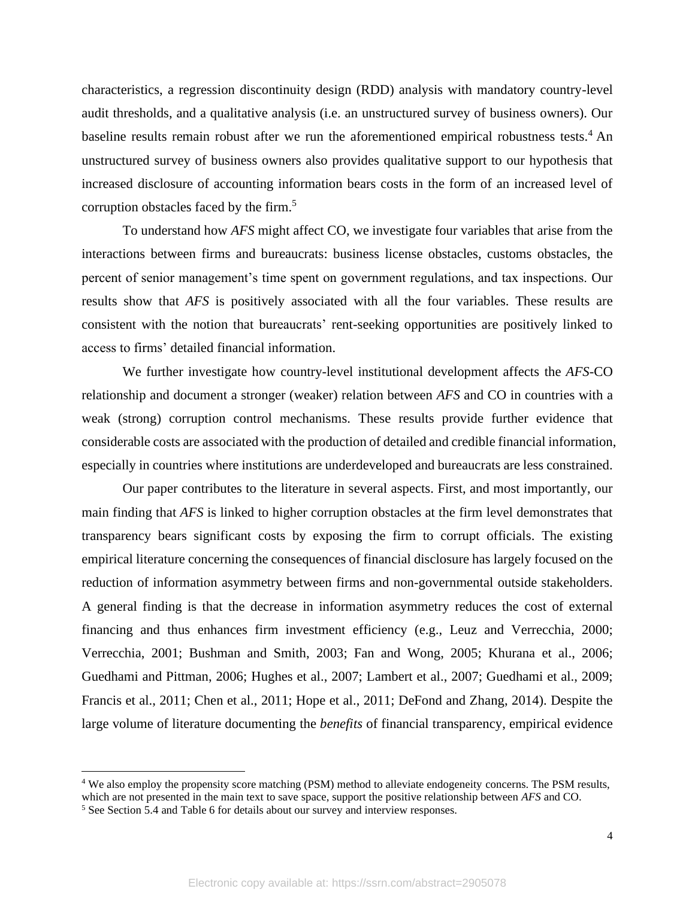characteristics, a regression discontinuity design (RDD) analysis with mandatory country-level audit thresholds, and a qualitative analysis (i.e. an unstructured survey of business owners). Our baseline results remain robust after we run the aforementioned empirical robustness tests.[4] An unstructured survey of business owners also provides qualitative support to our hypothesis that increased disclosure of accounting information bears costs in the form of an increased level of corruption obstacles faced by the firm.[5]

To understand how *AFS* might affect CO, we investigate four variables that arise from the interactions between firms and bureaucrats: business license obstacles, customs obstacles, the percent of senior management's time spent on government regulations, and tax inspections. Our results show that *AFS* is positively associated with all the four variables. These results are consistent with the notion that bureaucrats' rent-seeking opportunities are positively linked to access to firms' detailed financial information.

We further investigate how country-level institutional development affects the *AFS*-CO relationship and document a stronger (weaker) relation between *AFS* and CO in countries with a weak (strong) corruption control mechanisms. These results provide further evidence that considerable costs are associated with the production of detailed and credible financial information, especially in countries where institutions are underdeveloped and bureaucrats are less constrained.

Our paper contributes to the literature in several aspects. First, and most importantly, our main finding that *AFS* is linked to higher corruption obstacles at the firm level demonstrates that transparency bears significant costs by exposing the firm to corrupt officials. The existing empirical literature concerning the consequences of financial disclosure has largely focused on the reduction of information asymmetry between firms and non-governmental outside stakeholders. A general finding is that the decrease in information asymmetry reduces the cost of external financing and thus enhances firm investment efficiency (e.g., Leuz and Verrecchia, 2000; Verrecchia, 2001; Bushman and Smith, 2003; Fan and Wong, 2005; Khurana et al., 2006; Guedhami and Pittman, 2006; Hughes et al., 2007; Lambert et al., 2007; Guedhami et al., 2009; Francis et al., 2011; Chen et al., 2011; Hope et al., 2011; DeFond and Zhang, 2014). Despite the large volume of literature documenting the *benefits* of financial transparency, empirical evidence

[4] We also employ the propensity score matching (PSM) method to alleviate endogeneity concerns. The PSM results, which are not presented in the main text to save space, support the positive relationship between *AFS* and CO.

[5] See Section 5.4 and Table 6 for details about our survey and interview responses.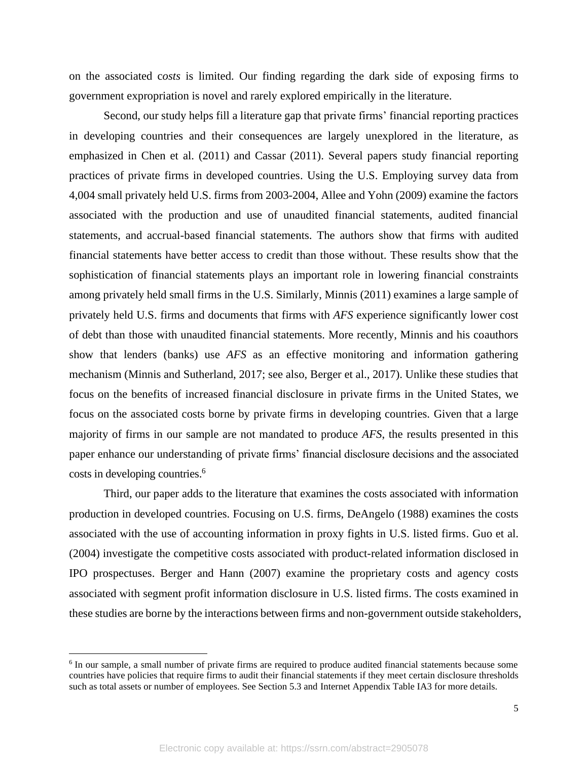on the associated *costs* is limited. Our finding regarding the dark side of exposing firms to government expropriation is novel and rarely explored empirically in the literature.

Second, our study helps fill a literature gap that private firms' financial reporting practices in developing countries and their consequences are largely unexplored in the literature, as emphasized in Chen et al. (2011) and Cassar (2011). Several papers study financial reporting practices of private firms in developed countries. Using the U.S. Employing survey data from 4,004 small privately held U.S. firms from 2003-2004, Allee and Yohn (2009) examine the factors associated with the production and use of unaudited financial statements, audited financial statements, and accrual-based financial statements. The authors show that firms with audited financial statements have better access to credit than those without. These results show that the sophistication of financial statements plays an important role in lowering financial constraints among privately held small firms in the U.S. Similarly, Minnis (2011) examines a large sample of privately held U.S. firms and documents that firms with *AFS* experience significantly lower cost of debt than those with unaudited financial statements. More recently, Minnis and his coauthors show that lenders (banks) use *AFS* as an effective monitoring and information gathering mechanism (Minnis and Sutherland, 2017; see also, Berger et al., 2017). Unlike these studies that focus on the benefits of increased financial disclosure in private firms in the United States, we focus on the associated costs borne by private firms in developing countries. Given that a large majority of firms in our sample are not mandated to produce *AFS*, the results presented in this paper enhance our understanding of private firms' financial disclosure decisions and the associated costs in developing countries.[6]

Third, our paper adds to the literature that examines the costs associated with information production in developed countries. Focusing on U.S. firms, DeAngelo (1988) examines the costs associated with the use of accounting information in proxy fights in U.S. listed firms. Guo et al. (2004) investigate the competitive costs associated with product-related information disclosed in IPO prospectuses. Berger and Hann (2007) examine the proprietary costs and agency costs associated with segment profit information disclosure in U.S. listed firms. The costs examined in these studies are borne by the interactions between firms and non-government outside stakeholders,

---

[6] In our sample, a small number of private firms are required to produce audited financial statements because some countries have policies that require firms to audit their financial statements if they meet certain disclosure thresholds such as total assets or number of employees. See Section 5.3 and Internet Appendix Table IA3 for more details.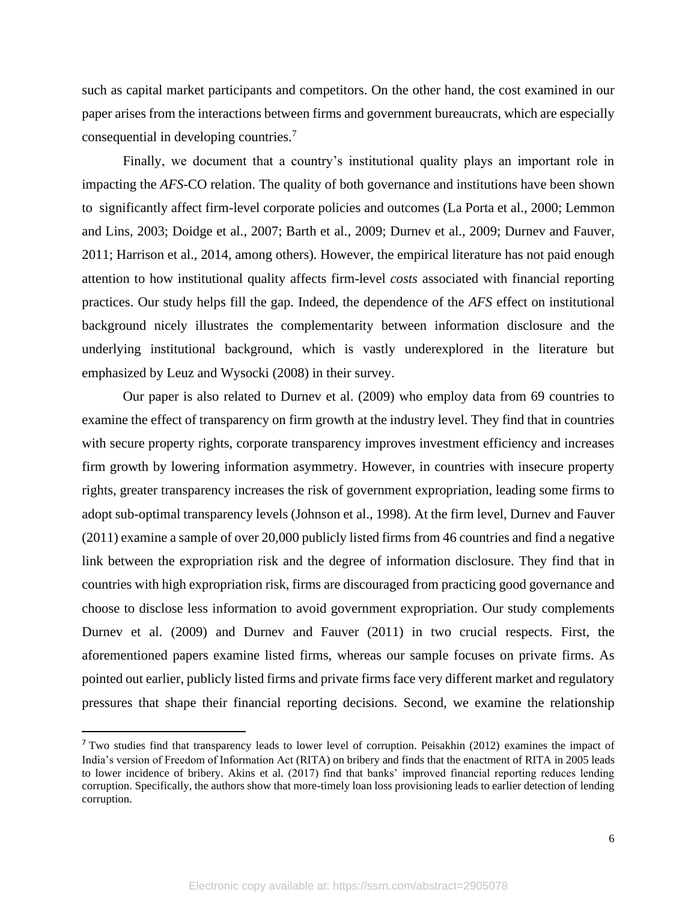such as capital market participants and competitors. On the other hand, the cost examined in our paper arises from the interactions between firms and government bureaucrats, which are especially consequential in developing countries.[7]

Finally, we document that a country's institutional quality plays an important role in impacting the *AFS*-CO relation. The quality of both governance and institutions have been shown to significantly affect firm-level corporate policies and outcomes (La Porta et al., 2000; Lemmon and Lins, 2003; Doidge et al., 2007; Barth et al., 2009; Durnev et al., 2009; Durnev and Fauver, 2011; Harrison et al., 2014, among others). However, the empirical literature has not paid enough attention to how institutional quality affects firm-level *costs* associated with financial reporting practices. Our study helps fill the gap. Indeed, the dependence of the *AFS* effect on institutional background nicely illustrates the complementarity between information disclosure and the underlying institutional background, which is vastly underexplored in the literature but emphasized by Leuz and Wysocki (2008) in their survey.

Our paper is also related to Durnev et al. (2009) who employ data from 69 countries to examine the effect of transparency on firm growth at the industry level. They find that in countries with secure property rights, corporate transparency improves investment efficiency and increases firm growth by lowering information asymmetry. However, in countries with insecure property rights, greater transparency increases the risk of government expropriation, leading some firms to adopt sub-optimal transparency levels (Johnson et al., 1998). At the firm level, Durnev and Fauver (2011) examine a sample of over 20,000 publicly listed firms from 46 countries and find a negative link between the expropriation risk and the degree of information disclosure. They find that in countries with high expropriation risk, firms are discouraged from practicing good governance and choose to disclose less information to avoid government expropriation. Our study complements Durnev et al. (2009) and Durnev and Fauver (2011) in two crucial respects. First, the aforementioned papers examine listed firms, whereas our sample focuses on private firms. As pointed out earlier, publicly listed firms and private firms face very different market and regulatory pressures that shape their financial reporting decisions. Second, we examine the relationship

[7] Two studies find that transparency leads to lower level of corruption. Peisakhin (2012) examines the impact of India's version of Freedom of Information Act (RITA) on bribery and finds that the enactment of RITA in 2005 leads to lower incidence of bribery. Akins et al. (2017) find that banks' improved financial reporting reduces lending corruption. Specifically, the authors show that more-timely loan loss provisioning leads to earlier detection of lending corruption.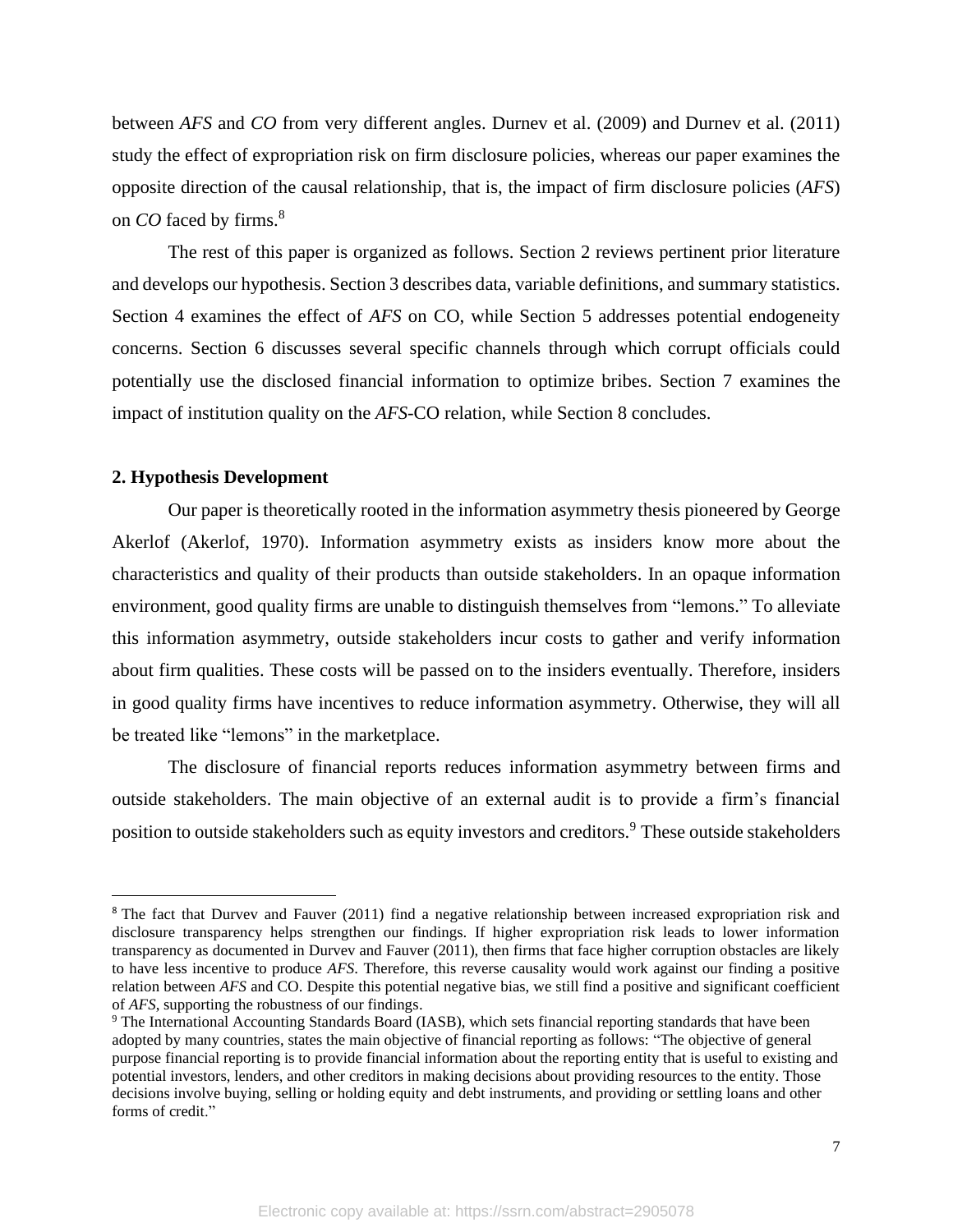between *AFS* and *CO* from very different angles. Durnev et al. (2009) and Durnev et al. (2011) study the effect of expropriation risk on firm disclosure policies, whereas our paper examines the opposite direction of the causal relationship, that is, the impact of firm disclosure policies (*AFS*) on *CO* faced by firms.[8]

The rest of this paper is organized as follows. Section 2 reviews pertinent prior literature and develops our hypothesis. Section 3 describes data, variable definitions, and summary statistics. Section 4 examines the effect of *AFS* on CO, while Section 5 addresses potential endogeneity concerns. Section 6 discusses several specific channels through which corrupt officials could potentially use the disclosed financial information to optimize bribes. Section 7 examines the impact of institution quality on the *AFS*-CO relation, while Section 8 concludes.

## 2. Hypothesis Development

Our paper is theoretically rooted in the information asymmetry thesis pioneered by George Akerlof (Akerlof, 1970). Information asymmetry exists as insiders know more about the characteristics and quality of their products than outside stakeholders. In an opaque information environment, good quality firms are unable to distinguish themselves from "lemons." To alleviate this information asymmetry, outside stakeholders incur costs to gather and verify information about firm qualities. These costs will be passed on to the insiders eventually. Therefore, insiders in good quality firms have incentives to reduce information asymmetry. Otherwise, they will all be treated like "lemons" in the marketplace.

The disclosure of financial reports reduces information asymmetry between firms and outside stakeholders. The main objective of an external audit is to provide a firm's financial position to outside stakeholders such as equity investors and creditors.[9] These outside stakeholders

---

[8] The fact that Durvev and Fauver (2011) find a negative relationship between increased expropriation risk and disclosure transparency helps strengthen our findings. If higher expropriation risk leads to lower information transparency as documented in Durvev and Fauver (2011), then firms that face higher corruption obstacles are likely to have less incentive to produce *AFS*. Therefore, this reverse causality would work against our finding a positive relation between *AFS* and CO. Despite this potential negative bias, we still find a positive and significant coefficient of *AFS*, supporting the robustness of our findings.

[9] The International Accounting Standards Board (IASB), which sets financial reporting standards that have been adopted by many countries, states the main objective of financial reporting as follows: "The objective of general purpose financial reporting is to provide financial information about the reporting entity that is useful to existing and potential investors, lenders, and other creditors in making decisions about providing resources to the entity. Those decisions involve buying, selling or holding equity and debt instruments, and providing or settling loans and other forms of credit."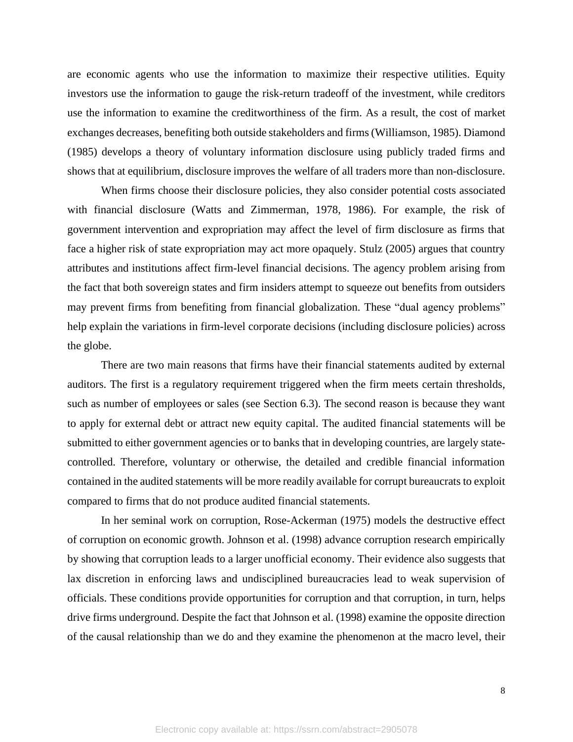are economic agents who use the information to maximize their respective utilities. Equity investors use the information to gauge the risk-return tradeoff of the investment, while creditors use the information to examine the creditworthiness of the firm. As a result, the cost of market exchanges decreases, benefiting both outside stakeholders and firms (Williamson, 1985). Diamond (1985) develops a theory of voluntary information disclosure using publicly traded firms and shows that at equilibrium, disclosure improves the welfare of all traders more than non-disclosure.

When firms choose their disclosure policies, they also consider potential costs associated with financial disclosure (Watts and Zimmerman, 1978, 1986). For example, the risk of government intervention and expropriation may affect the level of firm disclosure as firms that face a higher risk of state expropriation may act more opaquely. Stulz (2005) argues that country attributes and institutions affect firm-level financial decisions. The agency problem arising from the fact that both sovereign states and firm insiders attempt to squeeze out benefits from outsiders may prevent firms from benefiting from financial globalization. These "dual agency problems" help explain the variations in firm-level corporate decisions (including disclosure policies) across the globe.

There are two main reasons that firms have their financial statements audited by external auditors. The first is a regulatory requirement triggered when the firm meets certain thresholds, such as number of employees or sales (see Section 6.3). The second reason is because they want to apply for external debt or attract new equity capital. The audited financial statements will be submitted to either government agencies or to banks that in developing countries, are largely state-controlled. Therefore, voluntary or otherwise, the detailed and credible financial information contained in the audited statements will be more readily available for corrupt bureaucrats to exploit compared to firms that do not produce audited financial statements.

In her seminal work on corruption, Rose-Ackerman (1975) models the destructive effect of corruption on economic growth. Johnson et al. (1998) advance corruption research empirically by showing that corruption leads to a larger unofficial economy. Their evidence also suggests that lax discretion in enforcing laws and undisciplined bureaucracies lead to weak supervision of officials. These conditions provide opportunities for corruption and that corruption, in turn, helps drive firms underground. Despite the fact that Johnson et al. (1998) examine the opposite direction of the causal relationship than we do and they examine the phenomenon at the macro level, their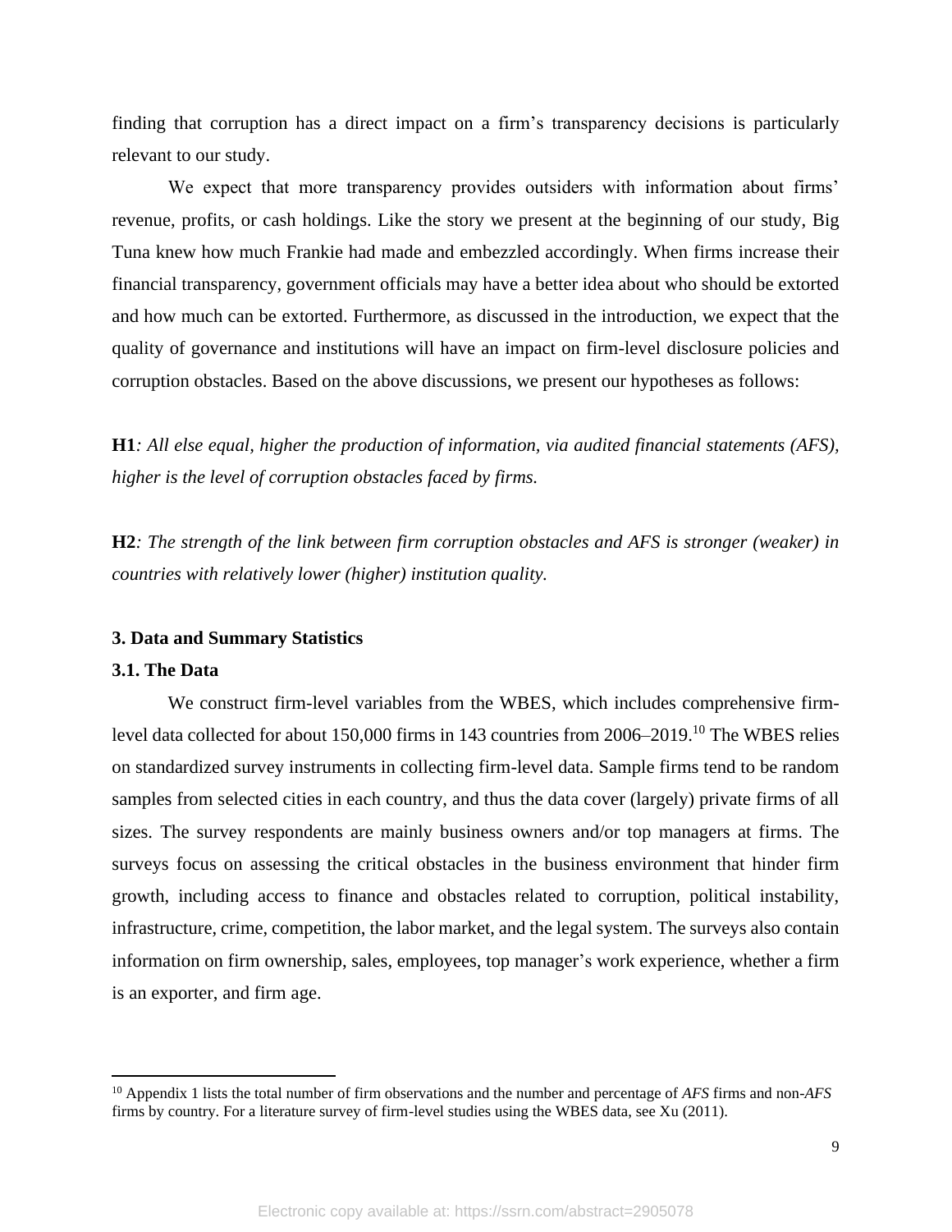finding that corruption has a direct impact on a firm's transparency decisions is particularly relevant to our study.

We expect that more transparency provides outsiders with information about firms' revenue, profits, or cash holdings. Like the story we present at the beginning of our study, Big Tuna knew how much Frankie had made and embezzled accordingly. When firms increase their financial transparency, government officials may have a better idea about who should be extorted and how much can be extorted. Furthermore, as discussed in the introduction, we expect that the quality of governance and institutions will have an impact on firm-level disclosure policies and corruption obstacles. Based on the above discussions, we present our hypotheses as follows:

**H1***: All else equal, higher the production of information, via audited financial statements (AFS), higher is the level of corruption obstacles faced by firms.*

**H2***: The strength of the link between firm corruption obstacles and AFS is stronger (weaker) in countries with relatively lower (higher) institution quality.*

## 3. Data and Summary Statistics

### 3.1. The Data

We construct firm-level variables from the WBES, which includes comprehensive firm-level data collected for about 150,000 firms in 143 countries from 2006–2019.[10] The WBES relies on standardized survey instruments in collecting firm-level data. Sample firms tend to be random samples from selected cities in each country, and thus the data cover (largely) private firms of all sizes. The survey respondents are mainly business owners and/or top managers at firms. The surveys focus on assessing the critical obstacles in the business environment that hinder firm growth, including access to finance and obstacles related to corruption, political instability, infrastructure, crime, competition, the labor market, and the legal system. The surveys also contain information on firm ownership, sales, employees, top manager's work experience, whether a firm is an exporter, and firm age.

[10] Appendix 1 lists the total number of firm observations and the number and percentage of *AFS* firms and non-*AFS* firms by country. For a literature survey of firm-level studies using the WBES data, see Xu (2011).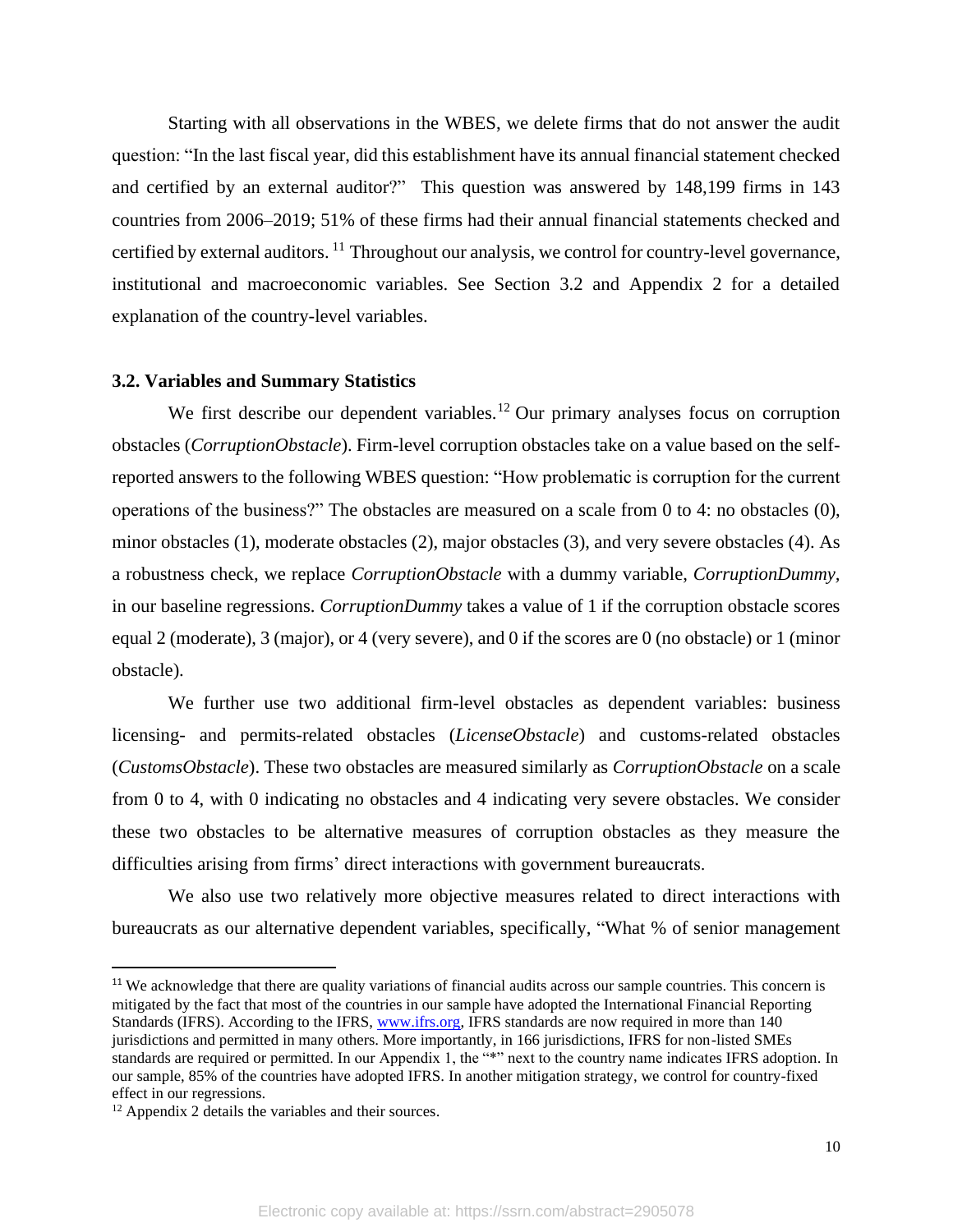Starting with all observations in the WBES, we delete firms that do not answer the audit question: "In the last fiscal year, did this establishment have its annual financial statement checked and certified by an external auditor?" This question was answered by 148,199 firms in 143 countries from 2006–2019; 51% of these firms had their annual financial statements checked and certified by external auditors. [11] Throughout our analysis, we control for country-level governance, institutional and macroeconomic variables. See Section 3.2 and Appendix 2 for a detailed explanation of the country-level variables.

### 3.2. Variables and Summary Statistics

We first describe our dependent variables.[12] Our primary analyses focus on corruption obstacles (*CorruptionObstacle*). Firm-level corruption obstacles take on a value based on the self-reported answers to the following WBES question: "How problematic is corruption for the current operations of the business?" The obstacles are measured on a scale from 0 to 4: no obstacles (0), minor obstacles (1), moderate obstacles (2), major obstacles (3), and very severe obstacles (4). As a robustness check, we replace *CorruptionObstacle* with a dummy variable, *CorruptionDummy*, in our baseline regressions. *CorruptionDummy* takes a value of 1 if the corruption obstacle scores equal 2 (moderate), 3 (major), or 4 (very severe), and 0 if the scores are 0 (no obstacle) or 1 (minor obstacle).

We further use two additional firm-level obstacles as dependent variables: business licensing- and permits-related obstacles (*LicenseObstacle*) and customs-related obstacles (*CustomsObstacle*). These two obstacles are measured similarly as *CorruptionObstacle* on a scale from 0 to 4, with 0 indicating no obstacles and 4 indicating very severe obstacles. We consider these two obstacles to be alternative measures of corruption obstacles as they measure the difficulties arising from firms' direct interactions with government bureaucrats.

We also use two relatively more objective measures related to direct interactions with bureaucrats as our alternative dependent variables, specifically, "What % of senior management

---

[11] We acknowledge that there are quality variations of financial audits across our sample countries. This concern is mitigated by the fact that most of the countries in our sample have adopted the International Financial Reporting Standards (IFRS). According to the IFRS, www.ifrs.org, IFRS standards are now required in more than 140 jurisdictions and permitted in many others. More importantly, in 166 jurisdictions, IFRS for non-listed SMEs standards are required or permitted. In our Appendix 1, the "*" next to the country name indicates IFRS adoption. In our sample, 85% of the countries have adopted IFRS. In another mitigation strategy, we control for country-fixed effect in our regressions.

[12] Appendix 2 details the variables and their sources.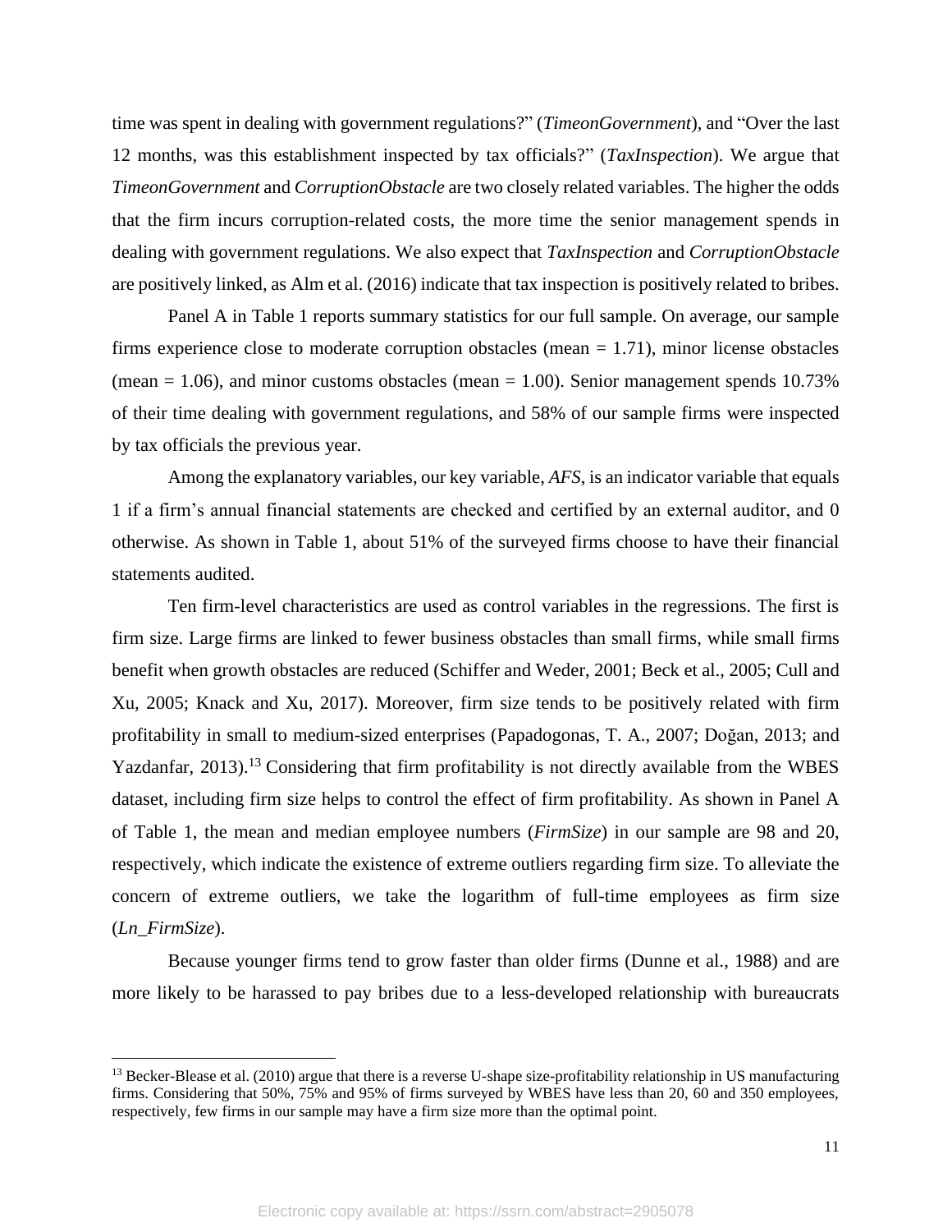time was spent in dealing with government regulations?" (*TimeonGovernment*), and "Over the last 12 months, was this establishment inspected by tax officials?" (*TaxInspection*). We argue that *TimeonGovernment* and *CorruptionObstacle* are two closely related variables. The higher the odds that the firm incurs corruption-related costs, the more time the senior management spends in dealing with government regulations. We also expect that *TaxInspection* and *CorruptionObstacle* are positively linked, as Alm et al. (2016) indicate that tax inspection is positively related to bribes.

Panel A in Table 1 reports summary statistics for our full sample. On average, our sample firms experience close to moderate corruption obstacles (mean = 1.71), minor license obstacles (mean = 1.06), and minor customs obstacles (mean = 1.00). Senior management spends 10.73% of their time dealing with government regulations, and 58% of our sample firms were inspected by tax officials the previous year.

Among the explanatory variables, our key variable, *AFS*, is an indicator variable that equals 1 if a firm's annual financial statements are checked and certified by an external auditor, and 0 otherwise. As shown in Table 1, about 51% of the surveyed firms choose to have their financial statements audited.

Ten firm-level characteristics are used as control variables in the regressions. The first is firm size. Large firms are linked to fewer business obstacles than small firms, while small firms benefit when growth obstacles are reduced (Schiffer and Weder, 2001; Beck et al., 2005; Cull and Xu, 2005; Knack and Xu, 2017). Moreover, firm size tends to be positively related with firm profitability in small to medium-sized enterprises (Papadogonas, T. A., 2007; Doğan, 2013; and Yazdanfar, 2013).[13] Considering that firm profitability is not directly available from the WBES dataset, including firm size helps to control the effect of firm profitability. As shown in Panel A of Table 1, the mean and median employee numbers (*FirmSize*) in our sample are 98 and 20, respectively, which indicate the existence of extreme outliers regarding firm size. To alleviate the concern of extreme outliers, we take the logarithm of full-time employees as firm size (*Ln_FirmSize*).

Because younger firms tend to grow faster than older firms (Dunne et al., 1988) and are more likely to be harassed to pay bribes due to a less-developed relationship with bureaucrats

[13] Becker-Blease et al. (2010) argue that there is a reverse U-shape size-profitability relationship in US manufacturing firms. Considering that 50%, 75% and 95% of firms surveyed by WBES have less than 20, 60 and 350 employees, respectively, few firms in our sample may have a firm size more than the optimal point.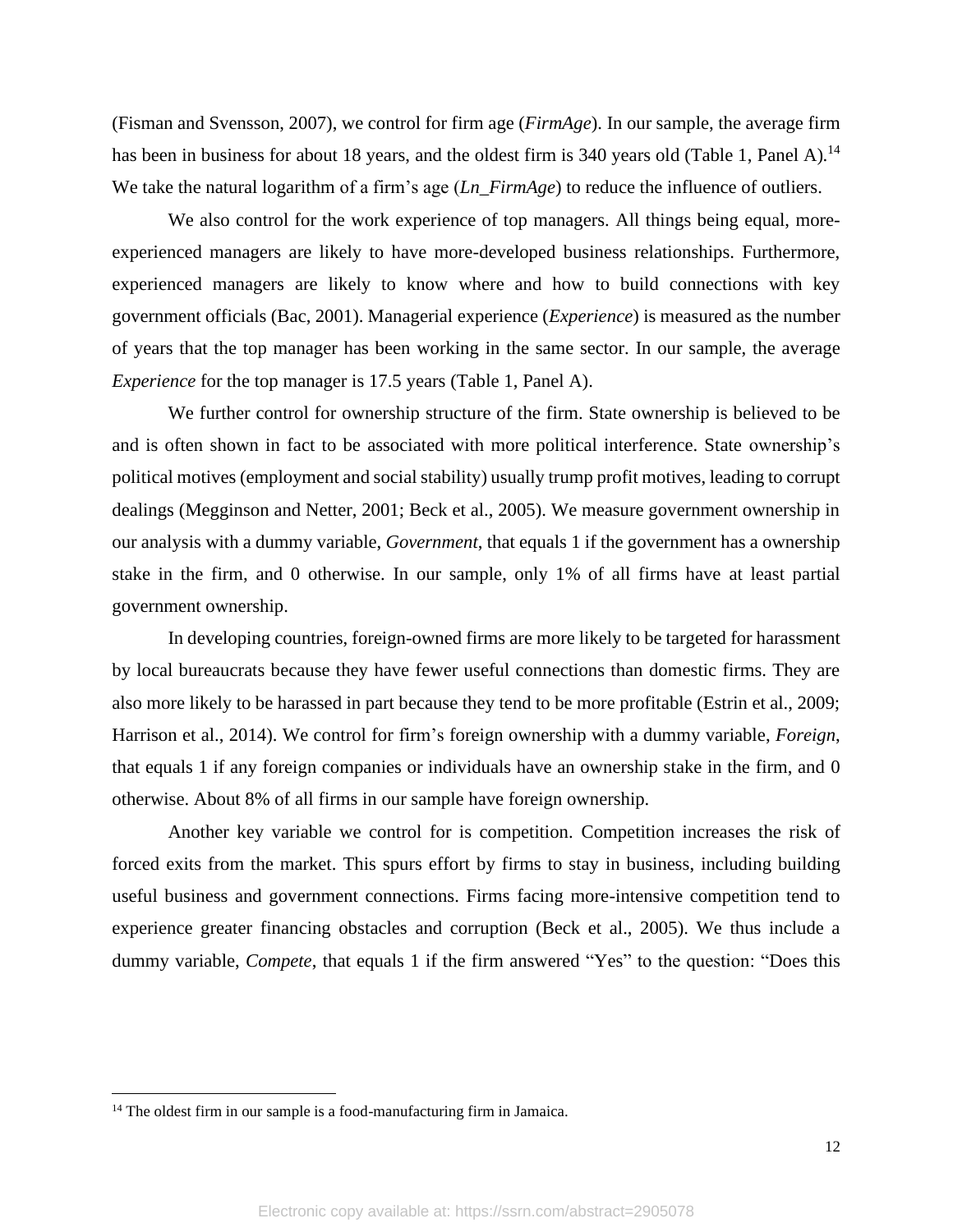(Fisman and Svensson, 2007), we control for firm age (*FirmAge*). In our sample, the average firm has been in business for about 18 years, and the oldest firm is 340 years old (Table 1, Panel A).[14] We take the natural logarithm of a firm's age (*Ln_FirmAge*) to reduce the influence of outliers.

We also control for the work experience of top managers. All things being equal, more-experienced managers are likely to have more-developed business relationships. Furthermore, experienced managers are likely to know where and how to build connections with key government officials (Bac, 2001). Managerial experience (*Experience*) is measured as the number of years that the top manager has been working in the same sector. In our sample, the average *Experience* for the top manager is 17.5 years (Table 1, Panel A).

We further control for ownership structure of the firm. State ownership is believed to be and is often shown in fact to be associated with more political interference. State ownership's political motives (employment and social stability) usually trump profit motives, leading to corrupt dealings (Megginson and Netter, 2001; Beck et al., 2005). We measure government ownership in our analysis with a dummy variable, *Government*, that equals 1 if the government has a ownership stake in the firm, and 0 otherwise. In our sample, only 1% of all firms have at least partial government ownership.

In developing countries, foreign-owned firms are more likely to be targeted for harassment by local bureaucrats because they have fewer useful connections than domestic firms. They are also more likely to be harassed in part because they tend to be more profitable (Estrin et al., 2009; Harrison et al., 2014). We control for firm's foreign ownership with a dummy variable, *Foreign*, that equals 1 if any foreign companies or individuals have an ownership stake in the firm, and 0 otherwise. About 8% of all firms in our sample have foreign ownership.

Another key variable we control for is competition. Competition increases the risk of forced exits from the market. This spurs effort by firms to stay in business, including building useful business and government connections. Firms facing more-intensive competition tend to experience greater financing obstacles and corruption (Beck et al., 2005). We thus include a dummy variable, *Compete*, that equals 1 if the firm answered "Yes" to the question: "Does this

---

[14] The oldest firm in our sample is a food-manufacturing firm in Jamaica.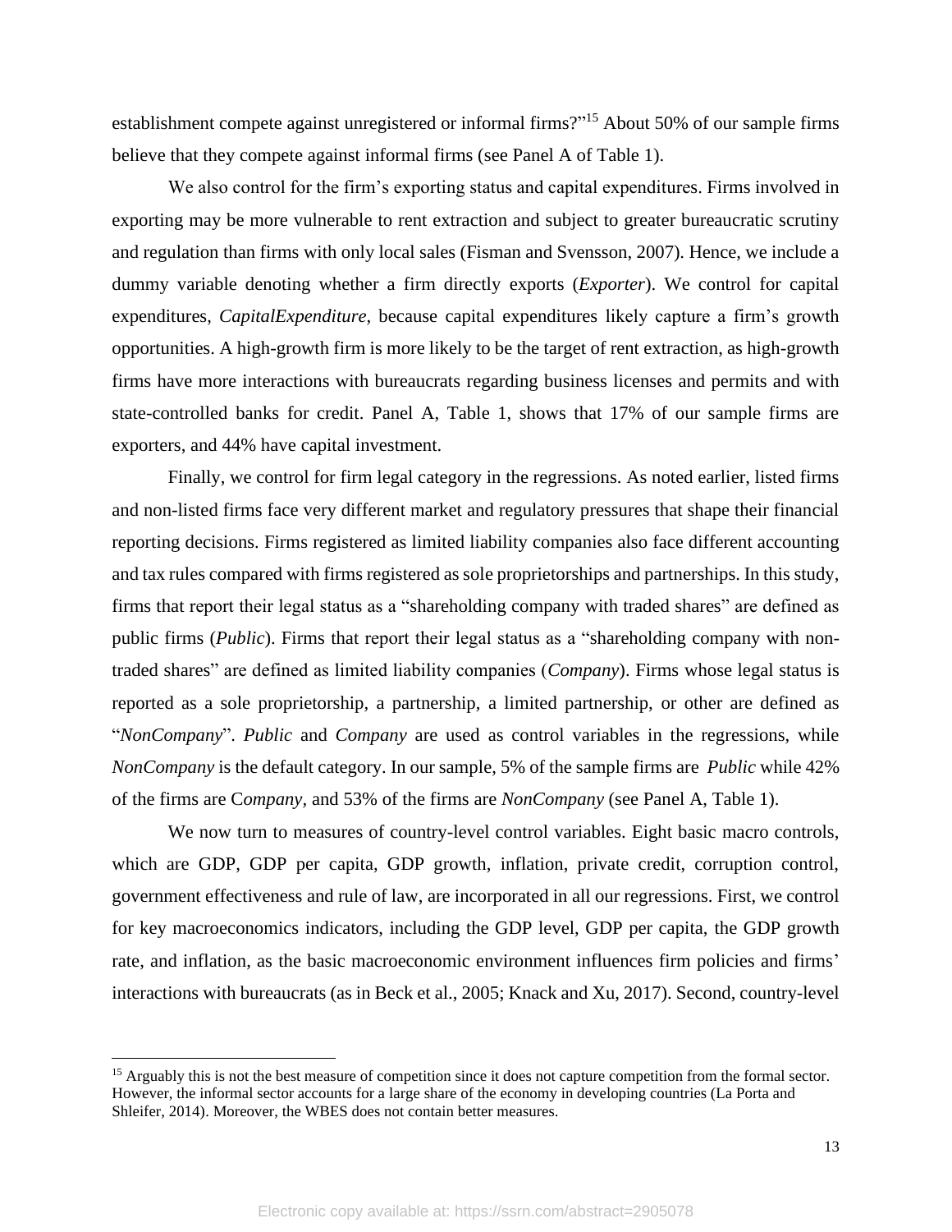establishment compete against unregistered or informal firms?"[15] About 50% of our sample firms believe that they compete against informal firms (see Panel A of Table 1).

We also control for the firm's exporting status and capital expenditures. Firms involved in exporting may be more vulnerable to rent extraction and subject to greater bureaucratic scrutiny and regulation than firms with only local sales (Fisman and Svensson, 2007). Hence, we include a dummy variable denoting whether a firm directly exports (*Exporter*). We control for capital expenditures, *CapitalExpenditure*, because capital expenditures likely capture a firm's growth opportunities. A high-growth firm is more likely to be the target of rent extraction, as high-growth firms have more interactions with bureaucrats regarding business licenses and permits and with state-controlled banks for credit. Panel A, Table 1, shows that 17% of our sample firms are exporters, and 44% have capital investment.

Finally, we control for firm legal category in the regressions. As noted earlier, listed firms and non-listed firms face very different market and regulatory pressures that shape their financial reporting decisions. Firms registered as limited liability companies also face different accounting and tax rules compared with firms registered as sole proprietorships and partnerships. In this study, firms that report their legal status as a "shareholding company with traded shares" are defined as public firms (*Public*). Firms that report their legal status as a "shareholding company with non-traded shares" are defined as limited liability companies (*Company*). Firms whose legal status is reported as a sole proprietorship, a partnership, a limited partnership, or other are defined as "*NonCompany*". *Public* and *Company* are used as control variables in the regressions, while *NonCompany* is the default category. In our sample, 5% of the sample firms are *Public* while 42% of the firms are C*ompany*, and 53% of the firms are *NonCompany* (see Panel A, Table 1).

We now turn to measures of country-level control variables. Eight basic macro controls, which are GDP, GDP per capita, GDP growth, inflation, private credit, corruption control, government effectiveness and rule of law, are incorporated in all our regressions. First, we control for key macroeconomics indicators, including the GDP level, GDP per capita, the GDP growth rate, and inflation, as the basic macroeconomic environment influences firm policies and firms' interactions with bureaucrats (as in Beck et al., 2005; Knack and Xu, 2017). Second, country-level

[15] Arguably this is not the best measure of competition since it does not capture competition from the formal sector. However, the informal sector accounts for a large share of the economy in developing countries (La Porta and Shleifer, 2014). Moreover, the WBES does not contain better measures.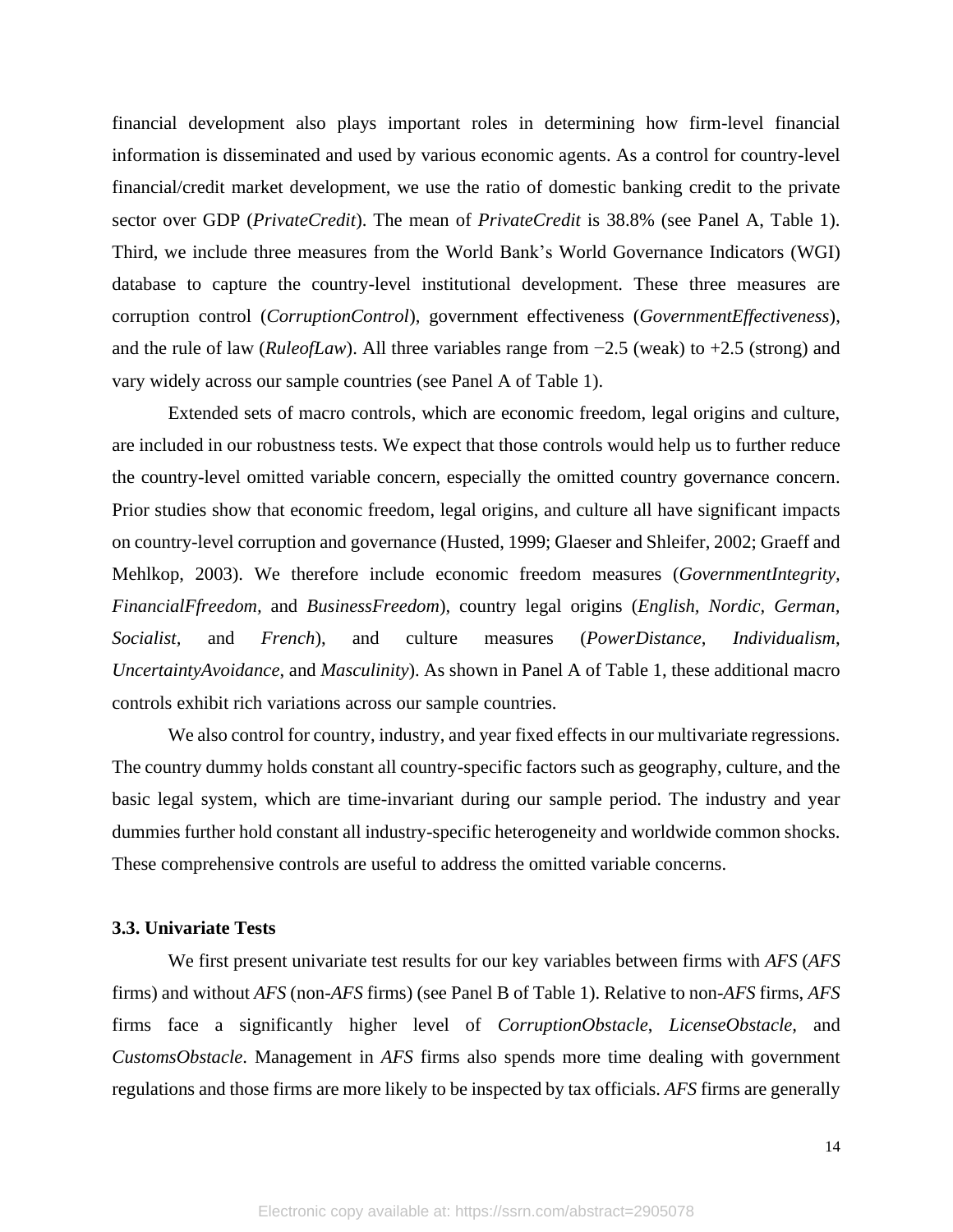financial development also plays important roles in determining how firm-level financial information is disseminated and used by various economic agents. As a control for country-level financial/credit market development, we use the ratio of domestic banking credit to the private sector over GDP (*PrivateCredit*). The mean of *PrivateCredit* is 38.8% (see Panel A, Table 1). Third, we include three measures from the World Bank's World Governance Indicators (WGI) database to capture the country-level institutional development. These three measures are corruption control (*CorruptionControl*), government effectiveness (*GovernmentEffectiveness*), and the rule of law (*RuleofLaw*). All three variables range from −2.5 (weak) to +2.5 (strong) and vary widely across our sample countries (see Panel A of Table 1).

Extended sets of macro controls, which are economic freedom, legal origins and culture, are included in our robustness tests. We expect that those controls would help us to further reduce the country-level omitted variable concern, especially the omitted country governance concern. Prior studies show that economic freedom, legal origins, and culture all have significant impacts on country-level corruption and governance (Husted, 1999; Glaeser and Shleifer, 2002; Graeff and Mehlkop, 2003). We therefore include economic freedom measures (*GovernmentIntegrity, FinancialFfreedom,* and *BusinessFreedom*), country legal origins (*English, Nordic, German, Socialist,* and *French*), and culture measures (*PowerDistance, Individualism, UncertaintyAvoidance,* and *Masculinity*). As shown in Panel A of Table 1, these additional macro controls exhibit rich variations across our sample countries.

We also control for country, industry, and year fixed effects in our multivariate regressions. The country dummy holds constant all country-specific factors such as geography, culture, and the basic legal system, which are time-invariant during our sample period. The industry and year dummies further hold constant all industry-specific heterogeneity and worldwide common shocks. These comprehensive controls are useful to address the omitted variable concerns.

### 3.3. Univariate Tests

We first present univariate test results for our key variables between firms with *AFS* (*AFS* firms) and without *AFS* (non-*AFS* firms) (see Panel B of Table 1). Relative to non-*AFS* firms, *AFS* firms face a significantly higher level of *CorruptionObstacle*, *LicenseObstacle,* and *CustomsObstacle*. Management in *AFS* firms also spends more time dealing with government regulations and those firms are more likely to be inspected by tax officials. *AFS* firms are generally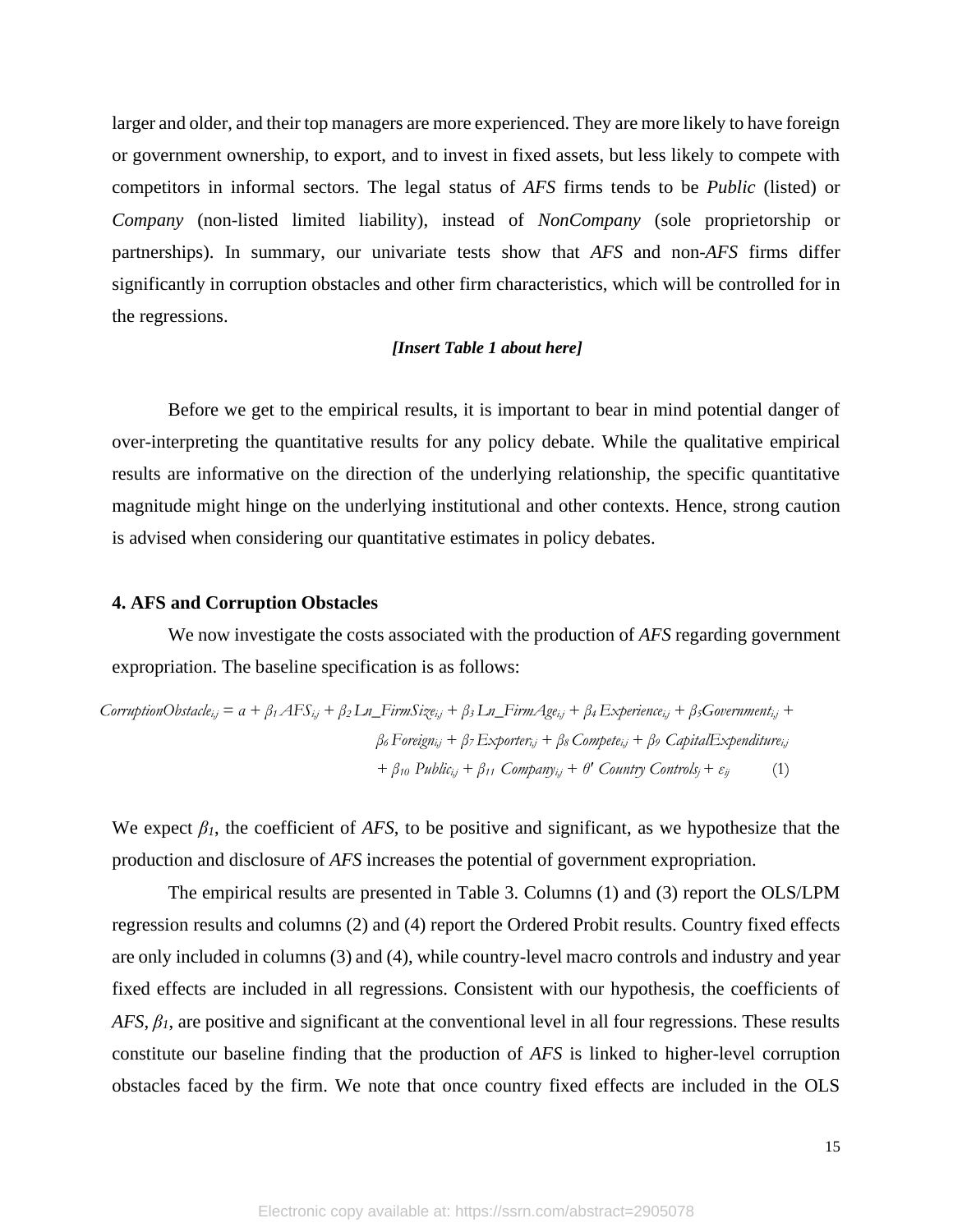larger and older, and their top managers are more experienced. They are more likely to have foreign or government ownership, to export, and to invest in fixed assets, but less likely to compete with competitors in informal sectors. The legal status of *AFS* firms tends to be *Public* (listed) or *Company* (non-listed limited liability), instead of *NonCompany* (sole proprietorship or partnerships). In summary, our univariate tests show that *AFS* and non-*AFS* firms differ significantly in corruption obstacles and other firm characteristics, which will be controlled for in the regressions.

***[Insert Table 1 about here]***

Before we get to the empirical results, it is important to bear in mind potential danger of over-interpreting the quantitative results for any policy debate. While the qualitative empirical results are informative on the direction of the underlying relationship, the specific quantitative magnitude might hinge on the underlying institutional and other contexts. Hence, strong caution is advised when considering our quantitative estimates in policy debates.

## 4. AFS and Corruption Obstacles

We now investigate the costs associated with the production of *AFS* regarding government expropriation. The baseline specification is as follows:

$$
\begin{aligned}
CorruptionObstacle_{i,j} = a &+ \beta_1 AFS_{i,j} + \beta_2 Ln\_FirmSize_{i,j} + \beta_3 Ln\_FirmAge_{i,j} + \beta_4 Experience_{i,j} + \beta_5 Government_{i,j} + \\
&\beta_6 Foreign_{i,j} + \beta_7 Exporter_{i,j} + \beta_8 Compete_{i,j} + \beta_9 \; CapitalExpenditure_{i,j} \\
&+ \beta_{10} \; Public_{i,j} + \beta_{11} \; Company_{i,j} + \theta' \; Country \; Controls_j + \varepsilon_{ij} \qquad (1)
\end{aligned}
$$

We expect $\beta_1$, the coefficient of *AFS*, to be positive and significant, as we hypothesize that the production and disclosure of *AFS* increases the potential of government expropriation.

The empirical results are presented in Table 3. Columns (1) and (3) report the OLS/LPM regression results and columns (2) and (4) report the Ordered Probit results. Country fixed effects are only included in columns (3) and (4), while country-level macro controls and industry and year fixed effects are included in all regressions. Consistent with our hypothesis, the coefficients of *AFS*, $\beta_1$, are positive and significant at the conventional level in all four regressions. These results constitute our baseline finding that the production of *AFS* is linked to higher-level corruption obstacles faced by the firm. We note that once country fixed effects are included in the OLS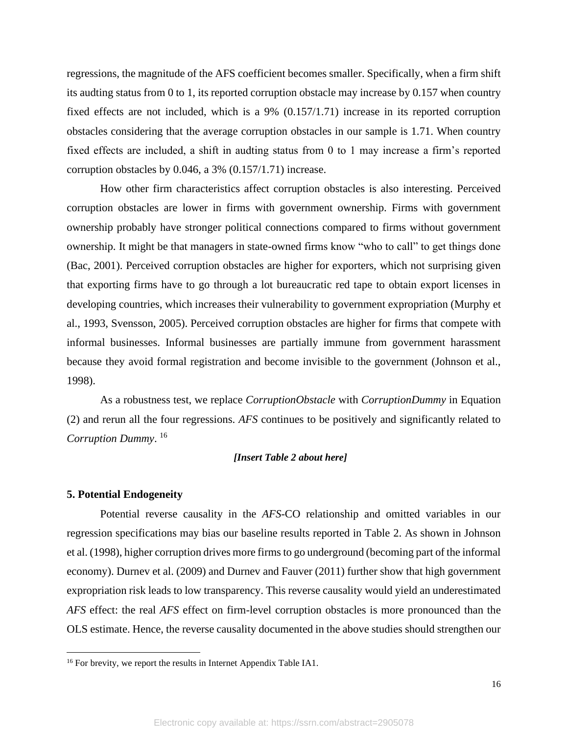regressions, the magnitude of the AFS coefficient becomes smaller. Specifically, when a firm shift its audting status from 0 to 1, its reported corruption obstacle may increase by 0.157 when country fixed effects are not included, which is a 9% (0.157/1.71) increase in its reported corruption obstacles considering that the average corruption obstacles in our sample is 1.71. When country fixed effects are included, a shift in audting status from 0 to 1 may increase a firm's reported corruption obstacles by 0.046, a 3% (0.157/1.71) increase.

How other firm characteristics affect corruption obstacles is also interesting. Perceived corruption obstacles are lower in firms with government ownership. Firms with government ownership probably have stronger political connections compared to firms without government ownership. It might be that managers in state-owned firms know "who to call" to get things done (Bac, 2001). Perceived corruption obstacles are higher for exporters, which not surprising given that exporting firms have to go through a lot bureaucratic red tape to obtain export licenses in developing countries, which increases their vulnerability to government expropriation (Murphy et al., 1993, Svensson, 2005). Perceived corruption obstacles are higher for firms that compete with informal businesses. Informal businesses are partially immune from government harassment because they avoid formal registration and become invisible to the government (Johnson et al., 1998).

As a robustness test, we replace *CorruptionObstacle* with *CorruptionDummy* in Equation (2) and rerun all the four regressions. *AFS* continues to be positively and significantly related to *Corruption Dummy*. [16]

***[Insert Table 2 about here]***

## 5. Potential Endogeneity

Potential reverse causality in the *AFS*-CO relationship and omitted variables in our regression specifications may bias our baseline results reported in Table 2. As shown in Johnson et al. (1998), higher corruption drives more firms to go underground (becoming part of the informal economy). Durnev et al. (2009) and Durnev and Fauver (2011) further show that high government expropriation risk leads to low transparency. This reverse causality would yield an underestimated *AFS* effect: the real *AFS* effect on firm-level corruption obstacles is more pronounced than the OLS estimate. Hence, the reverse causality documented in the above studies should strengthen our

[16] For brevity, we report the results in Internet Appendix Table IA1.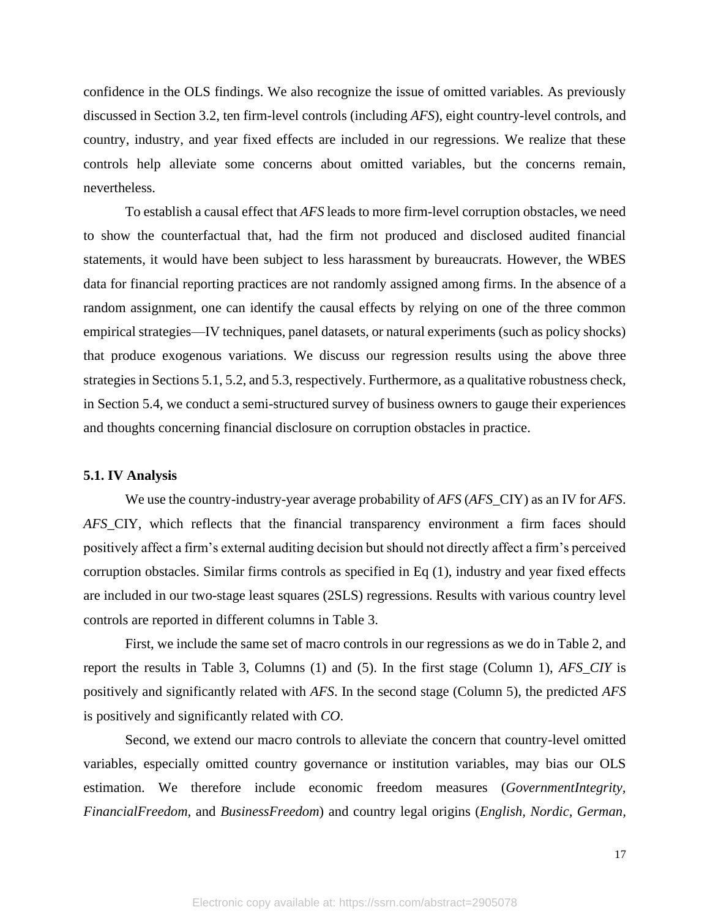confidence in the OLS findings. We also recognize the issue of omitted variables. As previously discussed in Section 3.2, ten firm-level controls (including *AFS*), eight country-level controls, and country, industry, and year fixed effects are included in our regressions. We realize that these controls help alleviate some concerns about omitted variables, but the concerns remain, nevertheless.

To establish a causal effect that *AFS* leads to more firm-level corruption obstacles, we need to show the counterfactual that, had the firm not produced and disclosed audited financial statements, it would have been subject to less harassment by bureaucrats. However, the WBES data for financial reporting practices are not randomly assigned among firms. In the absence of a random assignment, one can identify the causal effects by relying on one of the three common empirical strategies—IV techniques, panel datasets, or natural experiments (such as policy shocks) that produce exogenous variations. We discuss our regression results using the above three strategies in Sections 5.1, 5.2, and 5.3, respectively. Furthermore, as a qualitative robustness check, in Section 5.4, we conduct a semi-structured survey of business owners to gauge their experiences and thoughts concerning financial disclosure on corruption obstacles in practice.

### 5.1. IV Analysis

We use the country-industry-year average probability of *AFS* (*AFS*_CIY) as an IV for *AFS*. *AFS*_CIY, which reflects that the financial transparency environment a firm faces should positively affect a firm's external auditing decision but should not directly affect a firm's perceived corruption obstacles. Similar firms controls as specified in Eq (1), industry and year fixed effects are included in our two-stage least squares (2SLS) regressions. Results with various country level controls are reported in different columns in Table 3.

First, we include the same set of macro controls in our regressions as we do in Table 2, and report the results in Table 3, Columns (1) and (5). In the first stage (Column 1), *AFS_CIY* is positively and significantly related with *AFS*. In the second stage (Column 5), the predicted *AFS* is positively and significantly related with *CO*.

Second, we extend our macro controls to alleviate the concern that country-level omitted variables, especially omitted country governance or institution variables, may bias our OLS estimation. We therefore include economic freedom measures (*GovernmentIntegrity*, *FinancialFreedom*, and *BusinessFreedom*) and country legal origins (*English*, *Nordic*, *German*,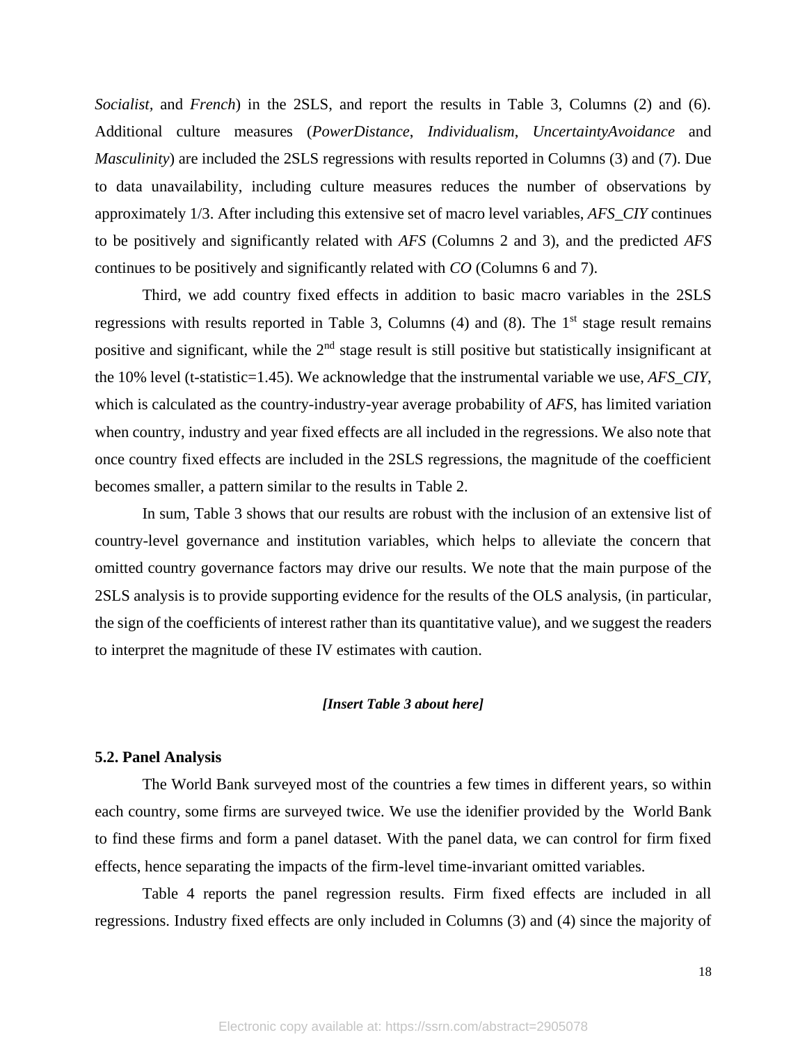*Socialist,* and *French*) in the 2SLS, and report the results in Table 3, Columns (2) and (6). Additional culture measures (*PowerDistance*, *Individualism*, *UncertaintyAvoidance* and *Masculinity*) are included the 2SLS regressions with results reported in Columns (3) and (7). Due to data unavailability, including culture measures reduces the number of observations by approximately 1/3. After including this extensive set of macro level variables, *AFS_CIY* continues to be positively and significantly related with *AFS* (Columns 2 and 3), and the predicted *AFS* continues to be positively and significantly related with *CO* (Columns 6 and 7).

Third, we add country fixed effects in addition to basic macro variables in the 2SLS regressions with results reported in Table 3, Columns (4) and (8). The 1st stage result remains positive and significant, while the 2nd stage result is still positive but statistically insignificant at the 10% level (t-statistic=1.45). We acknowledge that the instrumental variable we use, *AFS_CIY*, which is calculated as the country-industry-year average probability of *AFS*, has limited variation when country, industry and year fixed effects are all included in the regressions. We also note that once country fixed effects are included in the 2SLS regressions, the magnitude of the coefficient becomes smaller, a pattern similar to the results in Table 2.

In sum, Table 3 shows that our results are robust with the inclusion of an extensive list of country-level governance and institution variables, which helps to alleviate the concern that omitted country governance factors may drive our results. We note that the main purpose of the 2SLS analysis is to provide supporting evidence for the results of the OLS analysis, (in particular, the sign of the coefficients of interest rather than its quantitative value), and we suggest the readers to interpret the magnitude of these IV estimates with caution.

***[Insert Table 3 about here]***

### 5.2. Panel Analysis

The World Bank surveyed most of the countries a few times in different years, so within each country, some firms are surveyed twice. We use the idenifier provided by the World Bank to find these firms and form a panel dataset. With the panel data, we can control for firm fixed effects, hence separating the impacts of the firm-level time-invariant omitted variables.

Table 4 reports the panel regression results. Firm fixed effects are included in all regressions. Industry fixed effects are only included in Columns (3) and (4) since the majority of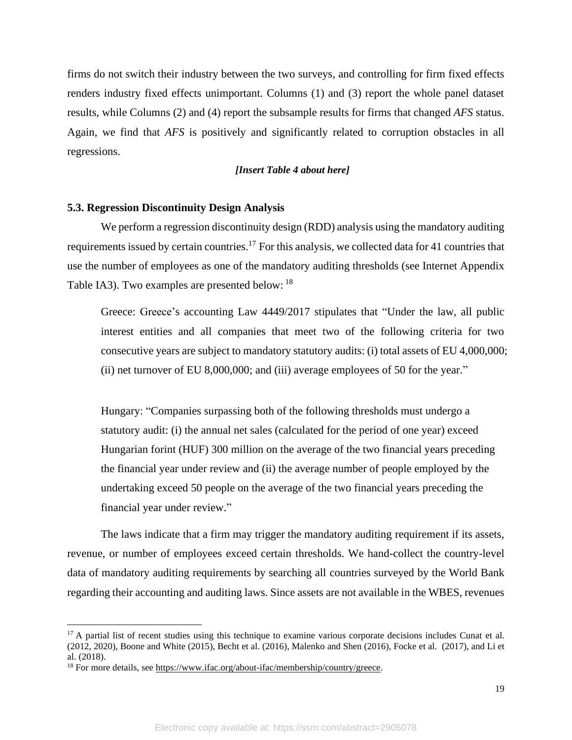firms do not switch their industry between the two surveys, and controlling for firm fixed effects renders industry fixed effects unimportant. Columns (1) and (3) report the whole panel dataset results, while Columns (2) and (4) report the subsample results for firms that changed *AFS* status. Again, we find that *AFS* is positively and significantly related to corruption obstacles in all regressions.

***[Insert Table 4 about here]***

### 5.3. Regression Discontinuity Design Analysis

We perform a regression discontinuity design (RDD) analysis using the mandatory auditing requirements issued by certain countries.[17] For this analysis, we collected data for 41 countries that use the number of employees as one of the mandatory auditing thresholds (see Internet Appendix Table IA3). Two examples are presented below: [18]

> Greece: Greece's accounting Law 4449/2017 stipulates that "Under the law, all public interest entities and all companies that meet two of the following criteria for two consecutive years are subject to mandatory statutory audits: (i) total assets of EU 4,000,000; (ii) net turnover of EU 8,000,000; and (iii) average employees of 50 for the year."
>
> Hungary: "Companies surpassing both of the following thresholds must undergo a statutory audit: (i) the annual net sales (calculated for the period of one year) exceed Hungarian forint (HUF) 300 million on the average of the two financial years preceding the financial year under review and (ii) the average number of people employed by the undertaking exceed 50 people on the average of the two financial years preceding the financial year under review."

The laws indicate that a firm may trigger the mandatory auditing requirement if its assets, revenue, or number of employees exceed certain thresholds. We hand-collect the country-level data of mandatory auditing requirements by searching all countries surveyed by the World Bank regarding their accounting and auditing laws. Since assets are not available in the WBES, revenues

---

[17] A partial list of recent studies using this technique to examine various corporate decisions includes Cunat et al. (2012, 2020), Boone and White (2015), Becht et al. (2016), Malenko and Shen (2016), Focke et al. (2017), and Li et al. (2018).

[18] For more details, see https://www.ifac.org/about-ifac/membership/country/greece.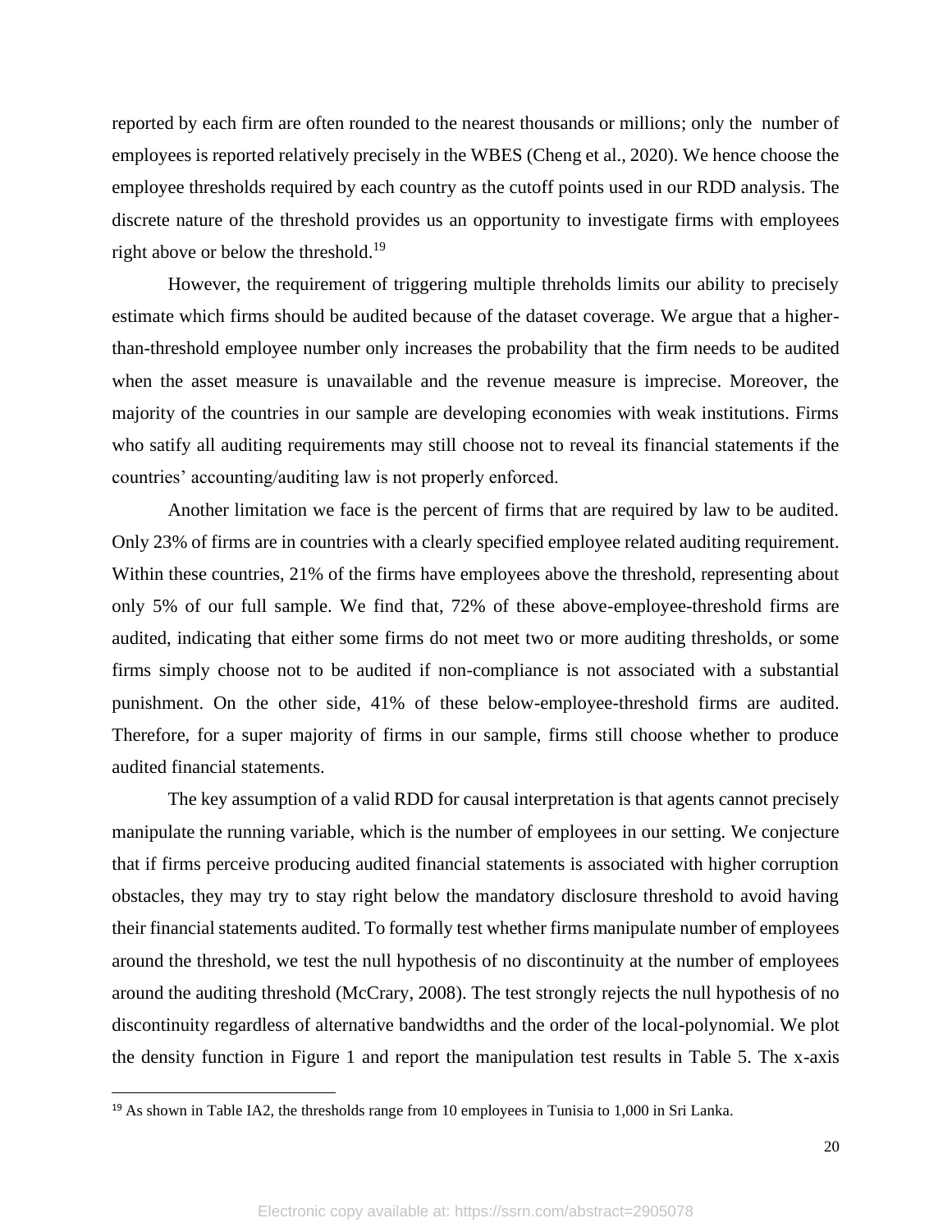reported by each firm are often rounded to the nearest thousands or millions; only the number of employees is reported relatively precisely in the WBES (Cheng et al., 2020). We hence choose the employee thresholds required by each country as the cutoff points used in our RDD analysis. The discrete nature of the threshold provides us an opportunity to investigate firms with employees right above or below the threshold.[19]

However, the requirement of triggering multiple threholds limits our ability to precisely estimate which firms should be audited because of the dataset coverage. We argue that a higher-than-threshold employee number only increases the probability that the firm needs to be audited when the asset measure is unavailable and the revenue measure is imprecise. Moreover, the majority of the countries in our sample are developing economies with weak institutions. Firms who satisfy all auditing requirements may still choose not to reveal its financial statements if the countries' accounting/auditing law is not properly enforced.

Another limitation we face is the percent of firms that are required by law to be audited. Only 23% of firms are in countries with a clearly specified employee related auditing requirement. Within these countries, 21% of the firms have employees above the threshold, representing about only 5% of our full sample. We find that, 72% of these above-employee-threshold firms are audited, indicating that either some firms do not meet two or more auditing thresholds, or some firms simply choose not to be audited if non-compliance is not associated with a substantial punishment. On the other side, 41% of these below-employee-threshold firms are audited. Therefore, for a super majority of firms in our sample, firms still choose whether to produce audited financial statements.

The key assumption of a valid RDD for causal interpretation is that agents cannot precisely manipulate the running variable, which is the number of employees in our setting. We conjecture that if firms perceive producing audited financial statements is associated with higher corruption obstacles, they may try to stay right below the mandatory disclosure threshold to avoid having their financial statements audited. To formally test whether firms manipulate number of employees around the threshold, we test the null hypothesis of no discontinuity at the number of employees around the auditing threshold (McCrary, 2008). The test strongly rejects the null hypothesis of no discontinuity regardless of alternative bandwidths and the order of the local-polynomial. We plot the density function in Figure 1 and report the manipulation test results in Table 5. The x-axis

[19] As shown in Table IA2, the thresholds range from 10 employees in Tunisia to 1,000 in Sri Lanka.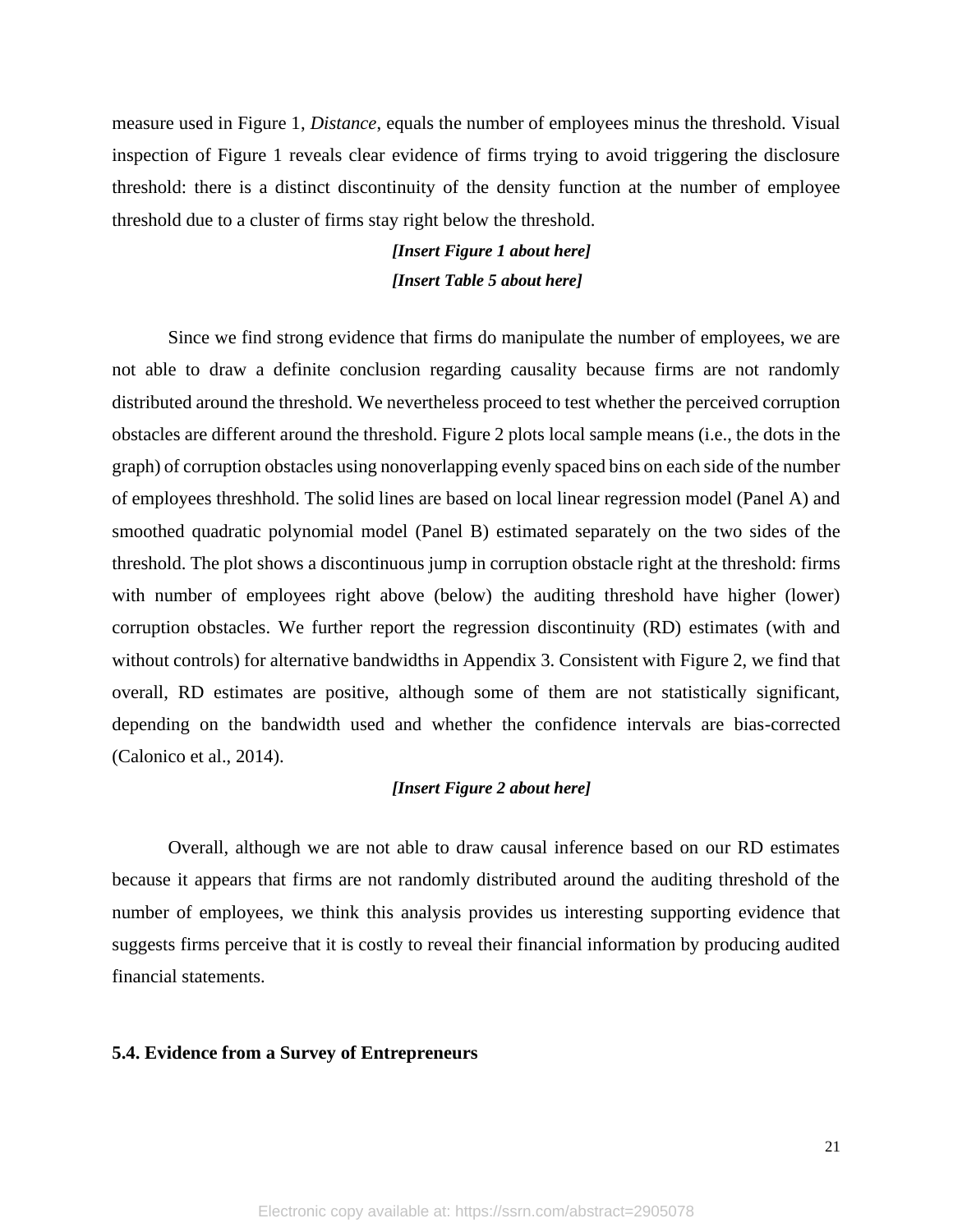measure used in Figure 1, *Distance*, equals the number of employees minus the threshold. Visual inspection of Figure 1 reveals clear evidence of firms trying to avoid triggering the disclosure threshold: there is a distinct discontinuity of the density function at the number of employee threshold due to a cluster of firms stay right below the threshold.

***[Insert Figure 1 about here]***

***[Insert Table 5 about here]***

Since we find strong evidence that firms do manipulate the number of employees, we are not able to draw a definite conclusion regarding causality because firms are not randomly distributed around the threshold. We nevertheless proceed to test whether the perceived corruption obstacles are different around the threshold. Figure 2 plots local sample means (i.e., the dots in the graph) of corruption obstacles using nonoverlapping evenly spaced bins on each side of the number of employees threshhold. The solid lines are based on local linear regression model (Panel A) and smoothed quadratic polynomial model (Panel B) estimated separately on the two sides of the threshold. The plot shows a discontinuous jump in corruption obstacle right at the threshold: firms with number of employees right above (below) the auditing threshold have higher (lower) corruption obstacles. We further report the regression discontinuity (RD) estimates (with and without controls) for alternative bandwidths in Appendix 3. Consistent with Figure 2, we find that overall, RD estimates are positive, although some of them are not statistically significant, depending on the bandwidth used and whether the confidence intervals are bias-corrected (Calonico et al., 2014).

***[Insert Figure 2 about here]***

Overall, although we are not able to draw causal inference based on our RD estimates because it appears that firms are not randomly distributed around the auditing threshold of the number of employees, we think this analysis provides us interesting supporting evidence that suggests firms perceive that it is costly to reveal their financial information by producing audited financial statements.

### 5.4. Evidence from a Survey of Entrepreneurs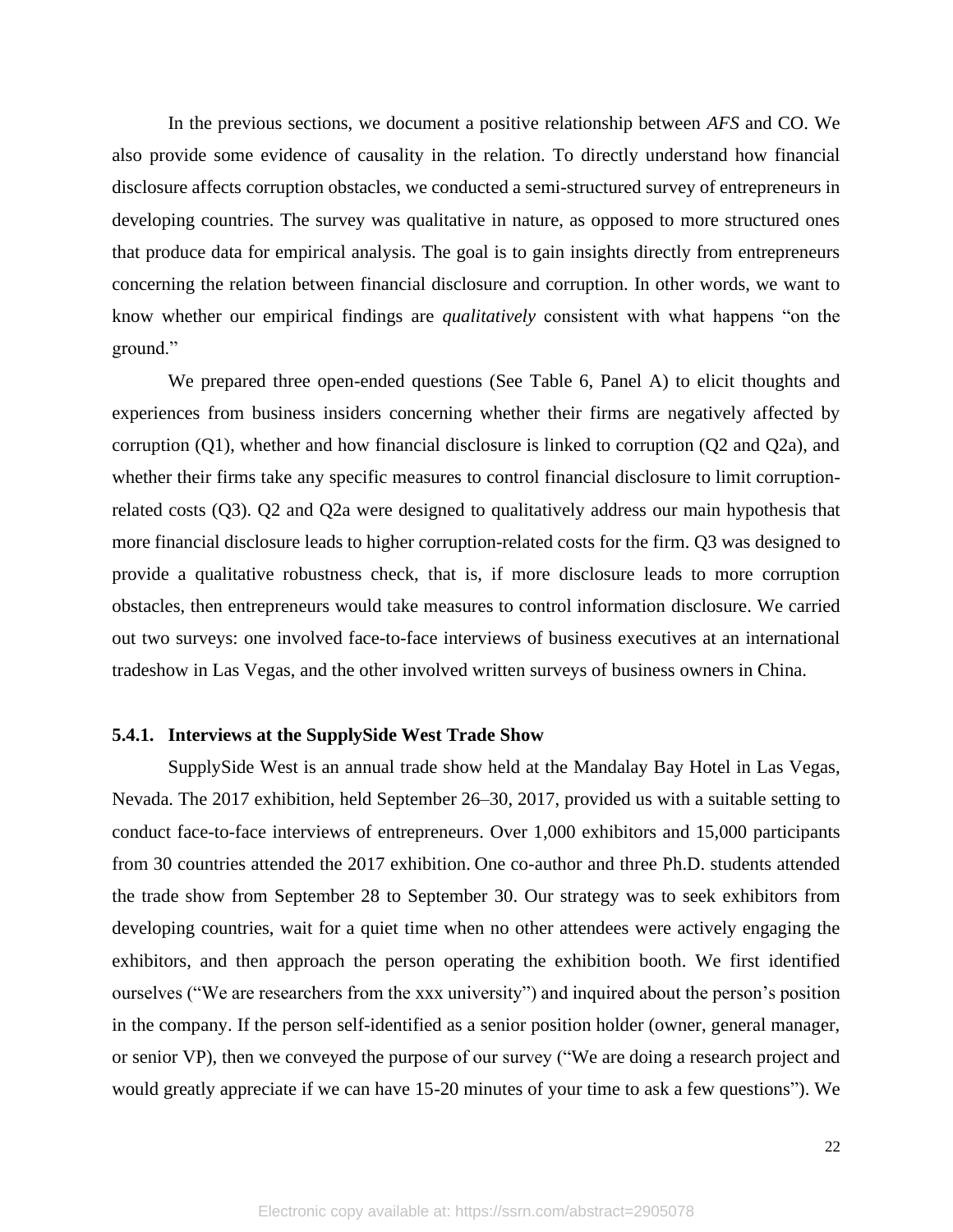In the previous sections, we document a positive relationship between *AFS* and CO. We also provide some evidence of causality in the relation. To directly understand how financial disclosure affects corruption obstacles, we conducted a semi-structured survey of entrepreneurs in developing countries. The survey was qualitative in nature, as opposed to more structured ones that produce data for empirical analysis. The goal is to gain insights directly from entrepreneurs concerning the relation between financial disclosure and corruption. In other words, we want to know whether our empirical findings are *qualitatively* consistent with what happens "on the ground."

We prepared three open-ended questions (See Table 6, Panel A) to elicit thoughts and experiences from business insiders concerning whether their firms are negatively affected by corruption (Q1), whether and how financial disclosure is linked to corruption (Q2 and Q2a), and whether their firms take any specific measures to control financial disclosure to limit corruption-related costs (Q3). Q2 and Q2a were designed to qualitatively address our main hypothesis that more financial disclosure leads to higher corruption-related costs for the firm. Q3 was designed to provide a qualitative robustness check, that is, if more disclosure leads to more corruption obstacles, then entrepreneurs would take measures to control information disclosure. We carried out two surveys: one involved face-to-face interviews of business executives at an international tradeshow in Las Vegas, and the other involved written surveys of business owners in China.

### 5.4.1. Interviews at the SupplySide West Trade Show

SupplySide West is an annual trade show held at the Mandalay Bay Hotel in Las Vegas, Nevada. The 2017 exhibition, held September 26–30, 2017, provided us with a suitable setting to conduct face-to-face interviews of entrepreneurs. Over 1,000 exhibitors and 15,000 participants from 30 countries attended the 2017 exhibition. One co-author and three Ph.D. students attended the trade show from September 28 to September 30. Our strategy was to seek exhibitors from developing countries, wait for a quiet time when no other attendees were actively engaging the exhibitors, and then approach the person operating the exhibition booth. We first identified ourselves ("We are researchers from the xxx university") and inquired about the person's position in the company. If the person self-identified as a senior position holder (owner, general manager, or senior VP), then we conveyed the purpose of our survey ("We are doing a research project and would greatly appreciate if we can have 15-20 minutes of your time to ask a few questions"). We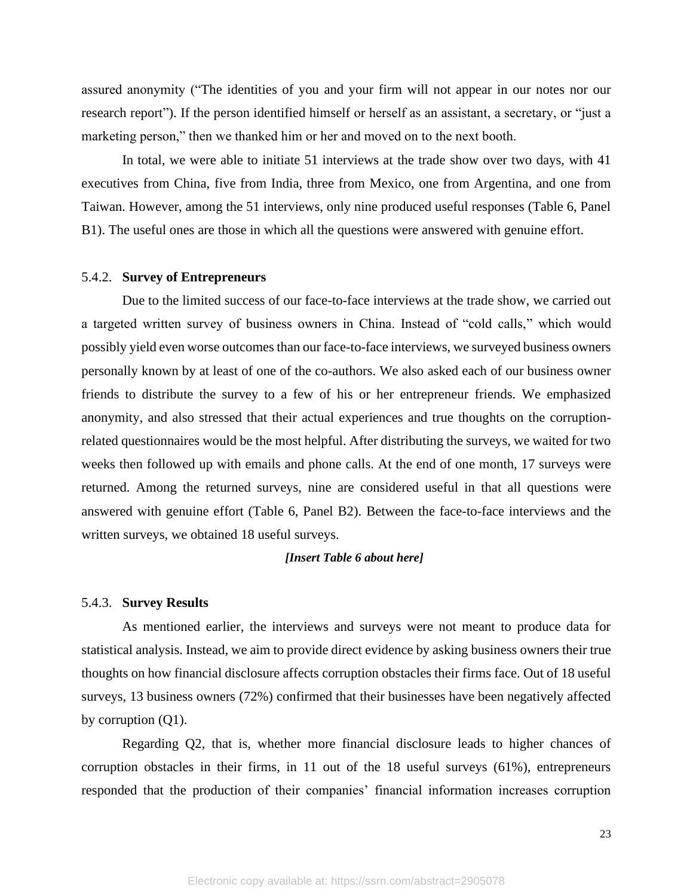assured anonymity ("The identities of you and your firm will not appear in our notes nor our research report"). If the person identified himself or herself as an assistant, a secretary, or "just a marketing person," then we thanked him or her and moved on to the next booth.

In total, we were able to initiate 51 interviews at the trade show over two days, with 41 executives from China, five from India, three from Mexico, one from Argentina, and one from Taiwan. However, among the 51 interviews, only nine produced useful responses (Table 6, Panel B1). The useful ones are those in which all the questions were answered with genuine effort.

### 5.4.2. **Survey of Entrepreneurs**

Due to the limited success of our face-to-face interviews at the trade show, we carried out a targeted written survey of business owners in China. Instead of "cold calls," which would possibly yield even worse outcomes than our face-to-face interviews, we surveyed business owners personally known by at least of one of the co-authors. We also asked each of our business owner friends to distribute the survey to a few of his or her entrepreneur friends. We emphasized anonymity, and also stressed that their actual experiences and true thoughts on the corruption-related questionnaires would be the most helpful. After distributing the surveys, we waited for two weeks then followed up with emails and phone calls. At the end of one month, 17 surveys were returned. Among the returned surveys, nine are considered useful in that all questions were answered with genuine effort (Table 6, Panel B2). Between the face-to-face interviews and the written surveys, we obtained 18 useful surveys.

***[Insert Table 6 about here]***

### 5.4.3. **Survey Results**

As mentioned earlier, the interviews and surveys were not meant to produce data for statistical analysis. Instead, we aim to provide direct evidence by asking business owners their true thoughts on how financial disclosure affects corruption obstacles their firms face. Out of 18 useful surveys, 13 business owners (72%) confirmed that their businesses have been negatively affected by corruption (Q1).

Regarding Q2, that is, whether more financial disclosure leads to higher chances of corruption obstacles in their firms, in 11 out of the 18 useful surveys (61%), entrepreneurs responded that the production of their companies' financial information increases corruption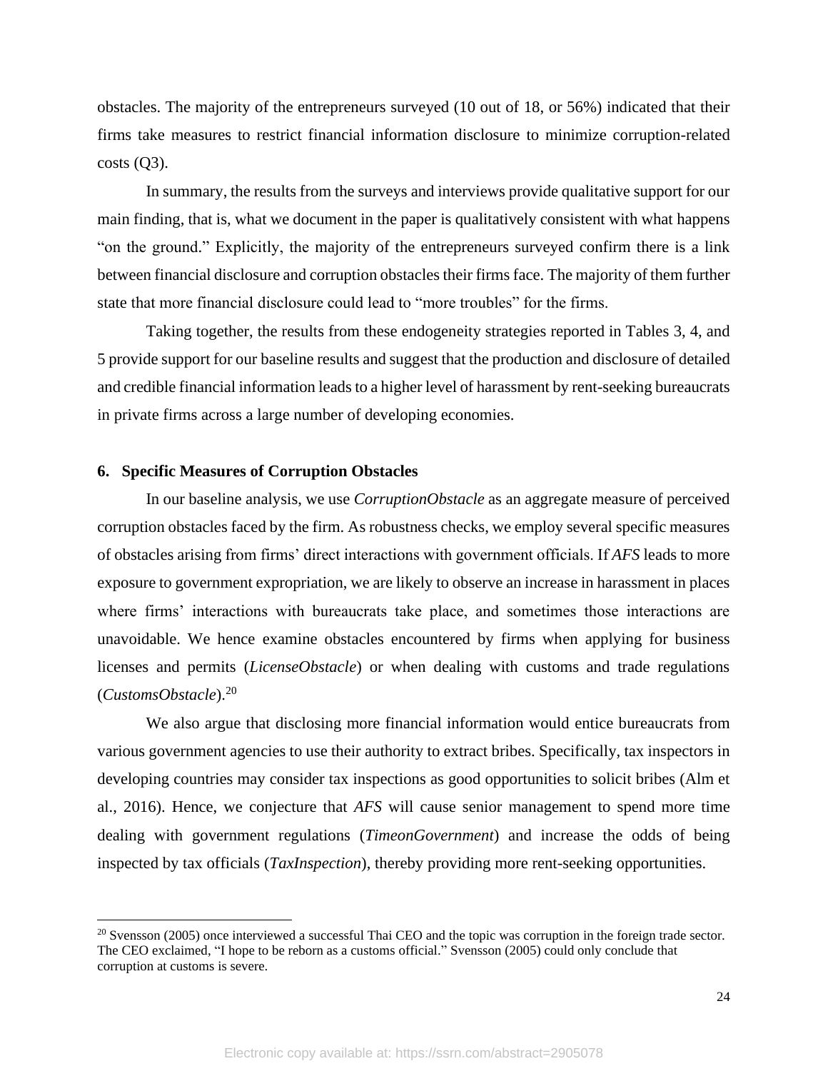obstacles. The majority of the entrepreneurs surveyed (10 out of 18, or 56%) indicated that their firms take measures to restrict financial information disclosure to minimize corruption-related costs (Q3).

In summary, the results from the surveys and interviews provide qualitative support for our main finding, that is, what we document in the paper is qualitatively consistent with what happens "on the ground." Explicitly, the majority of the entrepreneurs surveyed confirm there is a link between financial disclosure and corruption obstacles their firms face. The majority of them further state that more financial disclosure could lead to "more troubles" for the firms.

Taking together, the results from these endogeneity strategies reported in Tables 3, 4, and 5 provide support for our baseline results and suggest that the production and disclosure of detailed and credible financial information leads to a higher level of harassment by rent-seeking bureaucrats in private firms across a large number of developing economies.

## 6. Specific Measures of Corruption Obstacles

In our baseline analysis, we use *CorruptionObstacle* as an aggregate measure of perceived corruption obstacles faced by the firm. As robustness checks, we employ several specific measures of obstacles arising from firms' direct interactions with government officials. If *AFS* leads to more exposure to government expropriation, we are likely to observe an increase in harassment in places where firms' interactions with bureaucrats take place, and sometimes those interactions are unavoidable. We hence examine obstacles encountered by firms when applying for business licenses and permits (*LicenseObstacle*) or when dealing with customs and trade regulations (*CustomsObstacle*).[20]

We also argue that disclosing more financial information would entice bureaucrats from various government agencies to use their authority to extract bribes. Specifically, tax inspectors in developing countries may consider tax inspections as good opportunities to solicit bribes (Alm et al., 2016). Hence, we conjecture that *AFS* will cause senior management to spend more time dealing with government regulations (*TimeonGovernment*) and increase the odds of being inspected by tax officials (*TaxInspection*), thereby providing more rent-seeking opportunities.

---

[20] Svensson (2005) once interviewed a successful Thai CEO and the topic was corruption in the foreign trade sector. The CEO exclaimed, "I hope to be reborn as a customs official." Svensson (2005) could only conclude that corruption at customs is severe.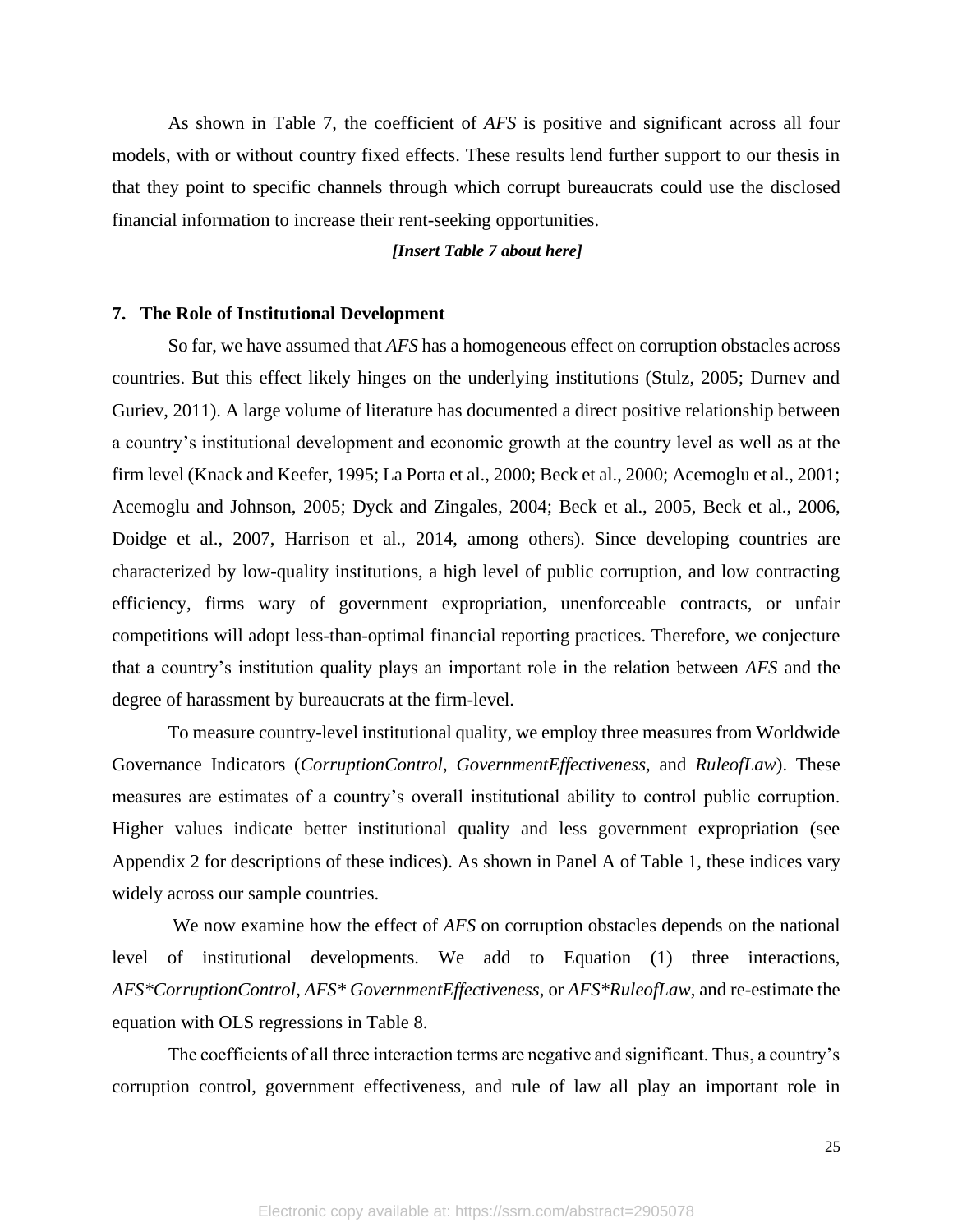As shown in Table 7, the coefficient of *AFS* is positive and significant across all four models, with or without country fixed effects. These results lend further support to our thesis in that they point to specific channels through which corrupt bureaucrats could use the disclosed financial information to increase their rent-seeking opportunities.

***[Insert Table 7 about here]***

## 7. The Role of Institutional Development

So far, we have assumed that *AFS* has a homogeneous effect on corruption obstacles across countries. But this effect likely hinges on the underlying institutions (Stulz, 2005; Durnev and Guriev, 2011). A large volume of literature has documented a direct positive relationship between a country's institutional development and economic growth at the country level as well as at the firm level (Knack and Keefer, 1995; La Porta et al., 2000; Beck et al., 2000; Acemoglu et al., 2001; Acemoglu and Johnson, 2005; Dyck and Zingales, 2004; Beck et al., 2005, Beck et al., 2006, Doidge et al., 2007, Harrison et al., 2014, among others). Since developing countries are characterized by low-quality institutions, a high level of public corruption, and low contracting efficiency, firms wary of government expropriation, unenforceable contracts, or unfair competitions will adopt less-than-optimal financial reporting practices. Therefore, we conjecture that a country's institution quality plays an important role in the relation between *AFS* and the degree of harassment by bureaucrats at the firm-level.

To measure country-level institutional quality, we employ three measures from Worldwide Governance Indicators (*CorruptionControl, GovernmentEffectiveness,* and *RuleofLaw*). These measures are estimates of a country's overall institutional ability to control public corruption. Higher values indicate better institutional quality and less government expropriation (see Appendix 2 for descriptions of these indices). As shown in Panel A of Table 1, these indices vary widely across our sample countries.

We now examine how the effect of *AFS* on corruption obstacles depends on the national level of institutional developments. We add to Equation (1) three interactions, *AFS*\*CorruptionControl*, *AFS\* GovernmentEffectiveness*, or *AFS\*RuleofLaw*, and re-estimate the equation with OLS regressions in Table 8.

The coefficients of all three interaction terms are negative and significant. Thus, a country's corruption control, government effectiveness, and rule of law all play an important role in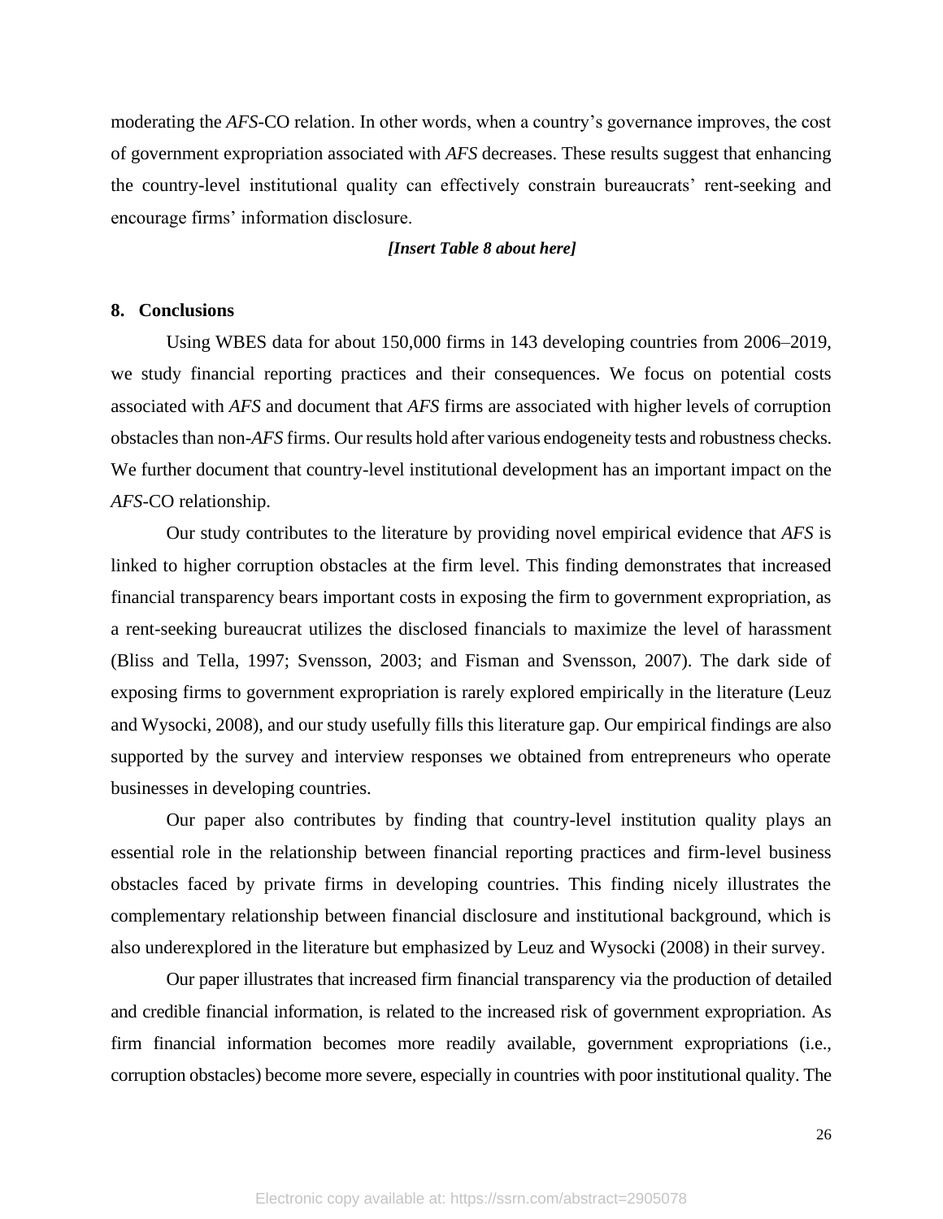moderating the *AFS*-CO relation. In other words, when a country's governance improves, the cost of government expropriation associated with *AFS* decreases. These results suggest that enhancing the country-level institutional quality can effectively constrain bureaucrats' rent-seeking and encourage firms' information disclosure.

***[Insert Table 8 about here]***

## 8. Conclusions

Using WBES data for about 150,000 firms in 143 developing countries from 2006–2019, we study financial reporting practices and their consequences. We focus on potential costs associated with *AFS* and document that *AFS* firms are associated with higher levels of corruption obstacles than non-*AFS* firms. Our results hold after various endogeneity tests and robustness checks. We further document that country-level institutional development has an important impact on the *AFS*-CO relationship.

Our study contributes to the literature by providing novel empirical evidence that *AFS* is linked to higher corruption obstacles at the firm level. This finding demonstrates that increased financial transparency bears important costs in exposing the firm to government expropriation, as a rent-seeking bureaucrat utilizes the disclosed financials to maximize the level of harassment (Bliss and Tella, 1997; Svensson, 2003; and Fisman and Svensson, 2007). The dark side of exposing firms to government expropriation is rarely explored empirically in the literature (Leuz and Wysocki, 2008), and our study usefully fills this literature gap. Our empirical findings are also supported by the survey and interview responses we obtained from entrepreneurs who operate businesses in developing countries.

Our paper also contributes by finding that country-level institution quality plays an essential role in the relationship between financial reporting practices and firm-level business obstacles faced by private firms in developing countries. This finding nicely illustrates the complementary relationship between financial disclosure and institutional background, which is also underexplored in the literature but emphasized by Leuz and Wysocki (2008) in their survey.

Our paper illustrates that increased firm financial transparency via the production of detailed and credible financial information, is related to the increased risk of government expropriation. As firm financial information becomes more readily available, government expropriations (i.e., corruption obstacles) become more severe, especially in countries with poor institutional quality. The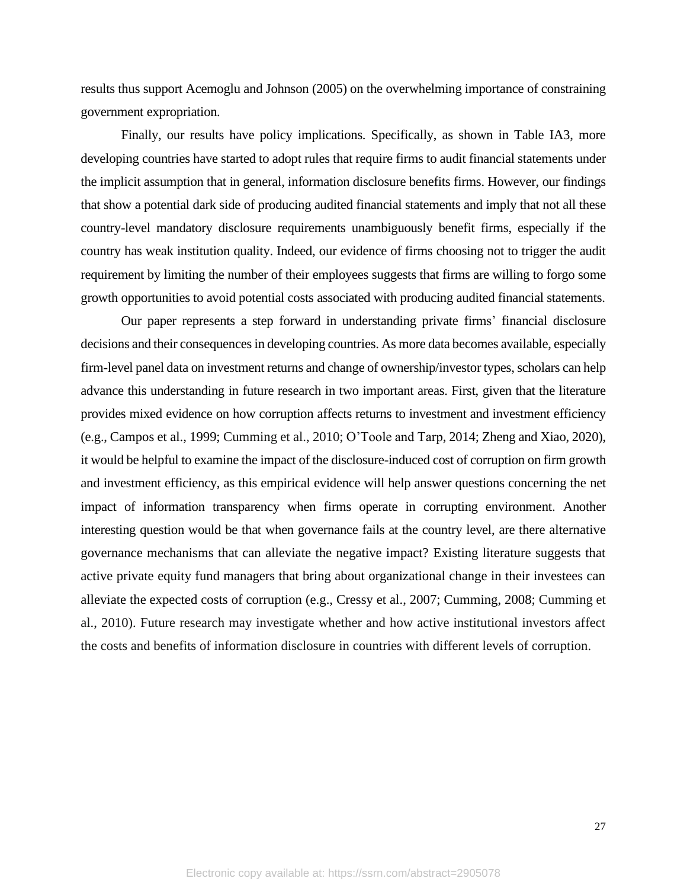results thus support Acemoglu and Johnson (2005) on the overwhelming importance of constraining government expropriation.

Finally, our results have policy implications. Specifically, as shown in Table IA3, more developing countries have started to adopt rules that require firms to audit financial statements under the implicit assumption that in general, information disclosure benefits firms. However, our findings that show a potential dark side of producing audited financial statements and imply that not all these country-level mandatory disclosure requirements unambiguously benefit firms, especially if the country has weak institution quality. Indeed, our evidence of firms choosing not to trigger the audit requirement by limiting the number of their employees suggests that firms are willing to forgo some growth opportunities to avoid potential costs associated with producing audited financial statements.

Our paper represents a step forward in understanding private firms' financial disclosure decisions and their consequences in developing countries. As more data becomes available, especially firm-level panel data on investment returns and change of ownership/investor types, scholars can help advance this understanding in future research in two important areas. First, given that the literature provides mixed evidence on how corruption affects returns to investment and investment efficiency (e.g., Campos et al., 1999; Cumming et al., 2010; O'Toole and Tarp, 2014; Zheng and Xiao, 2020), it would be helpful to examine the impact of the disclosure-induced cost of corruption on firm growth and investment efficiency, as this empirical evidence will help answer questions concerning the net impact of information transparency when firms operate in corrupting environment. Another interesting question would be that when governance fails at the country level, are there alternative governance mechanisms that can alleviate the negative impact? Existing literature suggests that active private equity fund managers that bring about organizational change in their investees can alleviate the expected costs of corruption (e.g., Cressy et al., 2007; Cumming, 2008; Cumming et al., 2010). Future research may investigate whether and how active institutional investors affect the costs and benefits of information disclosure in countries with different levels of corruption.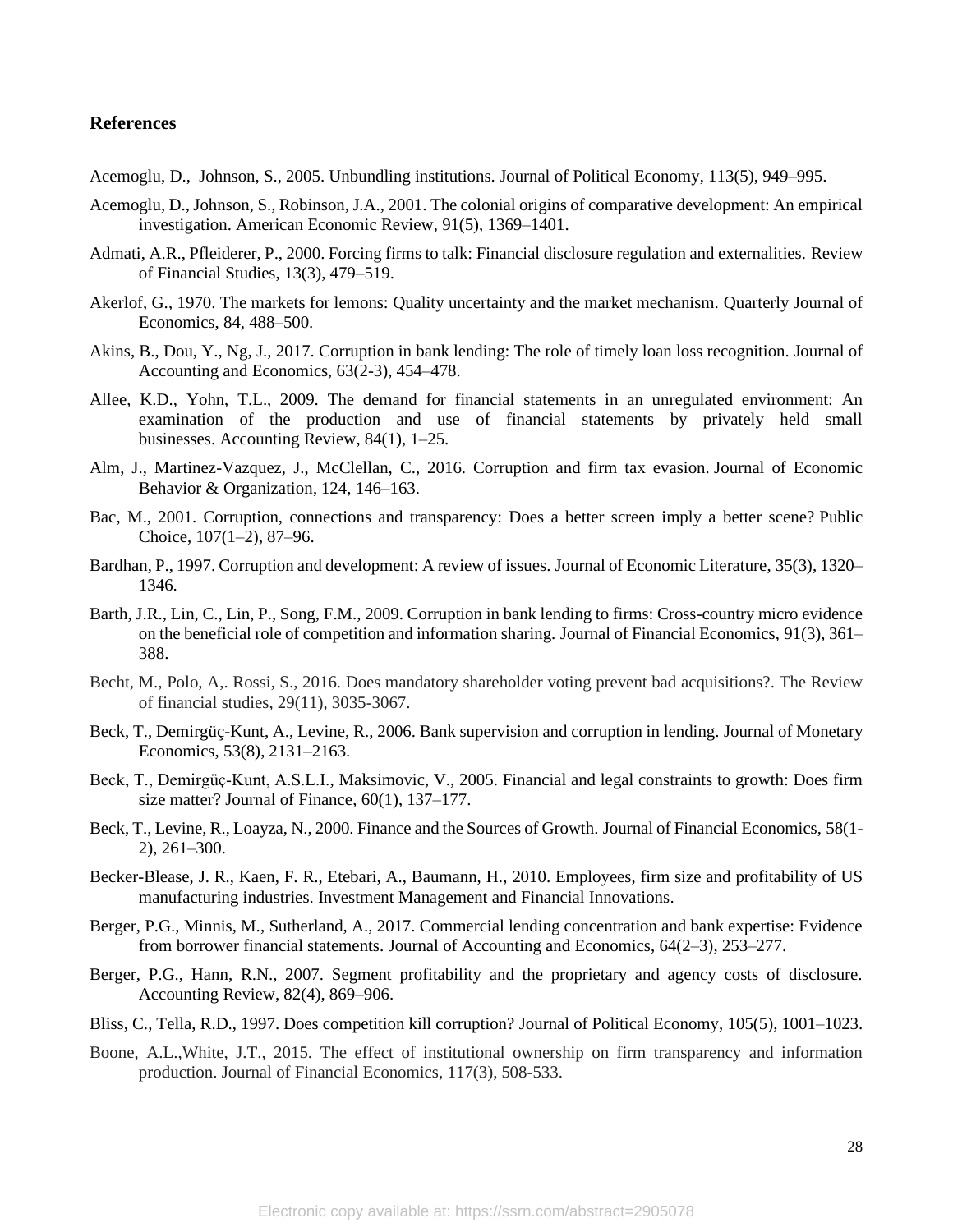## References

Acemoglu, D., Johnson, S., 2005. Unbundling institutions. Journal of Political Economy, 113(5), 949–995.

Acemoglu, D., Johnson, S., Robinson, J.A., 2001. The colonial origins of comparative development: An empirical investigation. American Economic Review, 91(5), 1369–1401.

Admati, A.R., Pfleiderer, P., 2000. Forcing firms to talk: Financial disclosure regulation and externalities. Review of Financial Studies, 13(3), 479–519.

Akerlof, G., 1970. The markets for lemons: Quality uncertainty and the market mechanism. Quarterly Journal of Economics, 84, 488–500.

Akins, B., Dou, Y., Ng, J., 2017. Corruption in bank lending: The role of timely loan loss recognition. Journal of Accounting and Economics, 63(2-3), 454–478.

Allee, K.D., Yohn, T.L., 2009. The demand for financial statements in an unregulated environment: An examination of the production and use of financial statements by privately held small businesses. Accounting Review, 84(1), 1–25.

Alm, J., Martinez-Vazquez, J., McClellan, C., 2016. Corruption and firm tax evasion. Journal of Economic Behavior & Organization, 124, 146–163.

Bac, M., 2001. Corruption, connections and transparency: Does a better screen imply a better scene? Public Choice, 107(1–2), 87–96.

Bardhan, P., 1997. Corruption and development: A review of issues. Journal of Economic Literature, 35(3), 1320–1346.

Barth, J.R., Lin, C., Lin, P., Song, F.M., 2009. Corruption in bank lending to firms: Cross-country micro evidence on the beneficial role of competition and information sharing. Journal of Financial Economics, 91(3), 361–388.

Becht, M., Polo, A,. Rossi, S., 2016. Does mandatory shareholder voting prevent bad acquisitions?. The Review of financial studies, 29(11), 3035-3067.

Beck, T., Demirgüç-Kunt, A., Levine, R., 2006. Bank supervision and corruption in lending. Journal of Monetary Economics, 53(8), 2131–2163.

Beck, T., Demirgüç-Kunt, A.S.L.I., Maksimovic, V., 2005. Financial and legal constraints to growth: Does firm size matter? Journal of Finance, 60(1), 137–177.

Beck, T., Levine, R., Loayza, N., 2000. Finance and the Sources of Growth. Journal of Financial Economics, 58(1-2), 261–300.

Becker-Blease, J. R., Kaen, F. R., Etebari, A., Baumann, H., 2010. Employees, firm size and profitability of US manufacturing industries. Investment Management and Financial Innovations.

Berger, P.G., Minnis, M., Sutherland, A., 2017. Commercial lending concentration and bank expertise: Evidence from borrower financial statements. Journal of Accounting and Economics, 64(2–3), 253–277.

Berger, P.G., Hann, R.N., 2007. Segment profitability and the proprietary and agency costs of disclosure. Accounting Review, 82(4), 869–906.

Bliss, C., Tella, R.D., 1997. Does competition kill corruption? Journal of Political Economy, 105(5), 1001–1023.

Boone, A.L.,White, J.T., 2015. The effect of institutional ownership on firm transparency and information production. Journal of Financial Economics, 117(3), 508-533.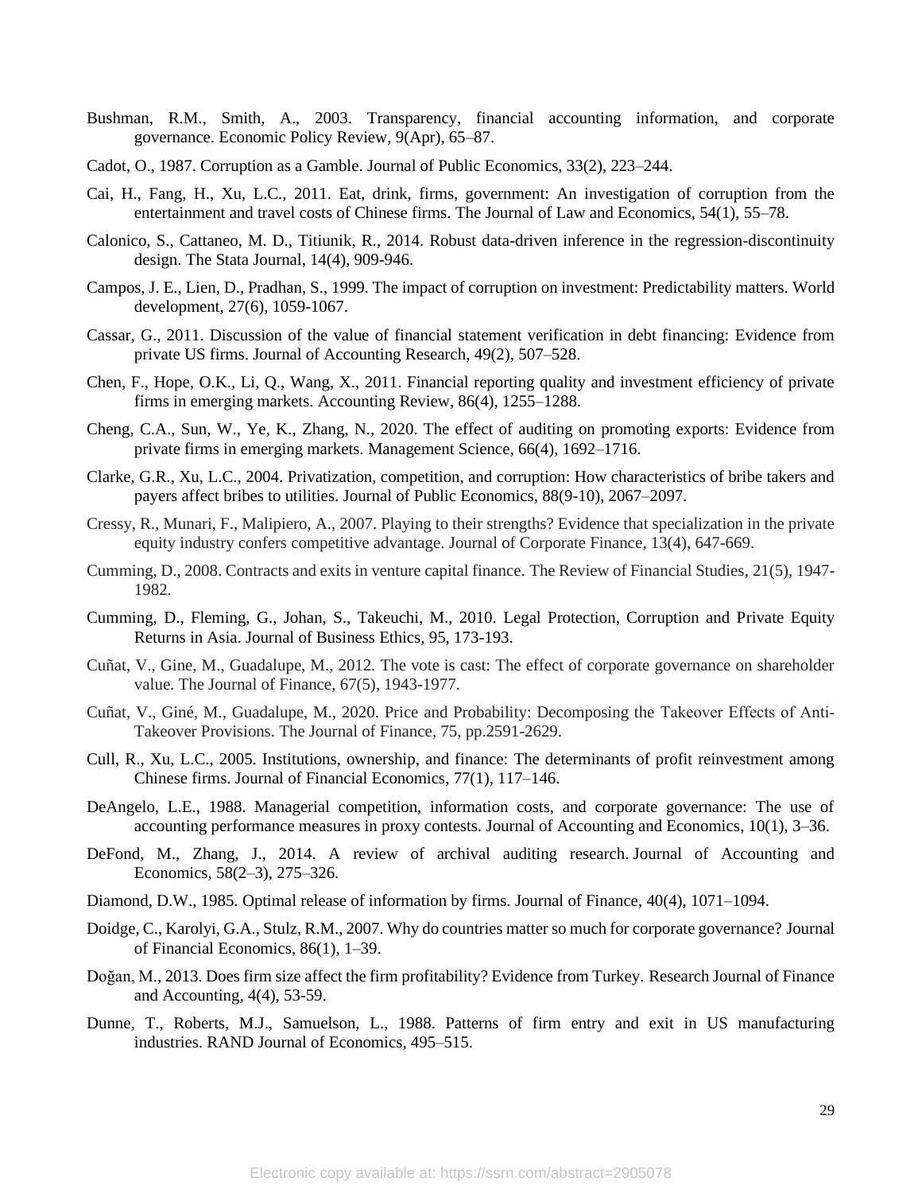Bushman, R.M., Smith, A., 2003. Transparency, financial accounting information, and corporate governance. Economic Policy Review, 9(Apr), 65–87.

Cadot, O., 1987. Corruption as a Gamble. Journal of Public Economics, 33(2), 223–244.

Cai, H., Fang, H., Xu, L.C., 2011. Eat, drink, firms, government: An investigation of corruption from the entertainment and travel costs of Chinese firms. The Journal of Law and Economics, 54(1), 55–78.

Calonico, S., Cattaneo, M. D., Titiunik, R., 2014. Robust data-driven inference in the regression-discontinuity design. The Stata Journal, 14(4), 909-946.

Campos, J. E., Lien, D., Pradhan, S., 1999. The impact of corruption on investment: Predictability matters. World development, 27(6), 1059-1067.

Cassar, G., 2011. Discussion of the value of financial statement verification in debt financing: Evidence from private US firms. Journal of Accounting Research, 49(2), 507–528.

Chen, F., Hope, O.K., Li, Q., Wang, X., 2011. Financial reporting quality and investment efficiency of private firms in emerging markets. Accounting Review, 86(4), 1255–1288.

Cheng, C.A., Sun, W., Ye, K., Zhang, N., 2020. The effect of auditing on promoting exports: Evidence from private firms in emerging markets. Management Science, 66(4), 1692–1716.

Clarke, G.R., Xu, L.C., 2004. Privatization, competition, and corruption: How characteristics of bribe takers and payers affect bribes to utilities. Journal of Public Economics, 88(9-10), 2067–2097.

Cressy, R., Munari, F., Malipiero, A., 2007. Playing to their strengths? Evidence that specialization in the private equity industry confers competitive advantage. Journal of Corporate Finance, 13(4), 647-669.

Cumming, D., 2008. Contracts and exits in venture capital finance. The Review of Financial Studies, 21(5), 1947-1982.

Cumming, D., Fleming, G., Johan, S., Takeuchi, M., 2010. Legal Protection, Corruption and Private Equity Returns in Asia. Journal of Business Ethics, 95, 173-193.

Cuñat, V., Gine, M., Guadalupe, M., 2012. The vote is cast: The effect of corporate governance on shareholder value. The Journal of Finance, 67(5), 1943-1977.

Cuñat, V., Giné, M., Guadalupe, M., 2020. Price and Probability: Decomposing the Takeover Effects of Anti-Takeover Provisions. The Journal of Finance, 75, pp.2591-2629.

Cull, R., Xu, L.C., 2005. Institutions, ownership, and finance: The determinants of profit reinvestment among Chinese firms. Journal of Financial Economics, 77(1), 117–146.

DeAngelo, L.E., 1988. Managerial competition, information costs, and corporate governance: The use of accounting performance measures in proxy contests. Journal of Accounting and Economics, 10(1), 3–36.

DeFond, M., Zhang, J., 2014. A review of archival auditing research. Journal of Accounting and Economics, 58(2–3), 275–326.

Diamond, D.W., 1985. Optimal release of information by firms. Journal of Finance, 40(4), 1071–1094.

Doidge, C., Karolyi, G.A., Stulz, R.M., 2007. Why do countries matter so much for corporate governance? Journal of Financial Economics, 86(1), 1–39.

Doğan, M., 2013. Does firm size affect the firm profitability? Evidence from Turkey. Research Journal of Finance and Accounting, 4(4), 53-59.

Dunne, T., Roberts, M.J., Samuelson, L., 1988. Patterns of firm entry and exit in US manufacturing industries. RAND Journal of Economics, 495–515.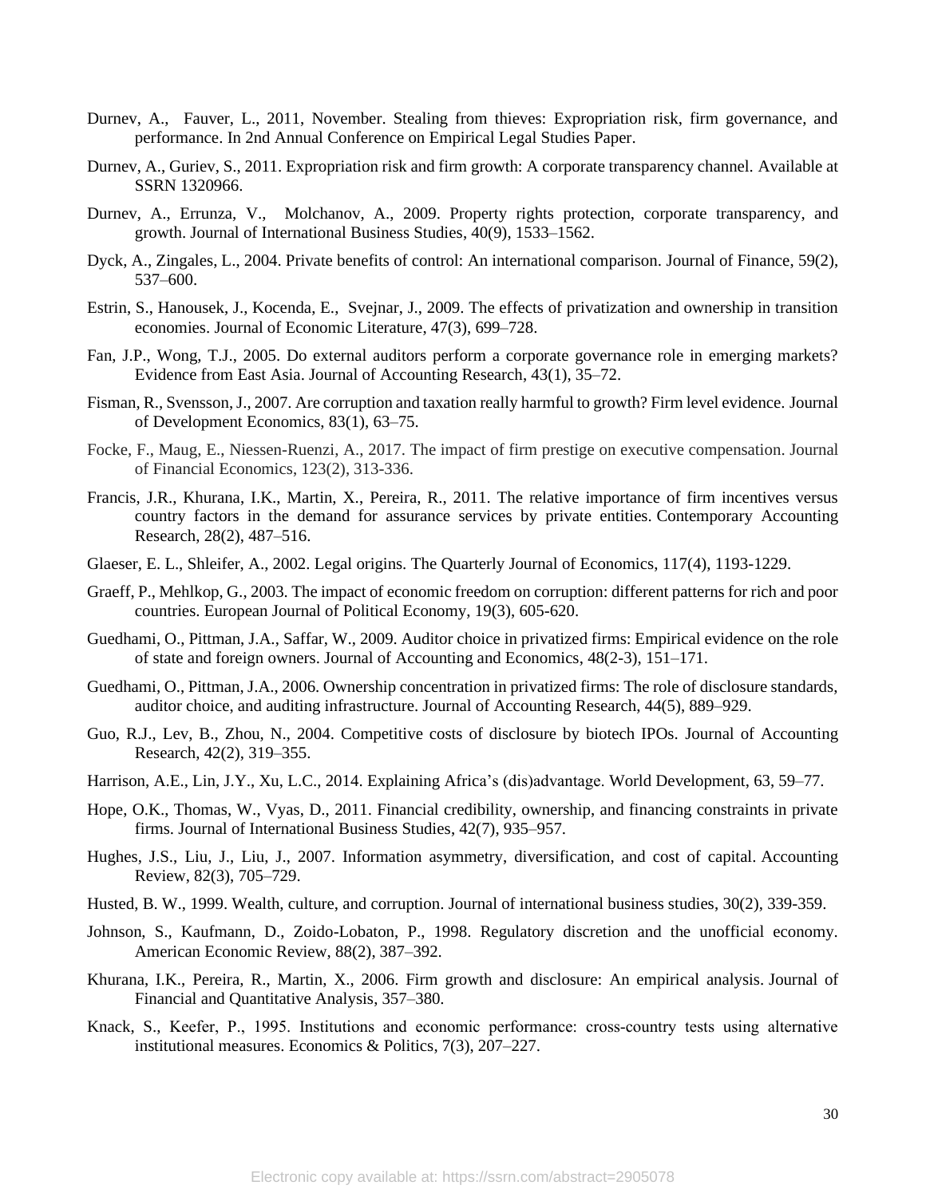Durnev, A., Fauver, L., 2011, November. Stealing from thieves: Expropriation risk, firm governance, and performance. In 2nd Annual Conference on Empirical Legal Studies Paper.

Durnev, A., Guriev, S., 2011. Expropriation risk and firm growth: A corporate transparency channel. Available at SSRN 1320966.

Durnev, A., Errunza, V., Molchanov, A., 2009. Property rights protection, corporate transparency, and growth. Journal of International Business Studies, 40(9), 1533–1562.

Dyck, A., Zingales, L., 2004. Private benefits of control: An international comparison. Journal of Finance, 59(2), 537–600.

Estrin, S., Hanousek, J., Kocenda, E., Svejnar, J., 2009. The effects of privatization and ownership in transition economies. Journal of Economic Literature, 47(3), 699–728.

Fan, J.P., Wong, T.J., 2005. Do external auditors perform a corporate governance role in emerging markets? Evidence from East Asia. Journal of Accounting Research, 43(1), 35–72.

Fisman, R., Svensson, J., 2007. Are corruption and taxation really harmful to growth? Firm level evidence. Journal of Development Economics, 83(1), 63–75.

Focke, F., Maug, E., Niessen-Ruenzi, A., 2017. The impact of firm prestige on executive compensation. Journal of Financial Economics, 123(2), 313-336.

Francis, J.R., Khurana, I.K., Martin, X., Pereira, R., 2011. The relative importance of firm incentives versus country factors in the demand for assurance services by private entities. Contemporary Accounting Research, 28(2), 487–516.

Glaeser, E. L., Shleifer, A., 2002. Legal origins. The Quarterly Journal of Economics, 117(4), 1193-1229.

Graeff, P., Mehlkop, G., 2003. The impact of economic freedom on corruption: different patterns for rich and poor countries. European Journal of Political Economy, 19(3), 605-620.

Guedhami, O., Pittman, J.A., Saffar, W., 2009. Auditor choice in privatized firms: Empirical evidence on the role of state and foreign owners. Journal of Accounting and Economics, 48(2-3), 151–171.

Guedhami, O., Pittman, J.A., 2006. Ownership concentration in privatized firms: The role of disclosure standards, auditor choice, and auditing infrastructure. Journal of Accounting Research, 44(5), 889–929.

Guo, R.J., Lev, B., Zhou, N., 2004. Competitive costs of disclosure by biotech IPOs. Journal of Accounting Research, 42(2), 319–355.

Harrison, A.E., Lin, J.Y., Xu, L.C., 2014. Explaining Africa's (dis)advantage. World Development, 63, 59–77.

Hope, O.K., Thomas, W., Vyas, D., 2011. Financial credibility, ownership, and financing constraints in private firms. Journal of International Business Studies, 42(7), 935–957.

Hughes, J.S., Liu, J., Liu, J., 2007. Information asymmetry, diversification, and cost of capital. Accounting Review, 82(3), 705–729.

Husted, B. W., 1999. Wealth, culture, and corruption. Journal of international business studies, 30(2), 339-359.

Johnson, S., Kaufmann, D., Zoido-Lobaton, P., 1998. Regulatory discretion and the unofficial economy. American Economic Review, 88(2), 387–392.

Khurana, I.K., Pereira, R., Martin, X., 2006. Firm growth and disclosure: An empirical analysis. Journal of Financial and Quantitative Analysis, 357–380.

Knack, S., Keefer, P., 1995. Institutions and economic performance: cross-country tests using alternative institutional measures. Economics & Politics, 7(3), 207–227.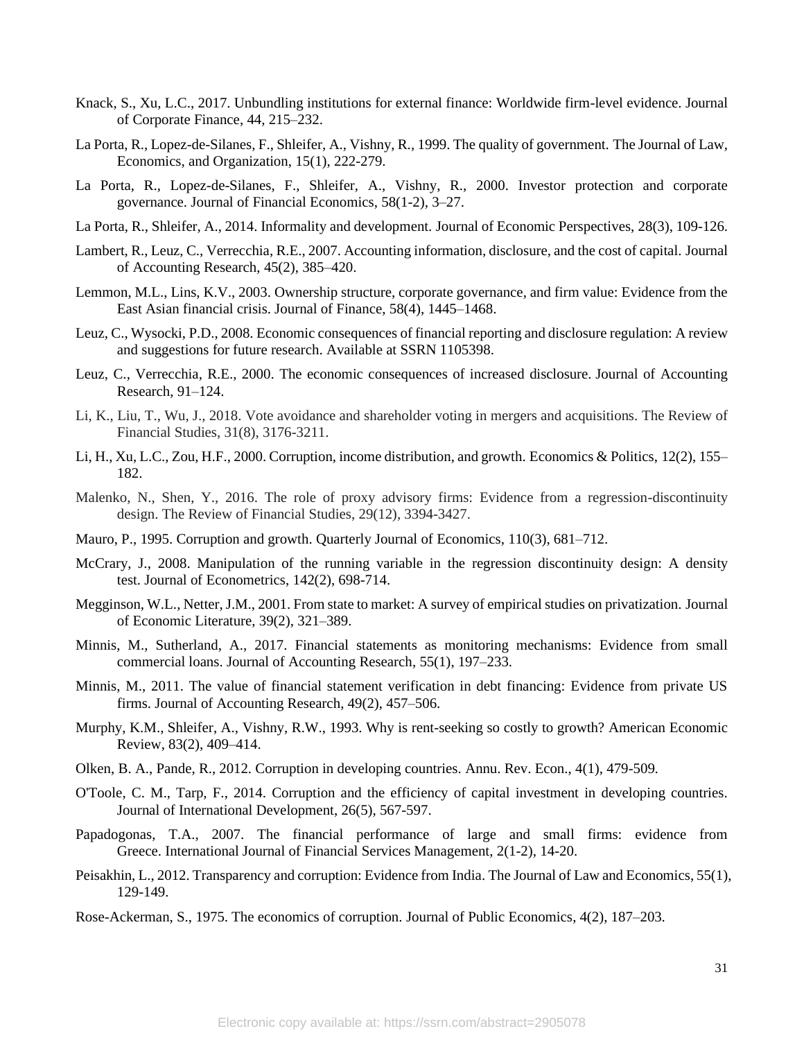Knack, S., Xu, L.C., 2017. Unbundling institutions for external finance: Worldwide firm-level evidence. Journal of Corporate Finance, 44, 215–232.

La Porta, R., Lopez-de-Silanes, F., Shleifer, A., Vishny, R., 1999. The quality of government. The Journal of Law, Economics, and Organization, 15(1), 222-279.

La Porta, R., Lopez-de-Silanes, F., Shleifer, A., Vishny, R., 2000. Investor protection and corporate governance. Journal of Financial Economics, 58(1-2), 3–27.

La Porta, R., Shleifer, A., 2014. Informality and development. Journal of Economic Perspectives, 28(3), 109-126.

Lambert, R., Leuz, C., Verrecchia, R.E., 2007. Accounting information, disclosure, and the cost of capital. Journal of Accounting Research, 45(2), 385–420.

Lemmon, M.L., Lins, K.V., 2003. Ownership structure, corporate governance, and firm value: Evidence from the East Asian financial crisis. Journal of Finance, 58(4), 1445–1468.

Leuz, C., Wysocki, P.D., 2008. Economic consequences of financial reporting and disclosure regulation: A review and suggestions for future research. Available at SSRN 1105398.

Leuz, C., Verrecchia, R.E., 2000. The economic consequences of increased disclosure. Journal of Accounting Research, 91–124.

Li, K., Liu, T., Wu, J., 2018. Vote avoidance and shareholder voting in mergers and acquisitions. The Review of Financial Studies, 31(8), 3176-3211.

Li, H., Xu, L.C., Zou, H.F., 2000. Corruption, income distribution, and growth. Economics & Politics, 12(2), 155–182.

Malenko, N., Shen, Y., 2016. The role of proxy advisory firms: Evidence from a regression-discontinuity design. The Review of Financial Studies, 29(12), 3394-3427.

Mauro, P., 1995. Corruption and growth. Quarterly Journal of Economics, 110(3), 681–712.

McCrary, J., 2008. Manipulation of the running variable in the regression discontinuity design: A density test. Journal of Econometrics, 142(2), 698-714.

Megginson, W.L., Netter, J.M., 2001. From state to market: A survey of empirical studies on privatization. Journal of Economic Literature, 39(2), 321–389.

Minnis, M., Sutherland, A., 2017. Financial statements as monitoring mechanisms: Evidence from small commercial loans. Journal of Accounting Research, 55(1), 197–233.

Minnis, M., 2011. The value of financial statement verification in debt financing: Evidence from private US firms. Journal of Accounting Research, 49(2), 457–506.

Murphy, K.M., Shleifer, A., Vishny, R.W., 1993. Why is rent-seeking so costly to growth? American Economic Review, 83(2), 409–414.

Olken, B. A., Pande, R., 2012. Corruption in developing countries. Annu. Rev. Econ., 4(1), 479-509.

O'Toole, C. M., Tarp, F., 2014. Corruption and the efficiency of capital investment in developing countries. Journal of International Development, 26(5), 567-597.

Papadogonas, T.A., 2007. The financial performance of large and small firms: evidence from Greece. International Journal of Financial Services Management, 2(1-2), 14-20.

Peisakhin, L., 2012. Transparency and corruption: Evidence from India. The Journal of Law and Economics, 55(1), 129-149.

Rose-Ackerman, S., 1975. The economics of corruption. Journal of Public Economics, 4(2), 187–203.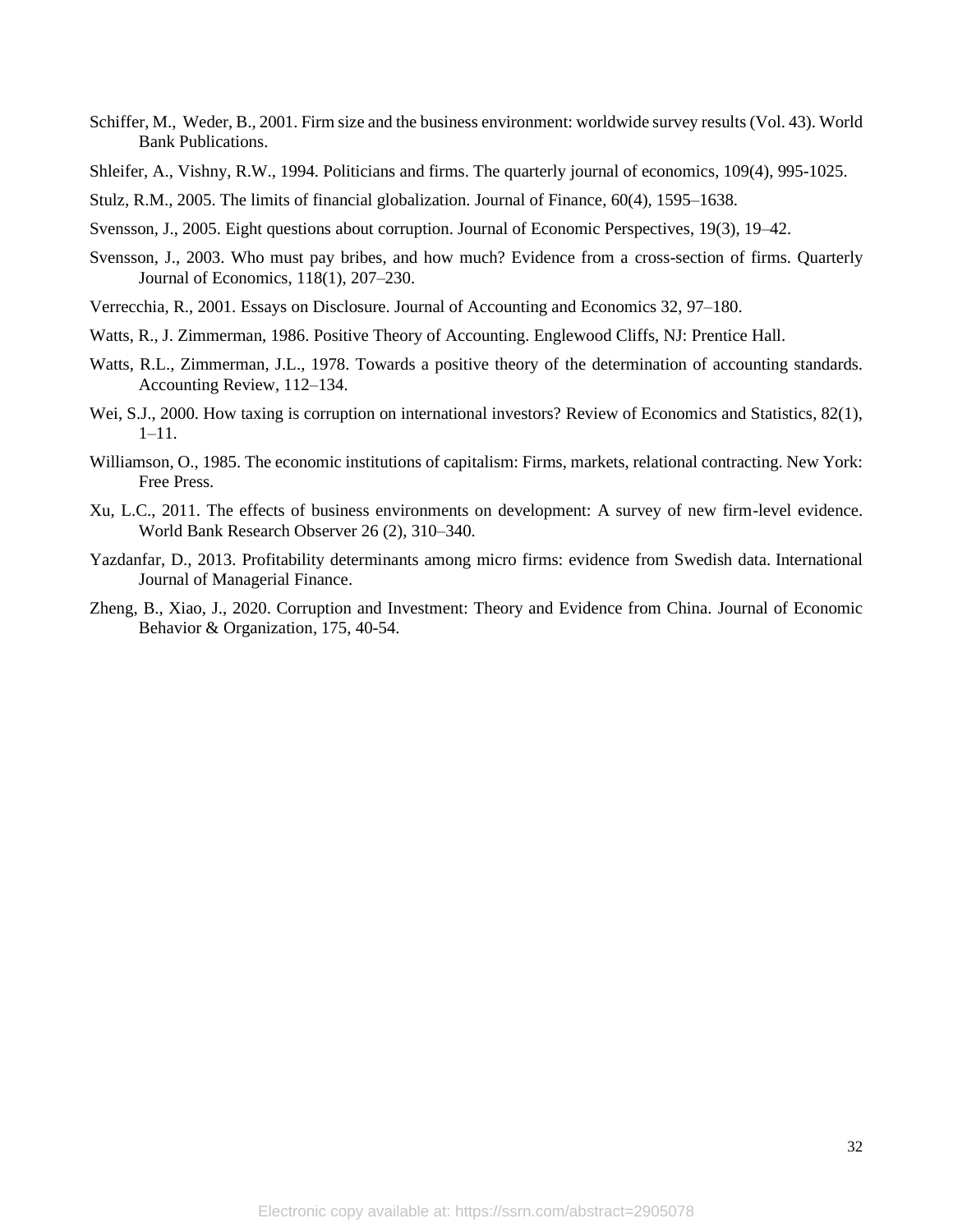Schiffer, M., Weder, B., 2001. Firm size and the business environment: worldwide survey results (Vol. 43). World Bank Publications.

Shleifer, A., Vishny, R.W., 1994. Politicians and firms. The quarterly journal of economics, 109(4), 995-1025.

Stulz, R.M., 2005. The limits of financial globalization. Journal of Finance, 60(4), 1595–1638.

Svensson, J., 2005. Eight questions about corruption. Journal of Economic Perspectives, 19(3), 19–42.

Svensson, J., 2003. Who must pay bribes, and how much? Evidence from a cross-section of firms. Quarterly Journal of Economics, 118(1), 207–230.

Verrecchia, R., 2001. Essays on Disclosure. Journal of Accounting and Economics 32, 97–180.

Watts, R., J. Zimmerman, 1986. Positive Theory of Accounting. Englewood Cliffs, NJ: Prentice Hall.

Watts, R.L., Zimmerman, J.L., 1978. Towards a positive theory of the determination of accounting standards. Accounting Review, 112–134.

Wei, S.J., 2000. How taxing is corruption on international investors? Review of Economics and Statistics, 82(1), 1–11.

Williamson, O., 1985. The economic institutions of capitalism: Firms, markets, relational contracting. New York: Free Press.

Xu, L.C., 2011. The effects of business environments on development: A survey of new firm-level evidence. World Bank Research Observer 26 (2), 310–340.

Yazdanfar, D., 2013. Profitability determinants among micro firms: evidence from Swedish data. International Journal of Managerial Finance.

Zheng, B., Xiao, J., 2020. Corruption and Investment: Theory and Evidence from China. Journal of Economic Behavior & Organization, 175, 40-54.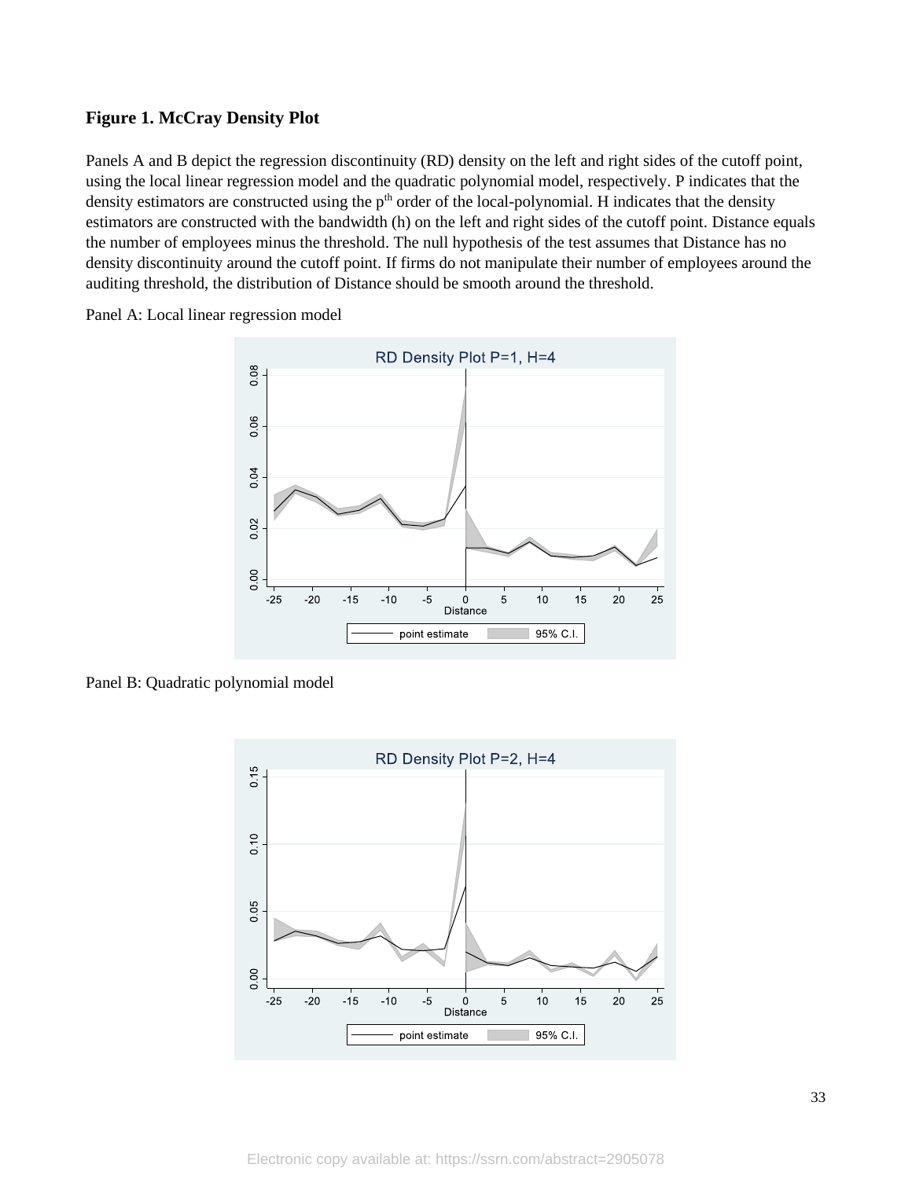**Figure 1. McCray Density Plot**

Panels A and B depict the regression discontinuity (RD) density on the left and right sides of the cutoff point, using the local linear regression model and the quadratic polynomial model, respectively. P indicates that the density estimators are constructed using the p[th] order of the local-polynomial. H indicates that the density estimators are constructed with the bandwidth (h) on the left and right sides of the cutoff point. Distance equals the number of employees minus the threshold. The null hypothesis of the test assumes that Distance has no density discontinuity around the cutoff point. If firms do not manipulate their number of employees around the auditing threshold, the distribution of Distance should be smooth around the threshold.

Panel A: Local linear regression model

Panel B: Quadratic polynomial model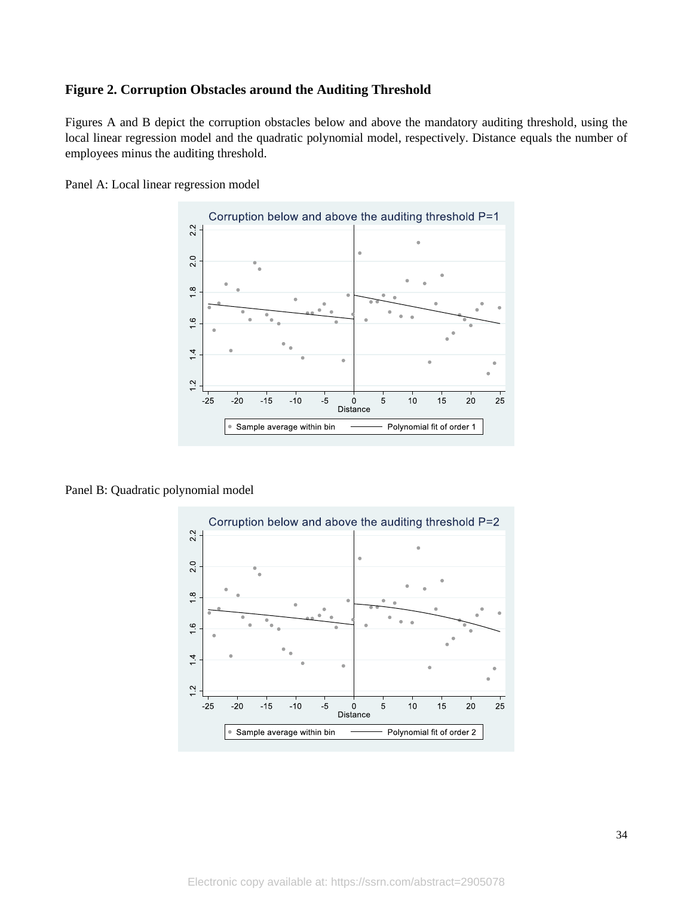**Figure 2. Corruption Obstacles around the Auditing Threshold**

Figures A and B depict the corruption obstacles below and above the mandatory auditing threshold, using the local linear regression model and the quadratic polynomial model, respectively. Distance equals the number of employees minus the auditing threshold.

Panel A: Local linear regression model

Panel B: Quadratic polynomial model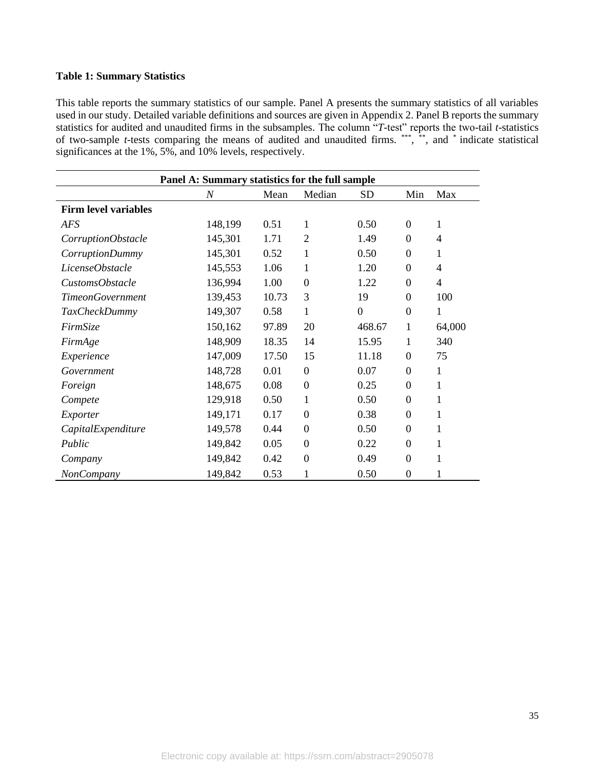**Table 1: Summary Statistics**

This table reports the summary statistics of our sample. Panel A presents the summary statistics of all variables used in our study. Detailed variable definitions and sources are given in Appendix 2. Panel B reports the summary statistics for audited and unaudited firms in the subsamples. The column "*T*-test" reports the two-tail *t*-statistics of two-sample *t*-tests comparing the means of audited and unaudited firms. ***, **, and * indicate statistical significances at the 1%, 5%, and 10% levels, respectively.

| **Panel A: Summary statistics for the full sample** | | | | | | |
|---|---|---|---|---|---|---|
| | *N* | Mean | Median | SD | Min | Max |
| **Firm level variables** | | | | | | |
| *AFS* | 148,199 | 0.51 | 1 | 0.50 | 0 | 1 |
| *CorruptionObstacle* | 145,301 | 1.71 | 2 | 1.49 | 0 | 4 |
| *CorruptionDummy* | 145,301 | 0.52 | 1 | 0.50 | 0 | 1 |
| *LicenseObstacle* | 145,553 | 1.06 | 1 | 1.20 | 0 | 4 |
| *CustomsObstacle* | 136,994 | 1.00 | 0 | 1.22 | 0 | 4 |
| *TimeonGovernment* | 139,453 | 10.73 | 3 | 19 | 0 | 100 |
| *TaxCheckDummy* | 149,307 | 0.58 | 1 | 0 | 0 | 1 |
| *FirmSize* | 150,162 | 97.89 | 20 | 468.67 | 1 | 64,000 |
| *FirmAge* | 148,909 | 18.35 | 14 | 15.95 | 1 | 340 |
| *Experience* | 147,009 | 17.50 | 15 | 11.18 | 0 | 75 |
| *Government* | 148,728 | 0.01 | 0 | 0.07 | 0 | 1 |
| *Foreign* | 148,675 | 0.08 | 0 | 0.25 | 0 | 1 |
| *Compete* | 129,918 | 0.50 | 1 | 0.50 | 0 | 1 |
| *Exporter* | 149,171 | 0.17 | 0 | 0.38 | 0 | 1 |
| *CapitalExpenditure* | 149,578 | 0.44 | 0 | 0.50 | 0 | 1 |
| *Public* | 149,842 | 0.05 | 0 | 0.22 | 0 | 1 |
| *Company* | 149,842 | 0.42 | 0 | 0.49 | 0 | 1 |
| *NonCompany* | 149,842 | 0.53 | 1 | 0.50 | 0 | 1 |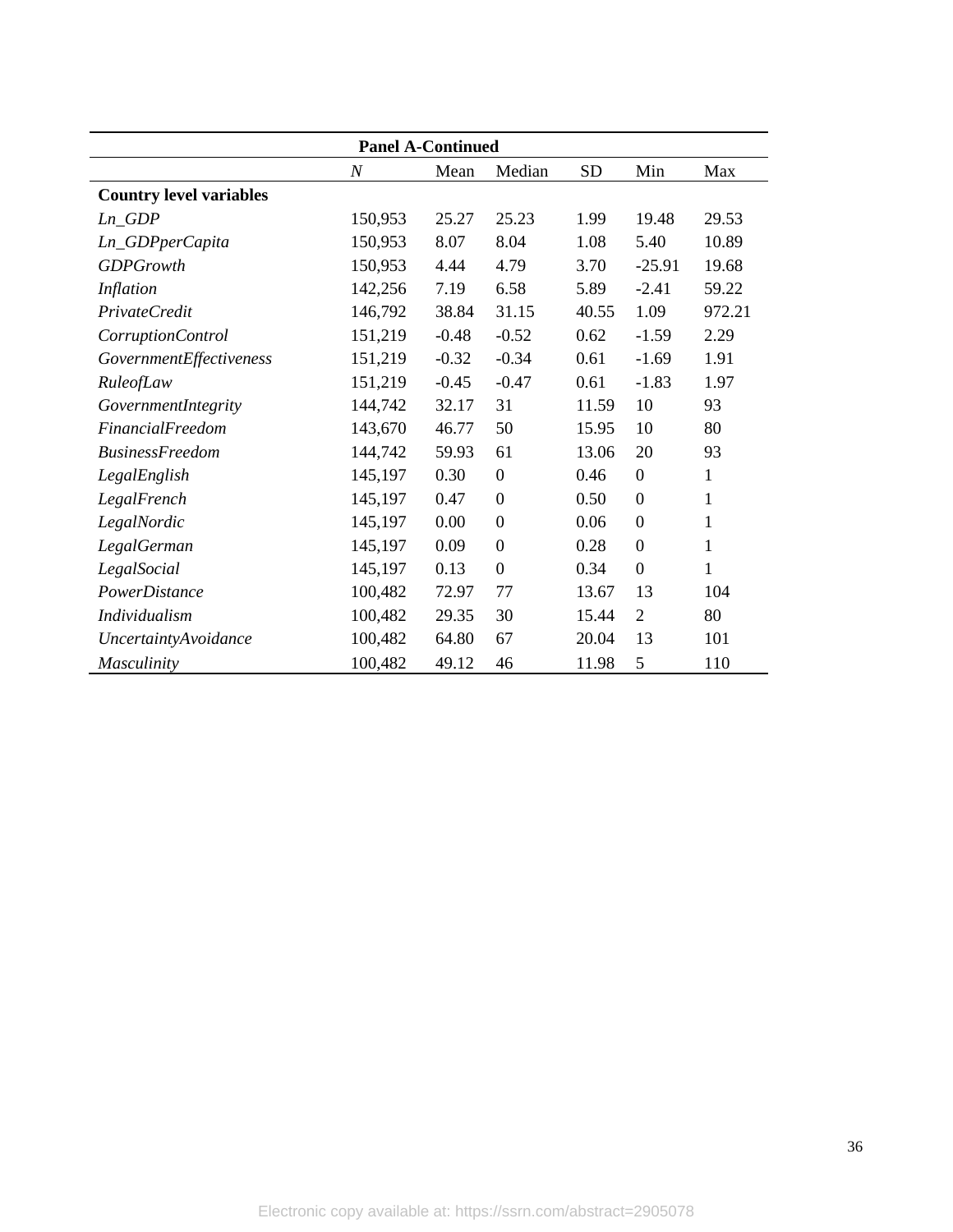| Panel A-Continued | | | | | | |
|---|---|---|---|---|---|---|
| | *N* | Mean | Median | SD | Min | Max |
| **Country level variables** | | | | | | |
| *Ln_GDP* | 150,953 | 25.27 | 25.23 | 1.99 | 19.48 | 29.53 |
| *Ln_GDPperCapita* | 150,953 | 8.07 | 8.04 | 1.08 | 5.40 | 10.89 |
| *GDPGrowth* | 150,953 | 4.44 | 4.79 | 3.70 | -25.91 | 19.68 |
| *Inflation* | 142,256 | 7.19 | 6.58 | 5.89 | -2.41 | 59.22 |
| *PrivateCredit* | 146,792 | 38.84 | 31.15 | 40.55 | 1.09 | 972.21 |
| *CorruptionControl* | 151,219 | -0.48 | -0.52 | 0.62 | -1.59 | 2.29 |
| *GovernmentEffectiveness* | 151,219 | -0.32 | -0.34 | 0.61 | -1.69 | 1.91 |
| *RuleofLaw* | 151,219 | -0.45 | -0.47 | 0.61 | -1.83 | 1.97 |
| *GovernmentIntegrity* | 144,742 | 32.17 | 31 | 11.59 | 10 | 93 |
| *FinancialFreedom* | 143,670 | 46.77 | 50 | 15.95 | 10 | 80 |
| *BusinessFreedom* | 144,742 | 59.93 | 61 | 13.06 | 20 | 93 |
| *LegalEnglish* | 145,197 | 0.30 | 0 | 0.46 | 0 | 1 |
| *LegalFrench* | 145,197 | 0.47 | 0 | 0.50 | 0 | 1 |
| *LegalNordic* | 145,197 | 0.00 | 0 | 0.06 | 0 | 1 |
| *LegalGerman* | 145,197 | 0.09 | 0 | 0.28 | 0 | 1 |
| *LegalSocial* | 145,197 | 0.13 | 0 | 0.34 | 0 | 1 |
| *PowerDistance* | 100,482 | 72.97 | 77 | 13.67 | 13 | 104 |
| *Individualism* | 100,482 | 29.35 | 30 | 15.44 | 2 | 80 |
| *UncertaintyAvoidance* | 100,482 | 64.80 | 67 | 20.04 | 13 | 101 |
| *Masculinity* | 100,482 | 49.12 | 46 | 11.98 | 5 | 110 |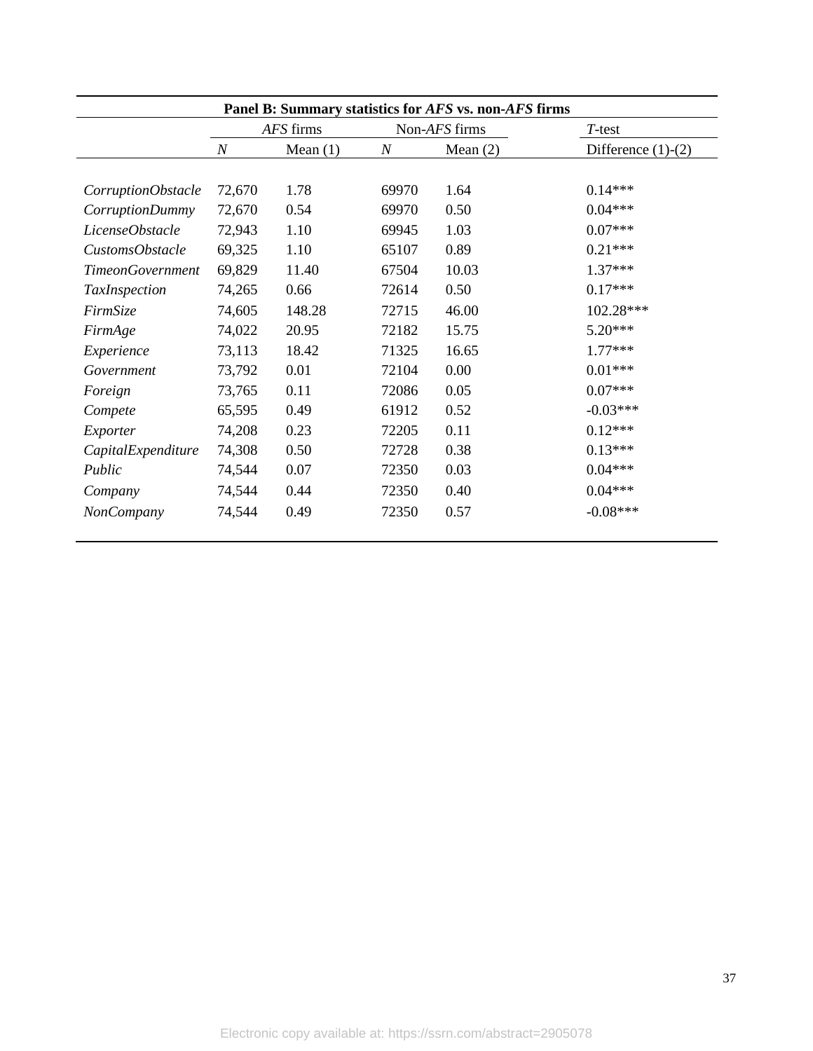| Panel B: Summary statistics for *AFS* vs. non-*AFS* firms | | | | | |
|---|---|---|---|---|---|
| | *AFS* firms | | Non-*AFS* firms | | *T*-test |
| | *N* | Mean (1) | *N* | Mean (2) | Difference (1)-(2) |
| *CorruptionObstacle* | 72,670 | 1.78 | 69970 | 1.64 | 0.14*** |
| *CorruptionDummy* | 72,670 | 0.54 | 69970 | 0.50 | 0.04*** |
| *LicenseObstacle* | 72,943 | 1.10 | 69945 | 1.03 | 0.07*** |
| *CustomsObstacle* | 69,325 | 1.10 | 65107 | 0.89 | 0.21*** |
| *TimeonGovernment* | 69,829 | 11.40 | 67504 | 10.03 | 1.37*** |
| *TaxInspection* | 74,265 | 0.66 | 72614 | 0.50 | 0.17*** |
| *FirmSize* | 74,605 | 148.28 | 72715 | 46.00 | 102.28*** |
| *FirmAge* | 74,022 | 20.95 | 72182 | 15.75 | 5.20*** |
| *Experience* | 73,113 | 18.42 | 71325 | 16.65 | 1.77*** |
| *Government* | 73,792 | 0.01 | 72104 | 0.00 | 0.01*** |
| *Foreign* | 73,765 | 0.11 | 72086 | 0.05 | 0.07*** |
| *Compete* | 65,595 | 0.49 | 61912 | 0.52 | -0.03*** |
| *Exporter* | 74,208 | 0.23 | 72205 | 0.11 | 0.12*** |
| *CapitalExpenditure* | 74,308 | 0.50 | 72728 | 0.38 | 0.13*** |
| *Public* | 74,544 | 0.07 | 72350 | 0.03 | 0.04*** |
| *Company* | 74,544 | 0.44 | 72350 | 0.40 | 0.04*** |
| *NonCompany* | 74,544 | 0.49 | 72350 | 0.57 | -0.08*** |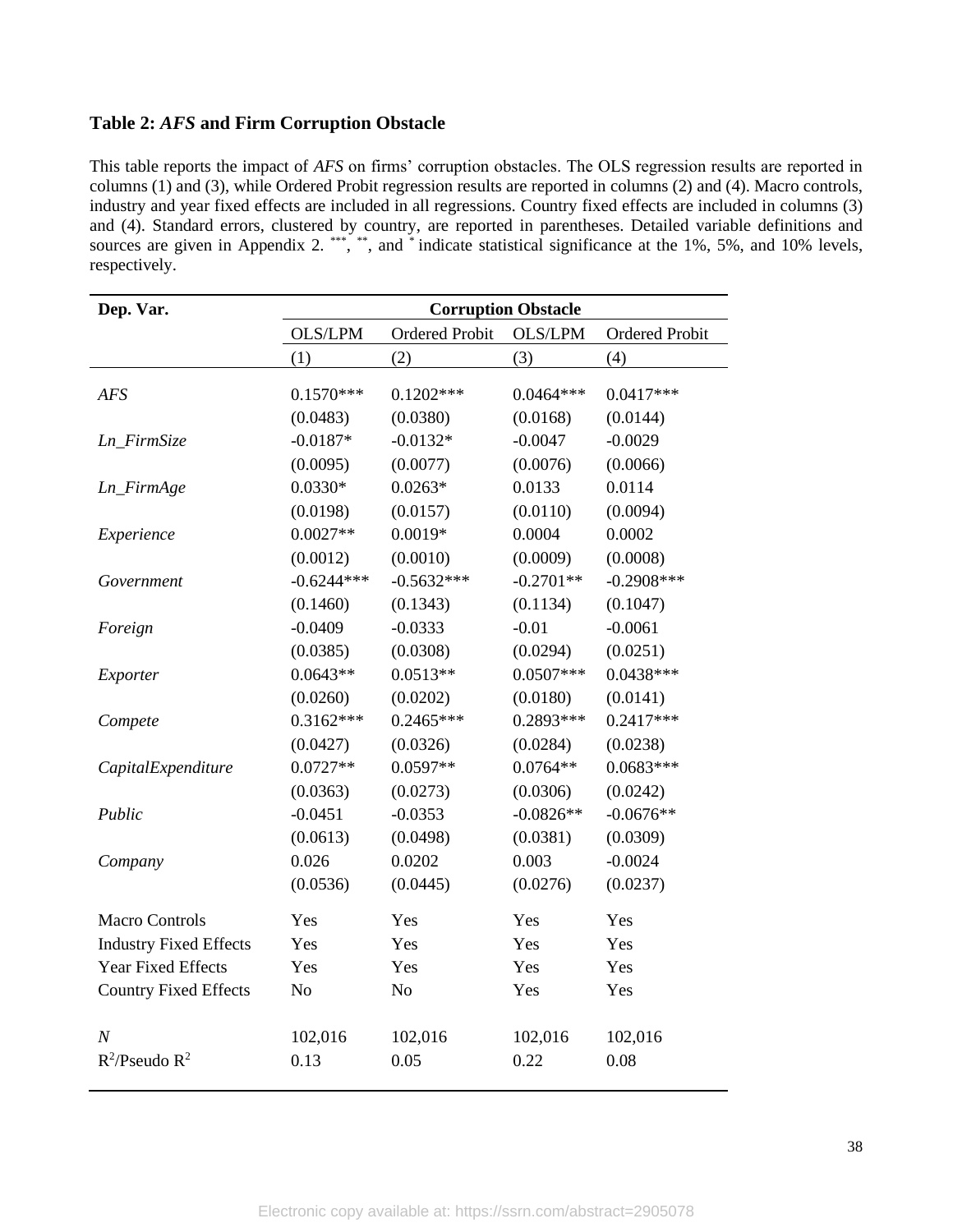### Table 2: *AFS* and Firm Corruption Obstacle

This table reports the impact of *AFS* on firms' corruption obstacles. The OLS regression results are reported in columns (1) and (3), while Ordered Probit regression results are reported in columns (2) and (4). Macro controls, industry and year fixed effects are included in all regressions. Country fixed effects are included in columns (3) and (4). Standard errors, clustered by country, are reported in parentheses. Detailed variable definitions and sources are given in Appendix 2. ***, **, and * indicate statistical significance at the 1%, 5%, and 10% levels, respectively.

| Dep. Var. | Corruption Obstacle | | | |
|---|---|---|---|---|
| | OLS/LPM | Ordered Probit | OLS/LPM | Ordered Probit |
| | (1) | (2) | (3) | (4) |
| *AFS* | 0.1570*** | 0.1202*** | 0.0464*** | 0.0417*** |
| | (0.0483) | (0.0380) | (0.0168) | (0.0144) |
| *Ln_FirmSize* | -0.0187* | -0.0132* | -0.0047 | -0.0029 |
| | (0.0095) | (0.0077) | (0.0076) | (0.0066) |
| *Ln_FirmAge* | 0.0330* | 0.0263* | 0.0133 | 0.0114 |
| | (0.0198) | (0.0157) | (0.0110) | (0.0094) |
| *Experience* | 0.0027** | 0.0019* | 0.0004 | 0.0002 |
| | (0.0012) | (0.0010) | (0.0009) | (0.0008) |
| *Government* | -0.6244*** | -0.5632*** | -0.2701** | -0.2908*** |
| | (0.1460) | (0.1343) | (0.1134) | (0.1047) |
| *Foreign* | -0.0409 | -0.0333 | -0.01 | -0.0061 |
| | (0.0385) | (0.0308) | (0.0294) | (0.0251) |
| *Exporter* | 0.0643** | 0.0513** | 0.0507*** | 0.0438*** |
| | (0.0260) | (0.0202) | (0.0180) | (0.0141) |
| *Compete* | 0.3162*** | 0.2465*** | 0.2893*** | 0.2417*** |
| | (0.0427) | (0.0326) | (0.0284) | (0.0238) |
| *CapitalExpenditure* | 0.0727** | 0.0597** | 0.0764** | 0.0683*** |
| | (0.0363) | (0.0273) | (0.0306) | (0.0242) |
| *Public* | -0.0451 | -0.0353 | -0.0826** | -0.0676** |
| | (0.0613) | (0.0498) | (0.0381) | (0.0309) |
| *Company* | 0.026 | 0.0202 | 0.003 | -0.0024 |
| | (0.0536) | (0.0445) | (0.0276) | (0.0237) |
| Macro Controls | Yes | Yes | Yes | Yes |
| Industry Fixed Effects | Yes | Yes | Yes | Yes |
| Year Fixed Effects | Yes | Yes | Yes | Yes |
| Country Fixed Effects | No | No | Yes | Yes |
| *N* | 102,016 | 102,016 | 102,016 | 102,016 |
| $R^2$/Pseudo $R^2$ | 0.13 | 0.05 | 0.22 | 0.08 |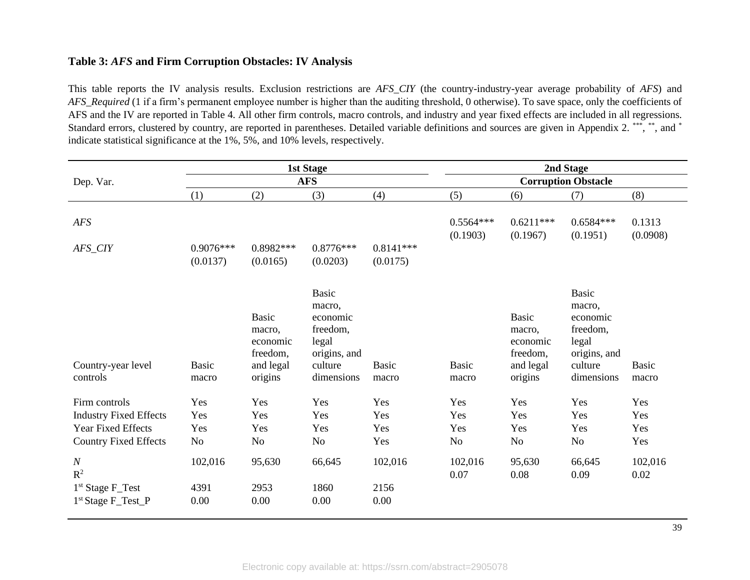**Table 3: *AFS* and Firm Corruption Obstacles: IV Analysis**

This table reports the IV analysis results. Exclusion restrictions are *AFS_CIY* (the country-industry-year average probability of *AFS*) and *AFS_Required* (1 if a firm's permanent employee number is higher than the auditing threshold, 0 otherwise). To save space, only the coefficients of AFS and the IV are reported in Table 4. All other firm controls, macro controls, and industry and year fixed effects are included in all regressions. Standard errors, clustered by country, are reported in parentheses. Detailed variable definitions and sources are given in Appendix 2. \*\*\*, \*\*, and \* indicate statistical significance at the 1%, 5%, and 10% levels, respectively.

| | 1st Stage | | | | 2nd Stage | | | |
|---|---|---|---|---|---|---|---|---|
| Dep. Var. | AFS | | | | Corruption Obstacle | | | |
| | (1) | (2) | (3) | (4) | (5) | (6) | (7) | (8) |
| *AFS* | | | | | 0.5564\*\*\* (0.1903) | 0.6211\*\*\* (0.1967) | 0.6584\*\*\* (0.1951) | 0.1313 (0.0908) |
| *AFS_CIY* | 0.9076\*\*\* (0.0137) | 0.8982\*\*\* (0.0165) | 0.8776\*\*\* (0.0203) | 0.8141\*\*\* (0.0175) | | | | |
| Country-year level controls | Basic macro | Basic macro, economic freedom, and legal origins | Basic macro, economic freedom, legal origins, and culture dimensions | Basic macro | Basic macro | Basic macro, economic freedom, and legal origins | Basic macro, economic freedom, legal origins, and culture dimensions | Basic macro |
| Firm controls | Yes | Yes | Yes | Yes | Yes | Yes | Yes | Yes |
| Industry Fixed Effects | Yes | Yes | Yes | Yes | Yes | Yes | Yes | Yes |
| Year Fixed Effects | Yes | Yes | Yes | Yes | Yes | Yes | Yes | Yes |
| Country Fixed Effects | No | No | No | Yes | No | No | No | Yes |
| *N* | 102,016 | 95,630 | 66,645 | 102,016 | 102,016 | 95,630 | 66,645 | 102,016 |
| $R^2$ | | | | | 0.07 | 0.08 | 0.09 | 0.02 |
| 1st Stage F_Test | 4391 | 2953 | 1860 | 2156 | | | | |
| 1st Stage F_Test_P | 0.00 | 0.00 | 0.00 | 0.00 | | | | |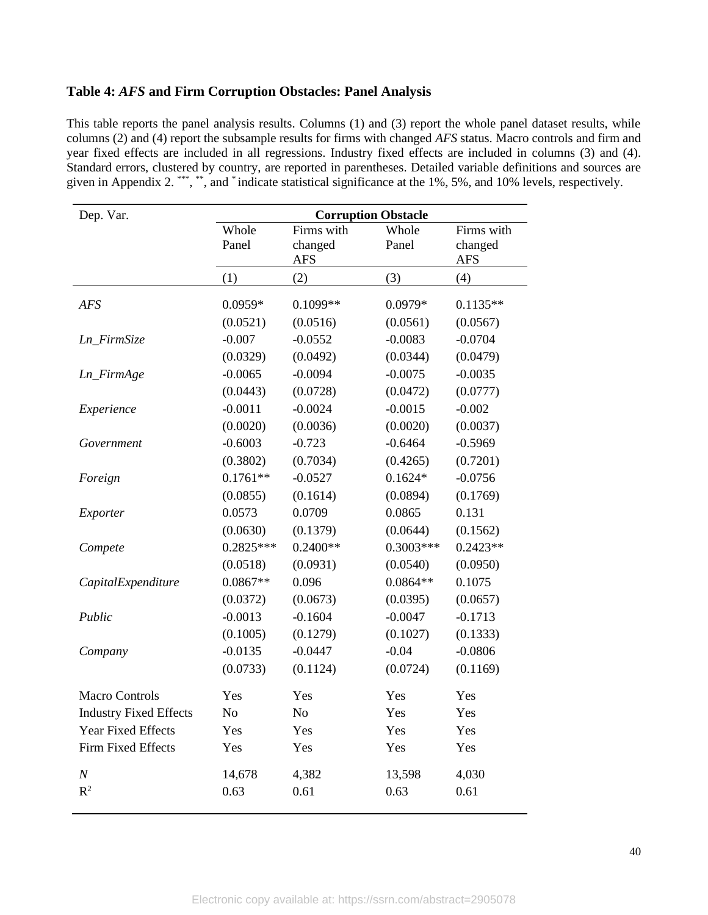### Table 4: *AFS* and Firm Corruption Obstacles: Panel Analysis

This table reports the panel analysis results. Columns (1) and (3) report the whole panel dataset results, while columns (2) and (4) report the subsample results for firms with changed *AFS* status. Macro controls and firm and year fixed effects are included in all regressions. Industry fixed effects are included in columns (3) and (4). Standard errors, clustered by country, are reported in parentheses. Detailed variable definitions and sources are given in Appendix 2. ***, **, and * indicate statistical significance at the 1%, 5%, and 10% levels, respectively.

| Dep. Var. | Corruption Obstacle | | | |
|---|---|---|---|---|
| | Whole Panel | Firms with changed AFS | Whole Panel | Firms with changed AFS |
| | (1) | (2) | (3) | (4) |
| *AFS* | 0.0959* | 0.1099** | 0.0979* | 0.1135** |
| | (0.0521) | (0.0516) | (0.0561) | (0.0567) |
| *Ln_FirmSize* | -0.007 | -0.0552 | -0.0083 | -0.0704 |
| | (0.0329) | (0.0492) | (0.0344) | (0.0479) |
| *Ln_FirmAge* | -0.0065 | -0.0094 | -0.0075 | -0.0035 |
| | (0.0443) | (0.0728) | (0.0472) | (0.0777) |
| *Experience* | -0.0011 | -0.0024 | -0.0015 | -0.002 |
| | (0.0020) | (0.0036) | (0.0020) | (0.0037) |
| *Government* | -0.6003 | -0.723 | -0.6464 | -0.5969 |
| | (0.3802) | (0.7034) | (0.4265) | (0.7201) |
| *Foreign* | 0.1761** | -0.0527 | 0.1624* | -0.0756 |
| | (0.0855) | (0.1614) | (0.0894) | (0.1769) |
| *Exporter* | 0.0573 | 0.0709 | 0.0865 | 0.131 |
| | (0.0630) | (0.1379) | (0.0644) | (0.1562) |
| *Compete* | 0.2825*** | 0.2400** | 0.3003*** | 0.2423** |
| | (0.0518) | (0.0931) | (0.0540) | (0.0950) |
| *CapitalExpenditure* | 0.0867** | 0.096 | 0.0864** | 0.1075 |
| | (0.0372) | (0.0673) | (0.0395) | (0.0657) |
| *Public* | -0.0013 | -0.1604 | -0.0047 | -0.1713 |
| | (0.1005) | (0.1279) | (0.1027) | (0.1333) |
| *Company* | -0.0135 | -0.0447 | -0.04 | -0.0806 |
| | (0.0733) | (0.1124) | (0.0724) | (0.1169) |
| Macro Controls | Yes | Yes | Yes | Yes |
| Industry Fixed Effects | No | No | Yes | Yes |
| Year Fixed Effects | Yes | Yes | Yes | Yes |
| Firm Fixed Effects | Yes | Yes | Yes | Yes |
| *N* | 14,678 | 4,382 | 13,598 | 4,030 |
| $R^2$ | 0.63 | 0.61 | 0.63 | 0.61 |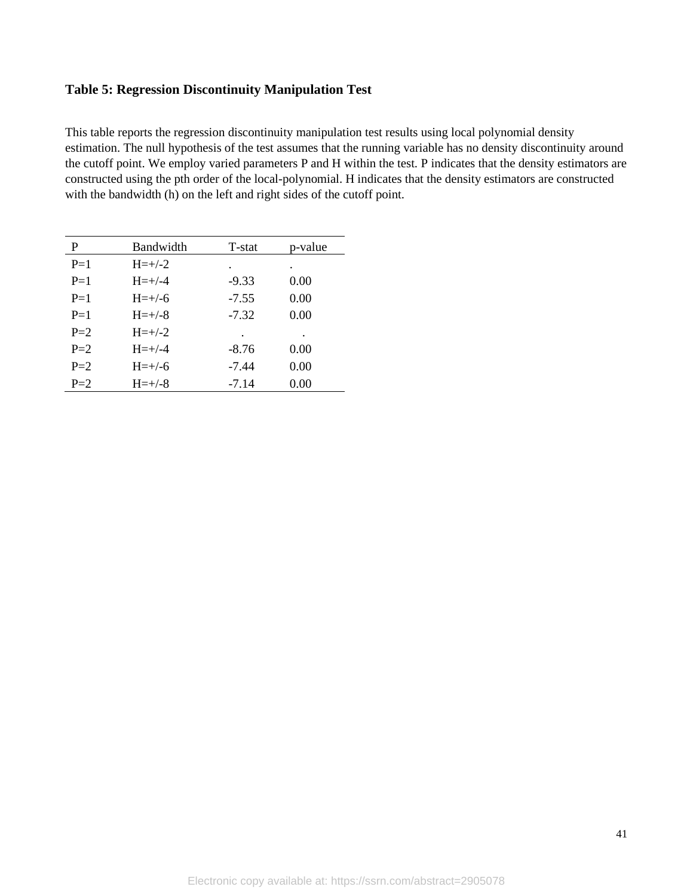**Table 5: Regression Discontinuity Manipulation Test**

This table reports the regression discontinuity manipulation test results using local polynomial density estimation. The null hypothesis of the test assumes that the running variable has no density discontinuity around the cutoff point. We employ varied parameters P and H within the test. P indicates that the density estimators are constructed using the pth order of the local-polynomial. H indicates that the density estimators are constructed with the bandwidth (h) on the left and right sides of the cutoff point.

| P | Bandwidth | T-stat | p-value |
|---|---|---|---|
| P=1 | H=+/-2 | . | . |
| P=1 | H=+/-4 | -9.33 | 0.00 |
| P=1 | H=+/-6 | -7.55 | 0.00 |
| P=1 | H=+/-8 | -7.32 | 0.00 |
| P=2 | H=+/-2 | . | . |
| P=2 | H=+/-4 | -8.76 | 0.00 |
| P=2 | H=+/-6 | -7.44 | 0.00 |
| P=2 | H=+/-8 | -7.14 | 0.00 |

Electronic copy available at: https://ssrn.com/abstract=2905078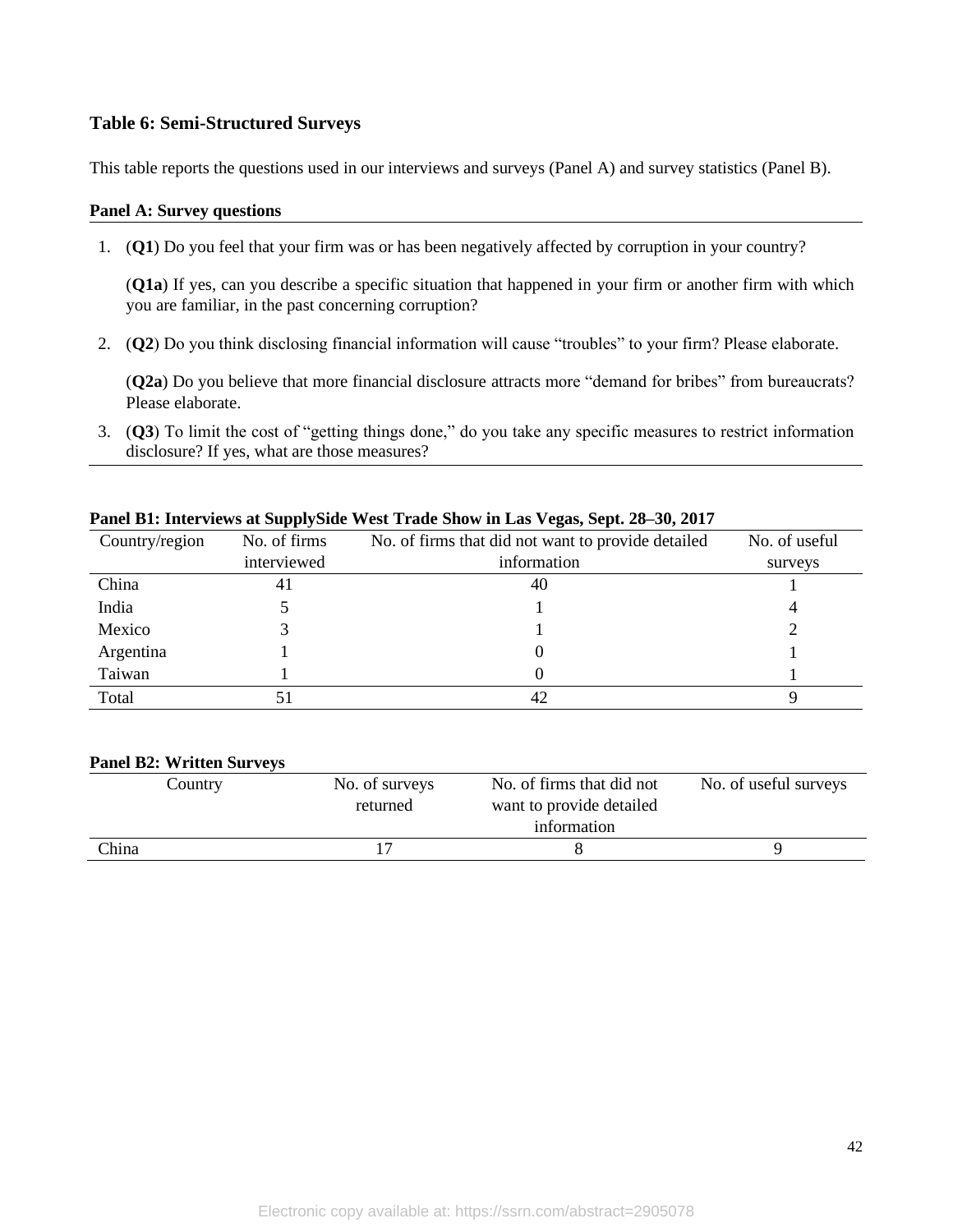### Table 6: Semi-Structured Surveys

This table reports the questions used in our interviews and surveys (Panel A) and survey statistics (Panel B).

**Panel A: Survey questions**

1. (**Q1**) Do you feel that your firm was or has been negatively affected by corruption in your country?

   (**Q1a**) If yes, can you describe a specific situation that happened in your firm or another firm with which you are familiar, in the past concerning corruption?

2. (**Q2**) Do you think disclosing financial information will cause "troubles" to your firm? Please elaborate.

   (**Q2a**) Do you believe that more financial disclosure attracts more "demand for bribes" from bureaucrats? Please elaborate.

3. (**Q3**) To limit the cost of "getting things done," do you take any specific measures to restrict information disclosure? If yes, what are those measures?

**Panel B1: Interviews at SupplySide West Trade Show in Las Vegas, Sept. 28–30, 2017**

| Country/region | No. of firms interviewed | No. of firms that did not want to provide detailed information | No. of useful surveys |
|---|---|---|---|
| China | 41 | 40 | 1 |
| India | 5 | 1 | 4 |
| Mexico | 3 | 1 | 2 |
| Argentina | 1 | 0 | 1 |
| Taiwan | 1 | 0 | 1 |
| Total | 51 | 42 | 9 |

**Panel B2: Written Surveys**

| Country | No. of surveys returned | No. of firms that did not want to provide detailed information | No. of useful surveys |
|---|---|---|---|
| China | 17 | 8 | 9 |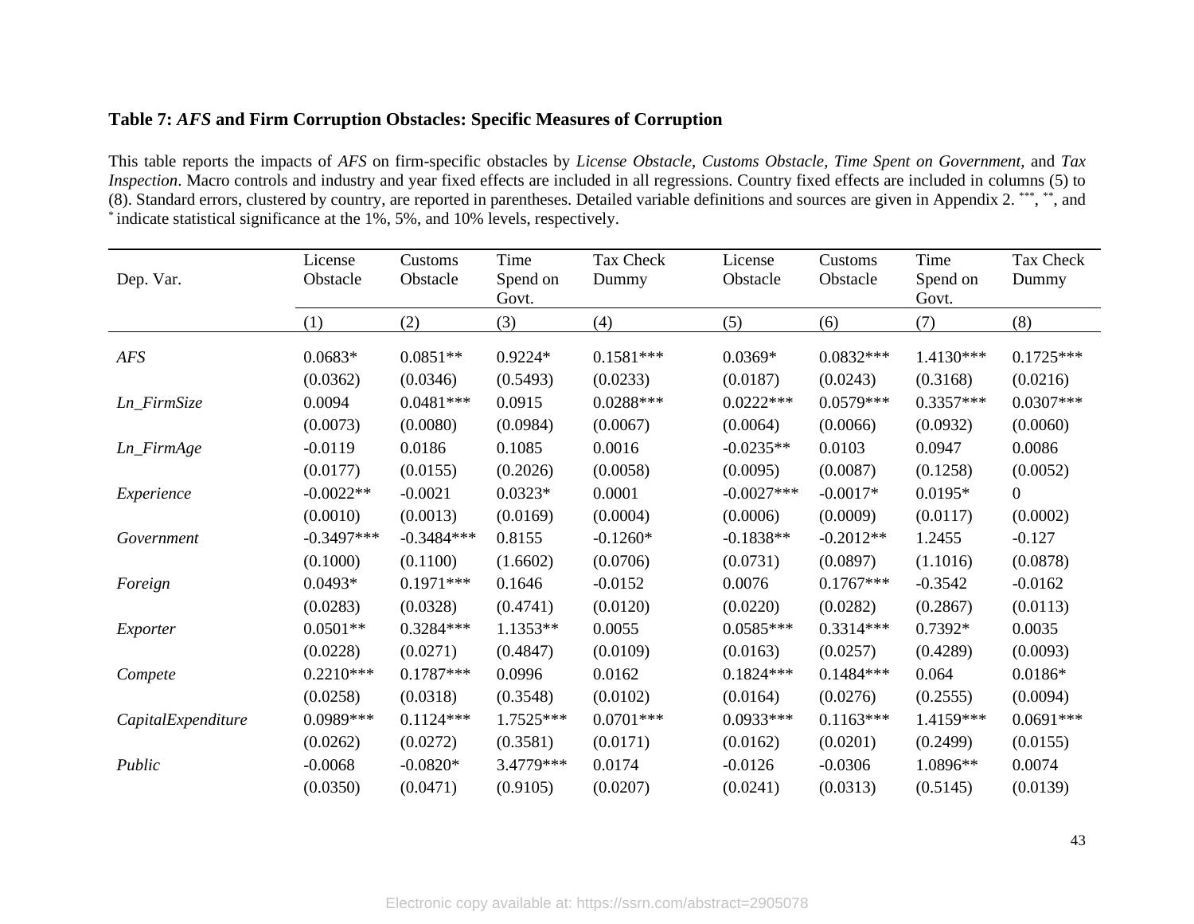**Table 7:** ***AFS*** **and Firm Corruption Obstacles: Specific Measures of Corruption**

This table reports the impacts of *AFS* on firm-specific obstacles by *License Obstacle*, *Customs Obstacle*, *Time Spent on Government*, and *Tax Inspection*. Macro controls and industry and year fixed effects are included in all regressions. Country fixed effects are included in columns (5) to (8). Standard errors, clustered by country, are reported in parentheses. Detailed variable definitions and sources are given in Appendix 2. ***, **, and * indicate statistical significance at the 1%, 5%, and 10% levels, respectively.

| Dep. Var. | License Obstacle | Customs Obstacle | Time Spend on Govt. | Tax Check Dummy | License Obstacle | Customs Obstacle | Time Spend on Govt. | Tax Check Dummy |
|---|---|---|---|---|---|---|---|---|
| | (1) | (2) | (3) | (4) | (5) | (6) | (7) | (8) |
| *AFS* | 0.0683* | 0.0851** | 0.9224* | 0.1581*** | 0.0369* | 0.0832*** | 1.4130*** | 0.1725*** |
| | (0.0362) | (0.0346) | (0.5493) | (0.0233) | (0.0187) | (0.0243) | (0.3168) | (0.0216) |
| *Ln_FirmSize* | 0.0094 | 0.0481*** | 0.0915 | 0.0288*** | 0.0222*** | 0.0579*** | 0.3357*** | 0.0307*** |
| | (0.0073) | (0.0080) | (0.0984) | (0.0067) | (0.0064) | (0.0066) | (0.0932) | (0.0060) |
| *Ln_FirmAge* | -0.0119 | 0.0186 | 0.1085 | 0.0016 | -0.0235** | 0.0103 | 0.0947 | 0.0086 |
| | (0.0177) | (0.0155) | (0.2026) | (0.0058) | (0.0095) | (0.0087) | (0.1258) | (0.0052) |
| *Experience* | -0.0022** | -0.0021 | 0.0323* | 0.0001 | -0.0027*** | -0.0017* | 0.0195* | 0 |
| | (0.0010) | (0.0013) | (0.0169) | (0.0004) | (0.0006) | (0.0009) | (0.0117) | (0.0002) |
| *Government* | -0.3497*** | -0.3484*** | 0.8155 | -0.1260* | -0.1838** | -0.2012** | 1.2455 | -0.127 |
| | (0.1000) | (0.1100) | (1.6602) | (0.0706) | (0.0731) | (0.0897) | (1.1016) | (0.0878) |
| *Foreign* | 0.0493* | 0.1971*** | 0.1646 | -0.0152 | 0.0076 | 0.1767*** | -0.3542 | -0.0162 |
| | (0.0283) | (0.0328) | (0.4741) | (0.0120) | (0.0220) | (0.0282) | (0.2867) | (0.0113) |
| *Exporter* | 0.0501** | 0.3284*** | 1.1353** | 0.0055 | 0.0585*** | 0.3314*** | 0.7392* | 0.0035 |
| | (0.0228) | (0.0271) | (0.4847) | (0.0109) | (0.0163) | (0.0257) | (0.4289) | (0.0093) |
| *Compete* | 0.2210*** | 0.1787*** | 0.0996 | 0.0162 | 0.1824*** | 0.1484*** | 0.064 | 0.0186* |
| | (0.0258) | (0.0318) | (0.3548) | (0.0102) | (0.0164) | (0.0276) | (0.2555) | (0.0094) |
| *CapitalExpenditure* | 0.0989*** | 0.1124*** | 1.7525*** | 0.0701*** | 0.0933*** | 0.1163*** | 1.4159*** | 0.0691*** |
| | (0.0262) | (0.0272) | (0.3581) | (0.0171) | (0.0162) | (0.0201) | (0.2499) | (0.0155) |
| *Public* | -0.0068 | -0.0820* | 3.4779*** | 0.0174 | -0.0126 | -0.0306 | 1.0896** | 0.0074 |
| | (0.0350) | (0.0471) | (0.9105) | (0.0207) | (0.0241) | (0.0313) | (0.5145) | (0.0139) |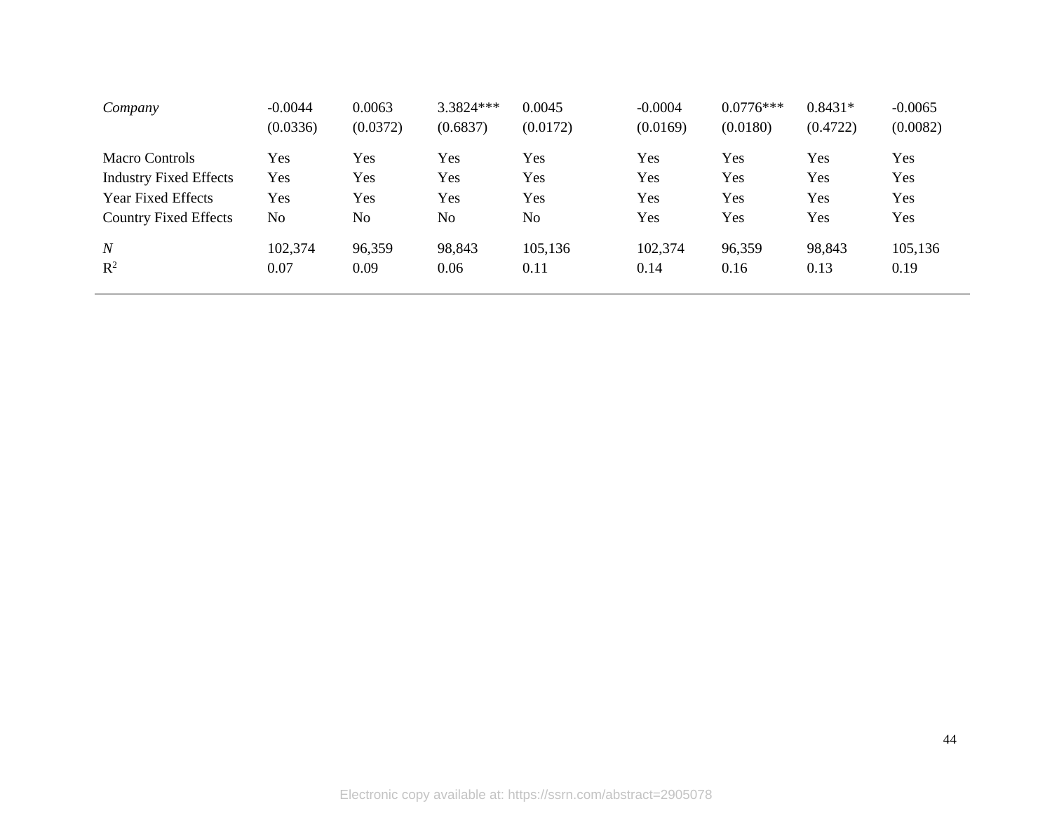| | | | | | | | | |
|---|---|---|---|---|---|---|---|---|
| *Company* | -0.0044 | 0.0063 | 3.3824*** | 0.0045 | -0.0004 | 0.0776*** | 0.8431* | -0.0065 |
| | (0.0336) | (0.0372) | (0.6837) | (0.0172) | (0.0169) | (0.0180) | (0.4722) | (0.0082) |
| Macro Controls | Yes | Yes | Yes | Yes | Yes | Yes | Yes | Yes |
| Industry Fixed Effects | Yes | Yes | Yes | Yes | Yes | Yes | Yes | Yes |
| Year Fixed Effects | Yes | Yes | Yes | Yes | Yes | Yes | Yes | Yes |
| Country Fixed Effects | No | No | No | No | Yes | Yes | Yes | Yes |
| *N* | 102,374 | 96,359 | 98,843 | 105,136 | 102,374 | 96,359 | 98,843 | 105,136 |
| $R^2$ | 0.07 | 0.09 | 0.06 | 0.11 | 0.14 | 0.16 | 0.13 | 0.19 |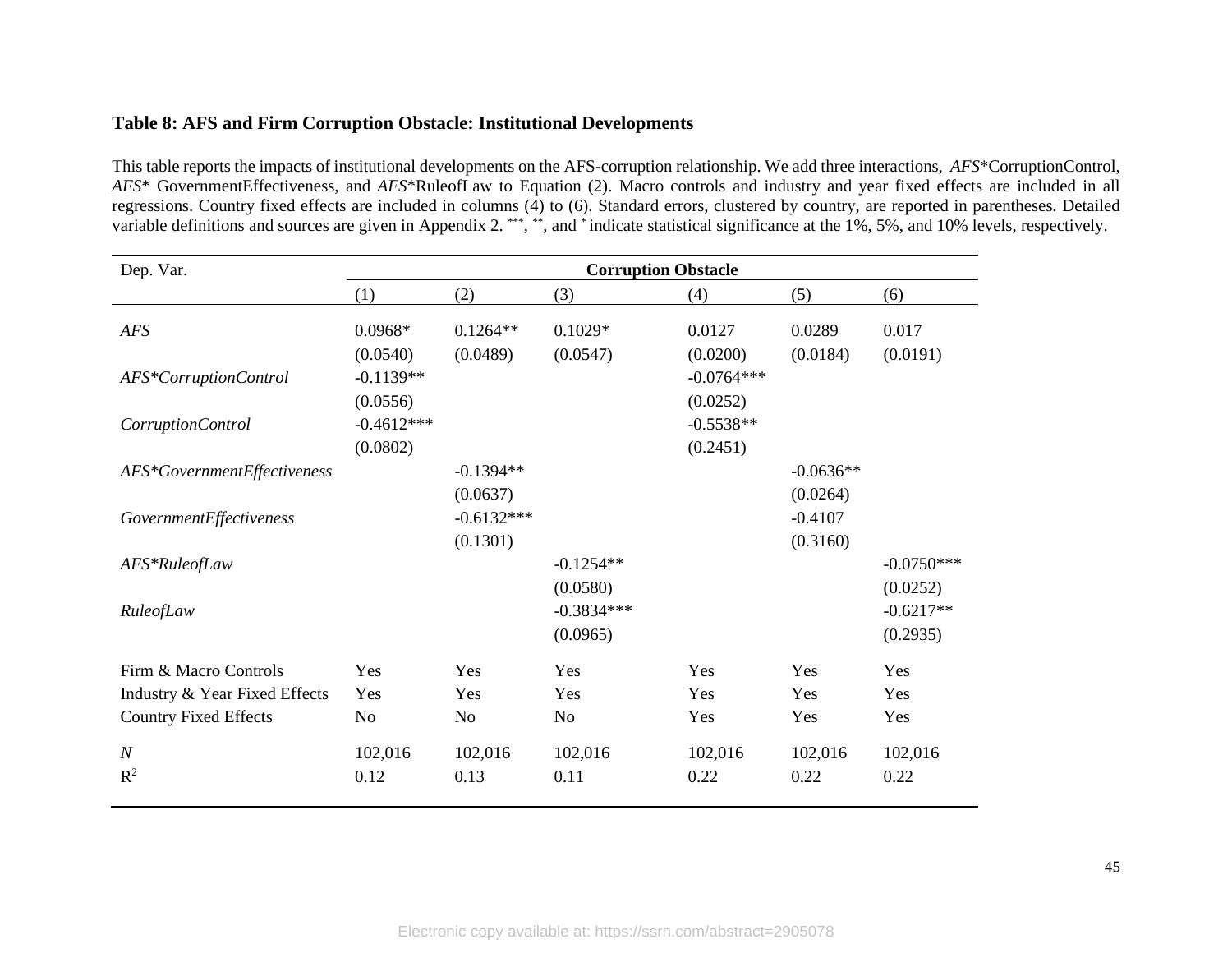**Table 8: AFS and Firm Corruption Obstacle: Institutional Developments**

This table reports the impacts of institutional developments on the AFS-corruption relationship. We add three interactions, *AFS*\*CorruptionControl, *AFS*\* GovernmentEffectiveness, and *AFS*\*RuleofLaw to Equation (2). Macro controls and industry and year fixed effects are included in all regressions. Country fixed effects are included in columns (4) to (6). Standard errors, clustered by country, are reported in parentheses. Detailed variable definitions and sources are given in Appendix 2. \*\*\*, \*\*, and \* indicate statistical significance at the 1%, 5%, and 10% levels, respectively.

| Dep. Var. | Corruption Obstacle | | | | | |
|---|---|---|---|---|---|---|
| | (1) | (2) | (3) | (4) | (5) | (6) |
| *AFS* | 0.0968\* | 0.1264\*\* | 0.1029\* | 0.0127 | 0.0289 | 0.017 |
| | (0.0540) | (0.0489) | (0.0547) | (0.0200) | (0.0184) | (0.0191) |
| *AFS\*CorruptionControl* | -0.1139\*\* | | | -0.0764\*\*\* | | |
| | (0.0556) | | | (0.0252) | | |
| *CorruptionControl* | -0.4612\*\*\* | | | -0.5538\*\* | | |
| | (0.0802) | | | (0.2451) | | |
| *AFS\*GovernmentEffectiveness* | | -0.1394\*\* | | | -0.0636\*\* | |
| | | (0.0637) | | | (0.0264) | |
| *GovernmentEffectiveness* | | -0.6132\*\*\* | | | -0.4107 | |
| | | (0.1301) | | | (0.3160) | |
| *AFS\*RuleofLaw* | | | -0.1254\*\* | | | -0.0750\*\*\* |
| | | | (0.0580) | | | (0.0252) |
| *RuleofLaw* | | | -0.3834\*\*\* | | | -0.6217\*\* |
| | | | (0.0965) | | | (0.2935) |
| Firm & Macro Controls | Yes | Yes | Yes | Yes | Yes | Yes |
| Industry & Year Fixed Effects | Yes | Yes | Yes | Yes | Yes | Yes |
| Country Fixed Effects | No | No | No | Yes | Yes | Yes |
| *N* | 102,016 | 102,016 | 102,016 | 102,016 | 102,016 | 102,016 |
| $R^2$ | 0.12 | 0.13 | 0.11 | 0.22 | 0.22 | 0.22 |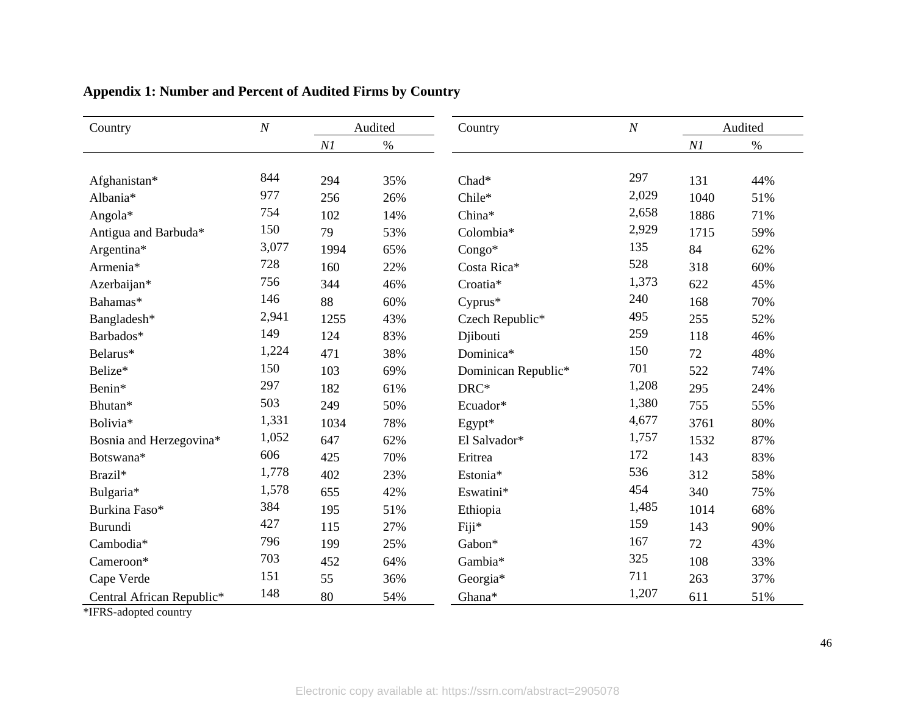**Appendix 1: Number and Percent of Audited Firms by Country**

| Country | *N* | Audited | | Country | *N* | Audited | |
|---|---|---|---|---|---|---|---|
| | | *N1* | % | | | *N1* | % |
| Afghanistan* | 844 | 294 | 35% | Chad* | 297 | 131 | 44% |
| Albania* | 977 | 256 | 26% | Chile* | 2,029 | 1040 | 51% |
| Angola* | 754 | 102 | 14% | China* | 2,658 | 1886 | 71% |
| Antigua and Barbuda* | 150 | 79 | 53% | Colombia* | 2,929 | 1715 | 59% |
| Argentina* | 3,077 | 1994 | 65% | Congo* | 135 | 84 | 62% |
| Armenia* | 728 | 160 | 22% | Costa Rica* | 528 | 318 | 60% |
| Azerbaijan* | 756 | 344 | 46% | Croatia* | 1,373 | 622 | 45% |
| Bahamas* | 146 | 88 | 60% | Cyprus* | 240 | 168 | 70% |
| Bangladesh* | 2,941 | 1255 | 43% | Czech Republic* | 495 | 255 | 52% |
| Barbados* | 149 | 124 | 83% | Djibouti | 259 | 118 | 46% |
| Belarus* | 1,224 | 471 | 38% | Dominica* | 150 | 72 | 48% |
| Belize* | 150 | 103 | 69% | Dominican Republic* | 701 | 522 | 74% |
| Benin* | 297 | 182 | 61% | DRC* | 1,208 | 295 | 24% |
| Bhutan* | 503 | 249 | 50% | Ecuador* | 1,380 | 755 | 55% |
| Bolivia* | 1,331 | 1034 | 78% | Egypt* | 4,677 | 3761 | 80% |
| Bosnia and Herzegovina* | 1,052 | 647 | 62% | El Salvador* | 1,757 | 1532 | 87% |
| Botswana* | 606 | 425 | 70% | Eritrea | 172 | 143 | 83% |
| Brazil* | 1,778 | 402 | 23% | Estonia* | 536 | 312 | 58% |
| Bulgaria* | 1,578 | 655 | 42% | Eswatini* | 454 | 340 | 75% |
| Burkina Faso* | 384 | 195 | 51% | Ethiopia | 1,485 | 1014 | 68% |
| Burundi | 427 | 115 | 27% | Fiji* | 159 | 143 | 90% |
| Cambodia* | 796 | 199 | 25% | Gabon* | 167 | 72 | 43% |
| Cameroon* | 703 | 452 | 64% | Gambia* | 325 | 108 | 33% |
| Cape Verde | 151 | 55 | 36% | Georgia* | 711 | 263 | 37% |
| Central African Republic* | 148 | 80 | 54% | Ghana* | 1,207 | 611 | 51% |

*IFRS-adopted country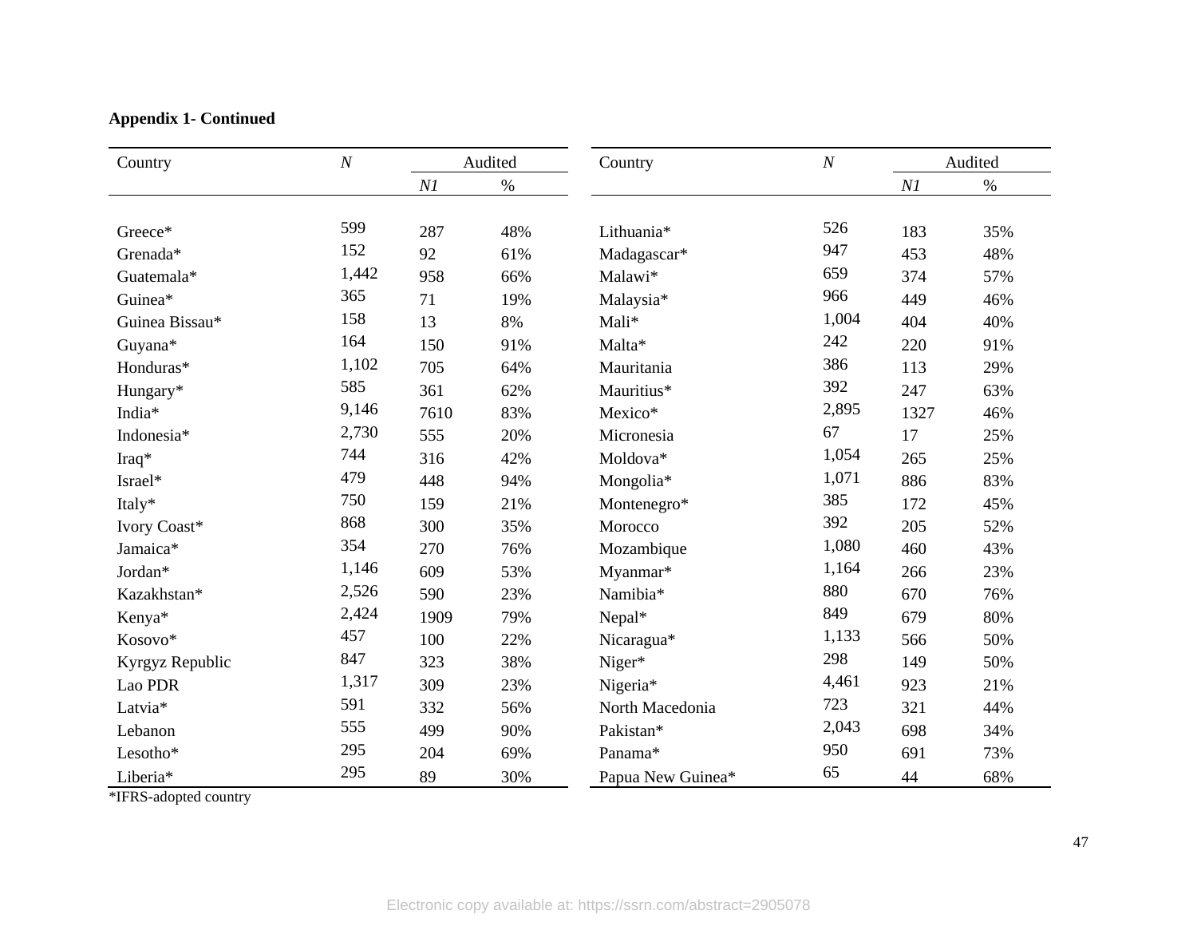**Appendix 1- Continued**

| Country | *N* | Audited | | Country | *N* | Audited | |
|---|---|---|---|---|---|---|---|
| | | *N1* | % | | | *N1* | % |
| Greece* | 599 | 287 | 48% | Lithuania* | 526 | 183 | 35% |
| Grenada* | 152 | 92 | 61% | Madagascar* | 947 | 453 | 48% |
| Guatemala* | 1,442 | 958 | 66% | Malawi* | 659 | 374 | 57% |
| Guinea* | 365 | 71 | 19% | Malaysia* | 966 | 449 | 46% |
| Guinea Bissau* | 158 | 13 | 8% | Mali* | 1,004 | 404 | 40% |
| Guyana* | 164 | 150 | 91% | Malta* | 242 | 220 | 91% |
| Honduras* | 1,102 | 705 | 64% | Mauritania | 386 | 113 | 29% |
| Hungary* | 585 | 361 | 62% | Mauritius* | 392 | 247 | 63% |
| India* | 9,146 | 7610 | 83% | Mexico* | 2,895 | 1327 | 46% |
| Indonesia* | 2,730 | 555 | 20% | Micronesia | 67 | 17 | 25% |
| Iraq* | 744 | 316 | 42% | Moldova* | 1,054 | 265 | 25% |
| Israel* | 479 | 448 | 94% | Mongolia* | 1,071 | 886 | 83% |
| Italy* | 750 | 159 | 21% | Montenegro* | 385 | 172 | 45% |
| Ivory Coast* | 868 | 300 | 35% | Morocco | 392 | 205 | 52% |
| Jamaica* | 354 | 270 | 76% | Mozambique | 1,080 | 460 | 43% |
| Jordan* | 1,146 | 609 | 53% | Myanmar* | 1,164 | 266 | 23% |
| Kazakhstan* | 2,526 | 590 | 23% | Namibia* | 880 | 670 | 76% |
| Kenya* | 2,424 | 1909 | 79% | Nepal* | 849 | 679 | 80% |
| Kosovo* | 457 | 100 | 22% | Nicaragua* | 1,133 | 566 | 50% |
| Kyrgyz Republic | 847 | 323 | 38% | Niger* | 298 | 149 | 50% |
| Lao PDR | 1,317 | 309 | 23% | Nigeria* | 4,461 | 923 | 21% |
| Latvia* | 591 | 332 | 56% | North Macedonia | 723 | 321 | 44% |
| Lebanon | 555 | 499 | 90% | Pakistan* | 2,043 | 698 | 34% |
| Lesotho* | 295 | 204 | 69% | Panama* | 950 | 691 | 73% |
| Liberia* | 295 | 89 | 30% | Papua New Guinea* | 65 | 44 | 68% |

*IFRS-adopted country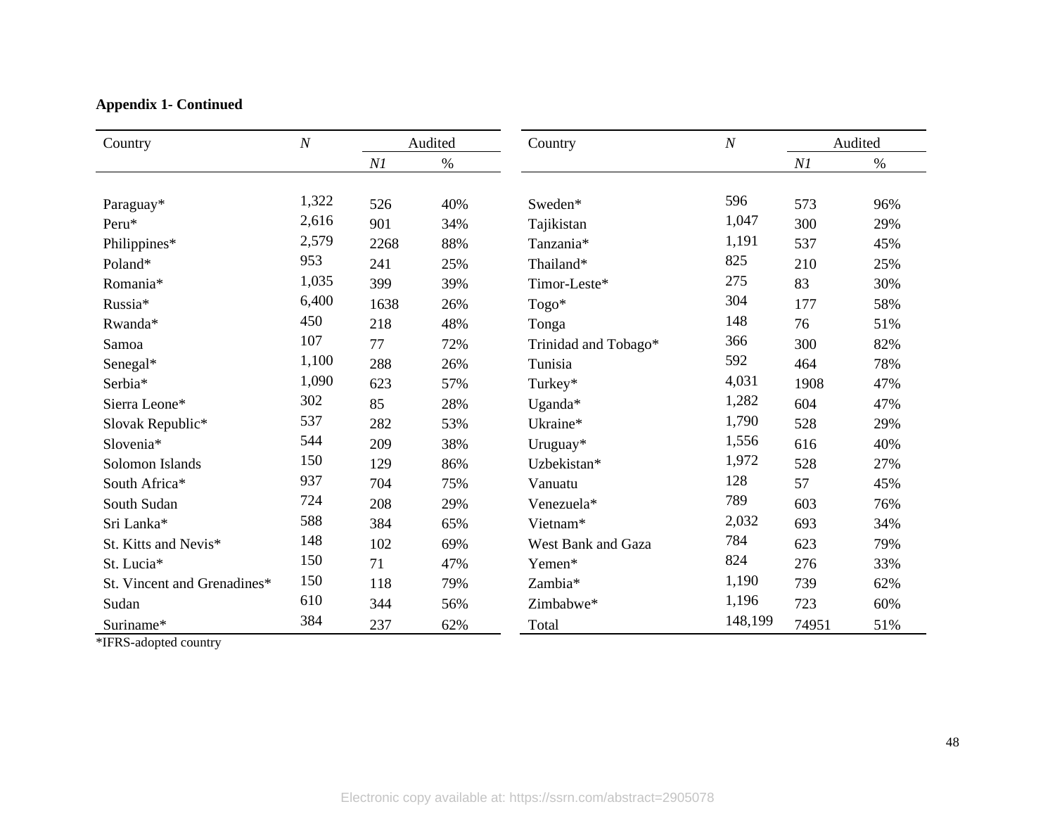**Appendix 1- Continued**

| Country | *N* | Audited | | Country | *N* | Audited | |
|---|---|---|---|---|---|---|---|
| | | *N1* | % | | | *N1* | % |
| Paraguay* | 1,322 | 526 | 40% | Sweden* | 596 | 573 | 96% |
| Peru* | 2,616 | 901 | 34% | Tajikistan | 1,047 | 300 | 29% |
| Philippines* | 2,579 | 2268 | 88% | Tanzania* | 1,191 | 537 | 45% |
| Poland* | 953 | 241 | 25% | Thailand* | 825 | 210 | 25% |
| Romania* | 1,035 | 399 | 39% | Timor-Leste* | 275 | 83 | 30% |
| Russia* | 6,400 | 1638 | 26% | Togo* | 304 | 177 | 58% |
| Rwanda* | 450 | 218 | 48% | Tonga | 148 | 76 | 51% |
| Samoa | 107 | 77 | 72% | Trinidad and Tobago* | 366 | 300 | 82% |
| Senegal* | 1,100 | 288 | 26% | Tunisia | 592 | 464 | 78% |
| Serbia* | 1,090 | 623 | 57% | Turkey* | 4,031 | 1908 | 47% |
| Sierra Leone* | 302 | 85 | 28% | Uganda* | 1,282 | 604 | 47% |
| Slovak Republic* | 537 | 282 | 53% | Ukraine* | 1,790 | 528 | 29% |
| Slovenia* | 544 | 209 | 38% | Uruguay* | 1,556 | 616 | 40% |
| Solomon Islands | 150 | 129 | 86% | Uzbekistan* | 1,972 | 528 | 27% |
| South Africa* | 937 | 704 | 75% | Vanuatu | 128 | 57 | 45% |
| South Sudan | 724 | 208 | 29% | Venezuela* | 789 | 603 | 76% |
| Sri Lanka* | 588 | 384 | 65% | Vietnam* | 2,032 | 693 | 34% |
| St. Kitts and Nevis* | 148 | 102 | 69% | West Bank and Gaza | 784 | 623 | 79% |
| St. Lucia* | 150 | 71 | 47% | Yemen* | 824 | 276 | 33% |
| St. Vincent and Grenadines* | 150 | 118 | 79% | Zambia* | 1,190 | 739 | 62% |
| Sudan | 610 | 344 | 56% | Zimbabwe* | 1,196 | 723 | 60% |
| Suriname* | 384 | 237 | 62% | Total | 148,199 | 74951 | 51% |

*IFRS-adopted country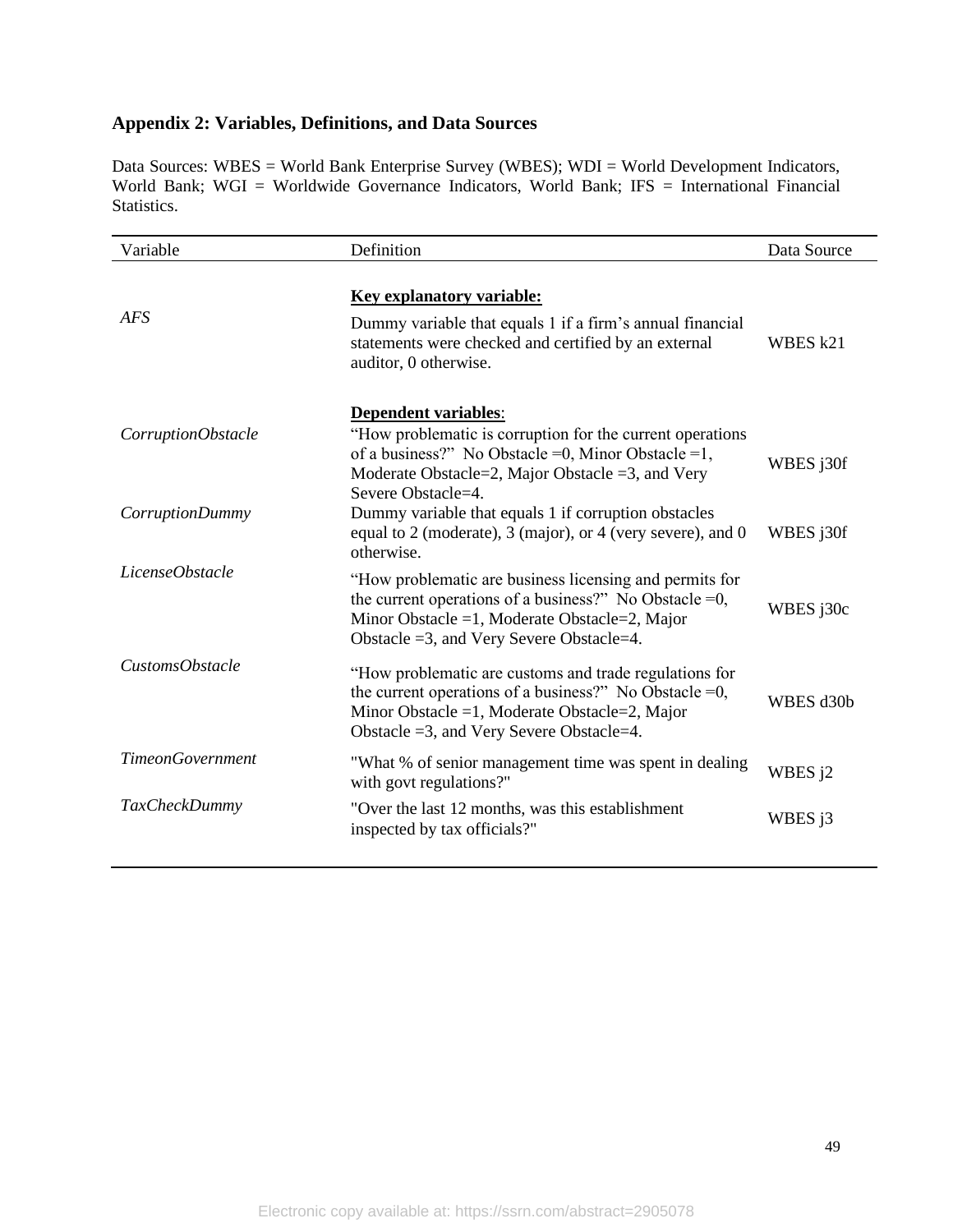## Appendix 2: Variables, Definitions, and Data Sources

Data Sources: WBES = World Bank Enterprise Survey (WBES); WDI = World Development Indicators, World Bank; WGI = Worldwide Governance Indicators, World Bank; IFS = International Financial Statistics.

| Variable | Definition | Data Source |
|---|---|---|
| | **<u>Key explanatory variable:</u>** | |
| *AFS* | Dummy variable that equals 1 if a firm's annual financial statements were checked and certified by an external auditor, 0 otherwise. | WBES k21 |
| | **<u>Dependent variables</u>**: | |
| *CorruptionObstacle* | "How problematic is corruption for the current operations of a business?" No Obstacle =0, Minor Obstacle =1, Moderate Obstacle=2, Major Obstacle =3, and Very Severe Obstacle=4. | WBES j30f |
| *CorruptionDummy* | Dummy variable that equals 1 if corruption obstacles equal to 2 (moderate), 3 (major), or 4 (very severe), and 0 otherwise. | WBES j30f |
| *LicenseObstacle* | "How problematic are business licensing and permits for the current operations of a business?" No Obstacle =0, Minor Obstacle =1, Moderate Obstacle=2, Major Obstacle =3, and Very Severe Obstacle=4. | WBES j30c |
| *CustomsObstacle* | "How problematic are customs and trade regulations for the current operations of a business?" No Obstacle =0, Minor Obstacle =1, Moderate Obstacle=2, Major Obstacle =3, and Very Severe Obstacle=4. | WBES d30b |
| *TimeonGovernment* | "What % of senior management time was spent in dealing with govt regulations?" | WBES j2 |
| *TaxCheckDummy* | "Over the last 12 months, was this establishment inspected by tax officials?" | WBES j3 |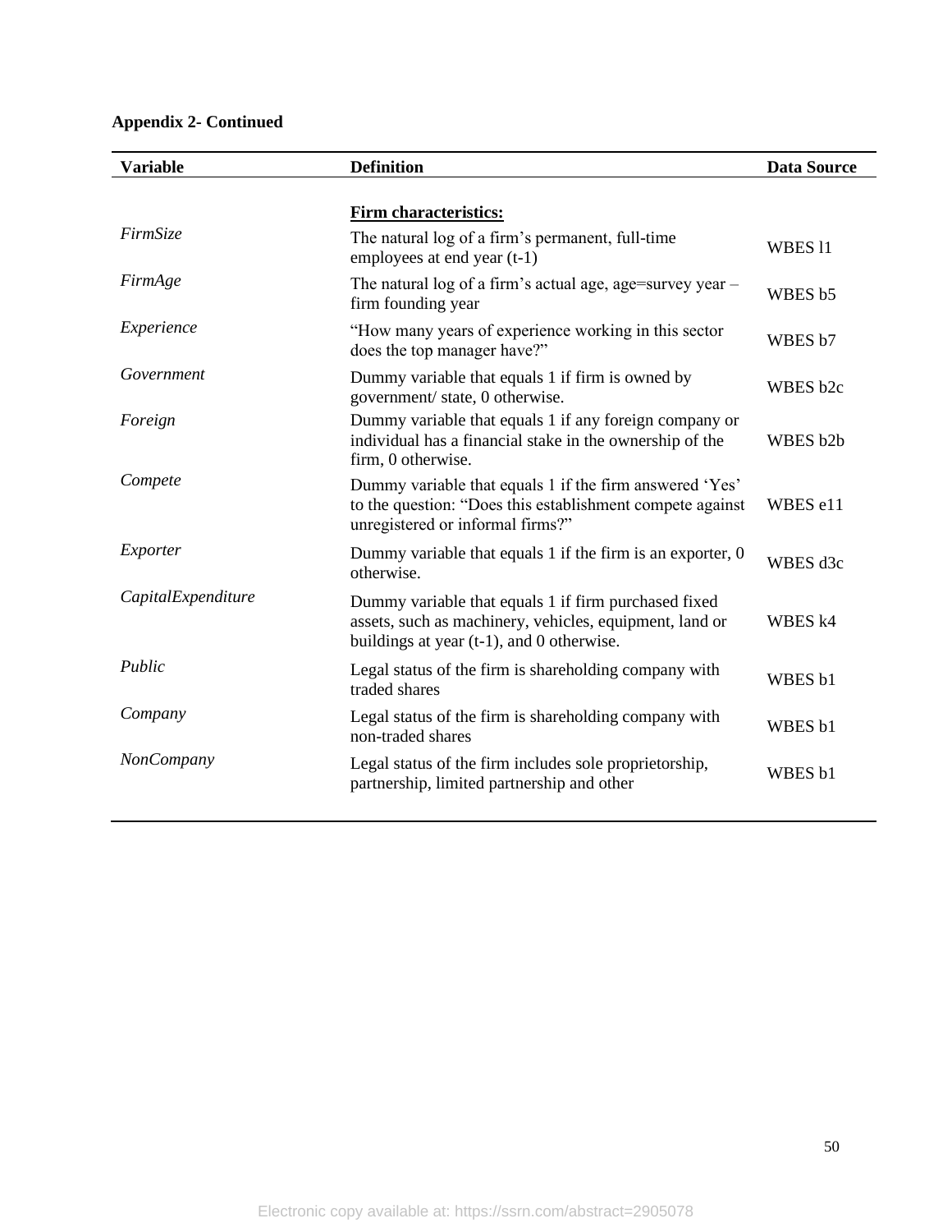**Appendix 2- Continued**

| Variable | Definition | Data Source |
|---|---|---|
| | **Firm characteristics:** | |
| *FirmSize* | The natural log of a firm's permanent, full-time employees at end year (t-1) | WBES l1 |
| *FirmAge* | The natural log of a firm's actual age, age=survey year – firm founding year | WBES b5 |
| *Experience* | "How many years of experience working in this sector does the top manager have?" | WBES b7 |
| *Government* | Dummy variable that equals 1 if firm is owned by government/ state, 0 otherwise. | WBES b2c |
| *Foreign* | Dummy variable that equals 1 if any foreign company or individual has a financial stake in the ownership of the firm, 0 otherwise. | WBES b2b |
| *Compete* | Dummy variable that equals 1 if the firm answered 'Yes' to the question: "Does this establishment compete against unregistered or informal firms?" | WBES e11 |
| *Exporter* | Dummy variable that equals 1 if the firm is an exporter, 0 otherwise. | WBES d3c |
| *CapitalExpenditure* | Dummy variable that equals 1 if firm purchased fixed assets, such as machinery, vehicles, equipment, land or buildings at year (t-1), and 0 otherwise. | WBES k4 |
| *Public* | Legal status of the firm is shareholding company with traded shares | WBES b1 |
| *Company* | Legal status of the firm is shareholding company with non-traded shares | WBES b1 |
| *NonCompany* | Legal status of the firm includes sole proprietorship, partnership, limited partnership and other | WBES b1 |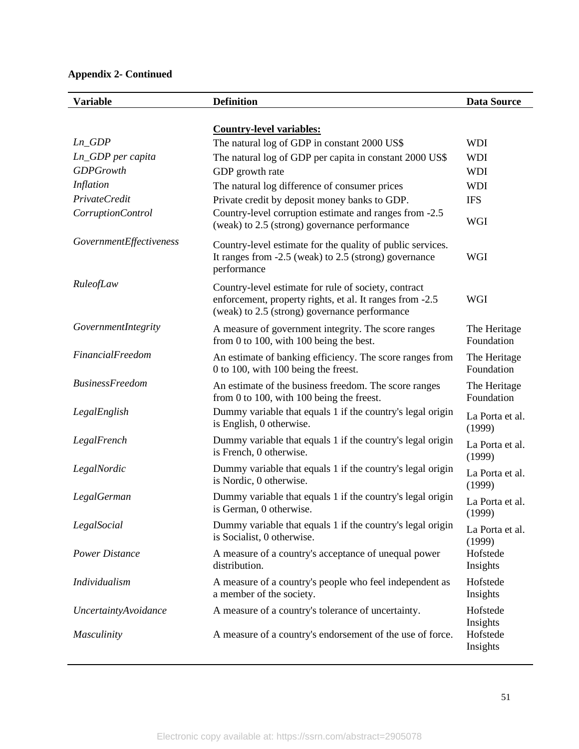**Appendix 2- Continued**

| Variable | Definition | Data Source |
|---|---|---|
| | **Country-level variables:** | |
| *Ln_GDP* | The natural log of GDP in constant 2000 US$ | WDI |
| *Ln_GDP per capita* | The natural log of GDP per capita in constant 2000 US$ | WDI |
| *GDPGrowth* | GDP growth rate | WDI |
| *Inflation* | The natural log difference of consumer prices | WDI |
| *PrivateCredit* | Private credit by deposit money banks to GDP. | IFS |
| *CorruptionControl* | Country-level corruption estimate and ranges from -2.5 (weak) to 2.5 (strong) governance performance | WGI |
| *GovernmentEffectiveness* | Country-level estimate for the quality of public services. It ranges from -2.5 (weak) to 2.5 (strong) governance performance | WGI |
| *RuleofLaw* | Country-level estimate for rule of society, contract enforcement, property rights, et al. It ranges from -2.5 (weak) to 2.5 (strong) governance performance | WGI |
| *GovernmentIntegrity* | A measure of government integrity. The score ranges from 0 to 100, with 100 being the best. | The Heritage Foundation |
| *FinancialFreedom* | An estimate of banking efficiency. The score ranges from 0 to 100, with 100 being the freest. | The Heritage Foundation |
| *BusinessFreedom* | An estimate of the business freedom. The score ranges from 0 to 100, with 100 being the freest. | The Heritage Foundation |
| *LegalEnglish* | Dummy variable that equals 1 if the country's legal origin is English, 0 otherwise. | La Porta et al. (1999) |
| *LegalFrench* | Dummy variable that equals 1 if the country's legal origin is French, 0 otherwise. | La Porta et al. (1999) |
| *LegalNordic* | Dummy variable that equals 1 if the country's legal origin is Nordic, 0 otherwise. | La Porta et al. (1999) |
| *LegalGerman* | Dummy variable that equals 1 if the country's legal origin is German, 0 otherwise. | La Porta et al. (1999) |
| *LegalSocial* | Dummy variable that equals 1 if the country's legal origin is Socialist, 0 otherwise. | La Porta et al. (1999) |
| *Power Distance* | A measure of a country's acceptance of unequal power distribution. | Hofstede Insights |
| *Individualism* | A measure of a country's people who feel independent as a member of the society. | Hofstede Insights |
| *UncertaintyAvoidance* | A measure of a country's tolerance of uncertainty. | Hofstede Insights |
| *Masculinity* | A measure of a country's endorsement of the use of force. | Hofstede Insights |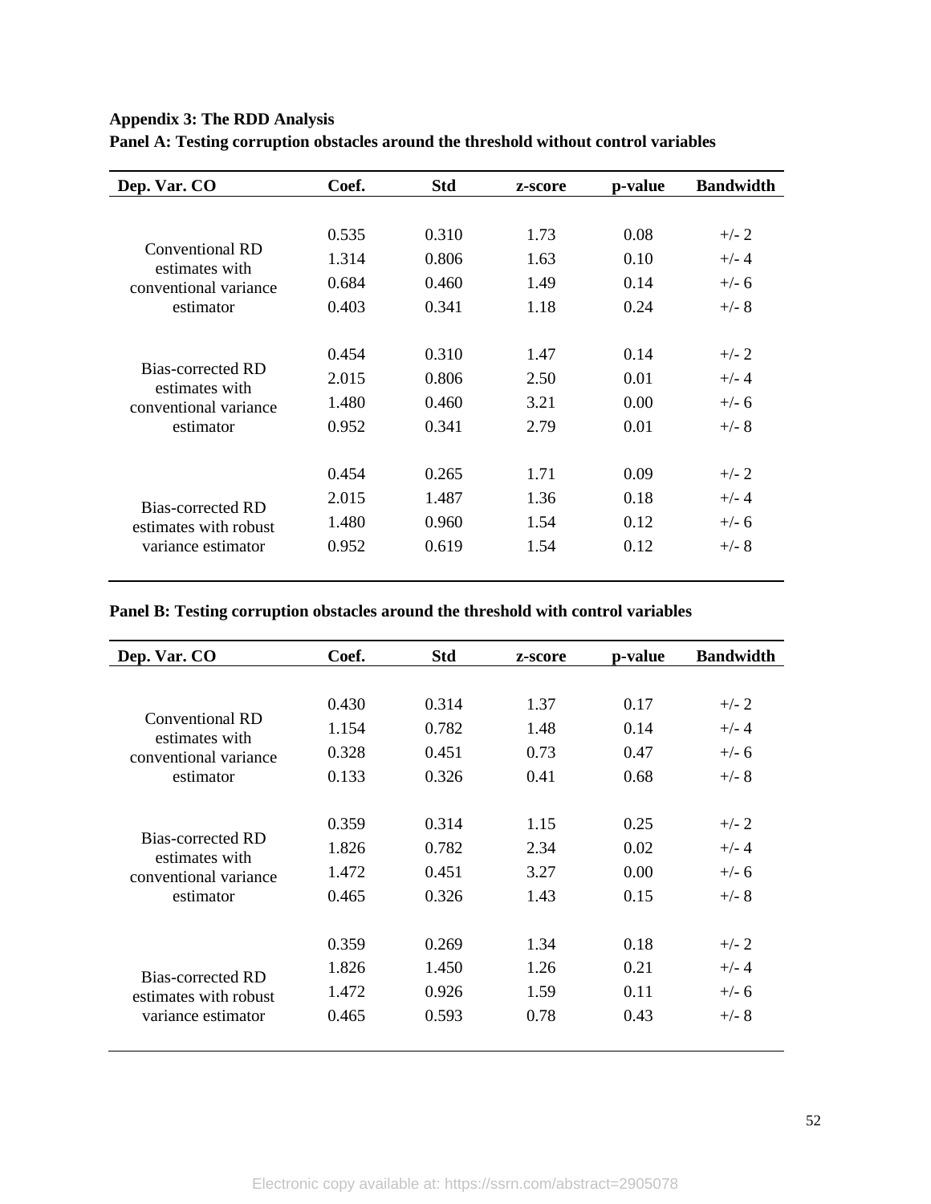**Appendix 3: The RDD Analysis**

**Panel A: Testing corruption obstacles around the threshold without control variables**

| Dep. Var. CO | Coef. | Std | z-score | p-value | Bandwidth |
|---|---|---|---|---|---|
| Conventional RD estimates with conventional variance estimator | 0.535 | 0.310 | 1.73 | 0.08 | +/- 2 |
| | 1.314 | 0.806 | 1.63 | 0.10 | +/- 4 |
| | 0.684 | 0.460 | 1.49 | 0.14 | +/- 6 |
| | 0.403 | 0.341 | 1.18 | 0.24 | +/- 8 |
| Bias-corrected RD estimates with conventional variance estimator | 0.454 | 0.310 | 1.47 | 0.14 | +/- 2 |
| | 2.015 | 0.806 | 2.50 | 0.01 | +/- 4 |
| | 1.480 | 0.460 | 3.21 | 0.00 | +/- 6 |
| | 0.952 | 0.341 | 2.79 | 0.01 | +/- 8 |
| Bias-corrected RD estimates with robust variance estimator | 0.454 | 0.265 | 1.71 | 0.09 | +/- 2 |
| | 2.015 | 1.487 | 1.36 | 0.18 | +/- 4 |
| | 1.480 | 0.960 | 1.54 | 0.12 | +/- 6 |
| | 0.952 | 0.619 | 1.54 | 0.12 | +/- 8 |

**Panel B: Testing corruption obstacles around the threshold with control variables**

| Dep. Var. CO | Coef. | Std | z-score | p-value | Bandwidth |
|---|---|---|---|---|---|
| Conventional RD estimates with conventional variance estimator | 0.430 | 0.314 | 1.37 | 0.17 | +/- 2 |
| | 1.154 | 0.782 | 1.48 | 0.14 | +/- 4 |
| | 0.328 | 0.451 | 0.73 | 0.47 | +/- 6 |
| | 0.133 | 0.326 | 0.41 | 0.68 | +/- 8 |
| Bias-corrected RD estimates with conventional variance estimator | 0.359 | 0.314 | 1.15 | 0.25 | +/- 2 |
| | 1.826 | 0.782 | 2.34 | 0.02 | +/- 4 |
| | 1.472 | 0.451 | 3.27 | 0.00 | +/- 6 |
| | 0.465 | 0.326 | 1.43 | 0.15 | +/- 8 |
| Bias-corrected RD estimates with robust variance estimator | 0.359 | 0.269 | 1.34 | 0.18 | +/- 2 |
| | 1.826 | 1.450 | 1.26 | 0.21 | +/- 4 |
| | 1.472 | 0.926 | 1.59 | 0.11 | +/- 6 |
| | 0.465 | 0.593 | 0.78 | 0.43 | +/- 8 |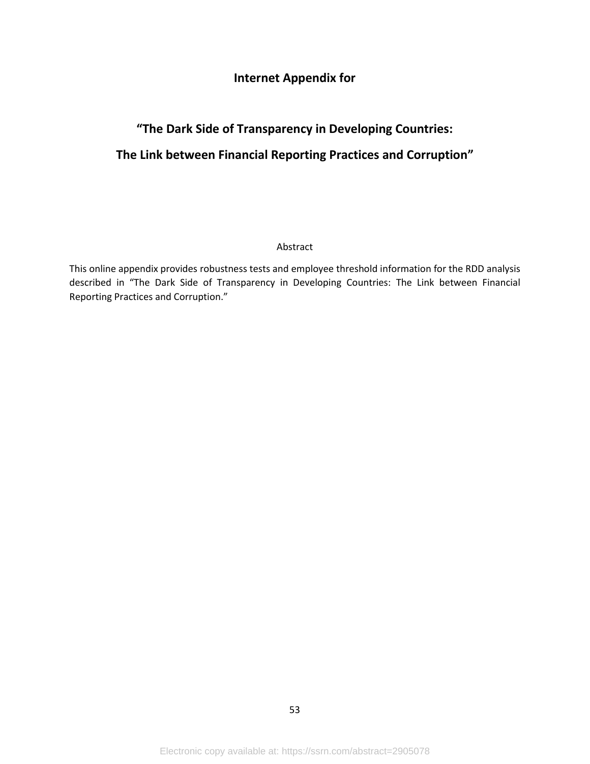# Internet Appendix for

# "The Dark Side of Transparency in Developing Countries:

# The Link between Financial Reporting Practices and Corruption"

Abstract

This online appendix provides robustness tests and employee threshold information for the RDD analysis described in "The Dark Side of Transparency in Developing Countries: The Link between Financial Reporting Practices and Corruption."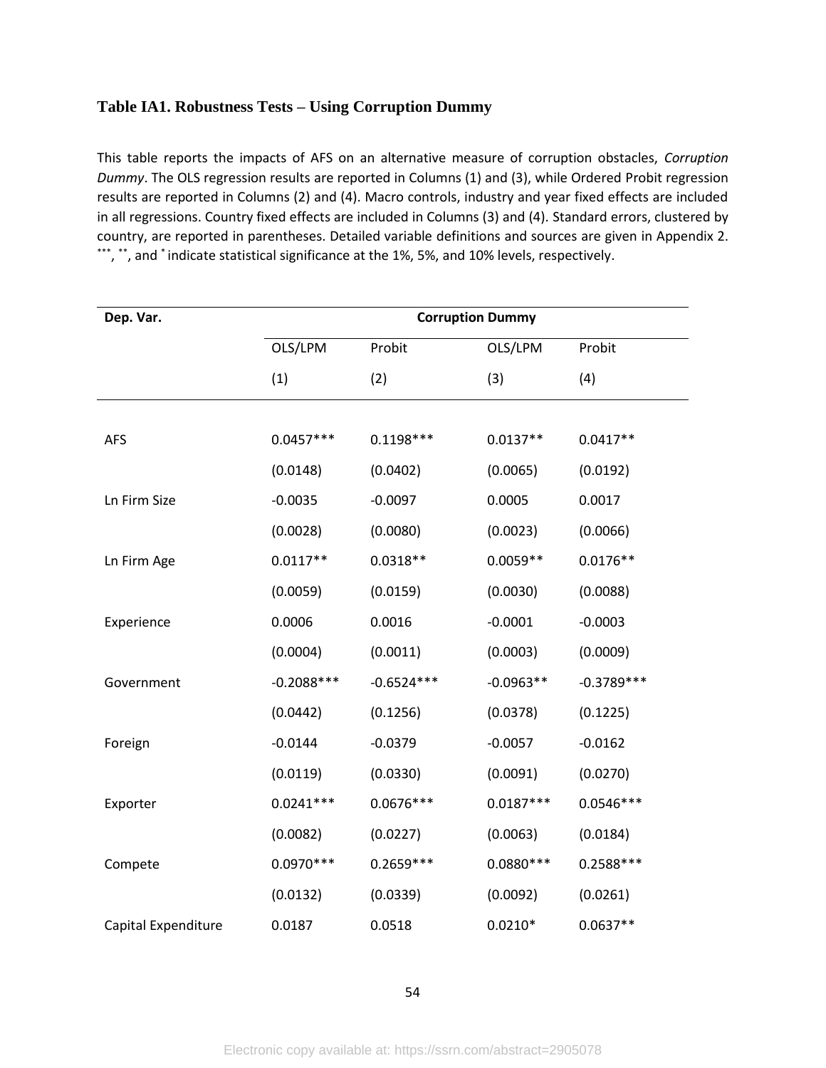### Table IA1. Robustness Tests – Using Corruption Dummy

This table reports the impacts of AFS on an alternative measure of corruption obstacles, *Corruption Dummy*. The OLS regression results are reported in Columns (1) and (3), while Ordered Probit regression results are reported in Columns (2) and (4). Macro controls, industry and year fixed effects are included in all regressions. Country fixed effects are included in Columns (3) and (4). Standard errors, clustered by country, are reported in parentheses. Detailed variable definitions and sources are given in Appendix 2. ***, **, and * indicate statistical significance at the 1%, 5%, and 10% levels, respectively.

| Dep. Var. | Corruption Dummy | | | |
|---|---|---|---|---|
| | OLS/LPM | Probit | OLS/LPM | Probit |
| | (1) | (2) | (3) | (4) |
| AFS | 0.0457*** | 0.1198*** | 0.0137** | 0.0417** |
| | (0.0148) | (0.0402) | (0.0065) | (0.0192) |
| Ln Firm Size | -0.0035 | -0.0097 | 0.0005 | 0.0017 |
| | (0.0028) | (0.0080) | (0.0023) | (0.0066) |
| Ln Firm Age | 0.0117** | 0.0318** | 0.0059** | 0.0176** |
| | (0.0059) | (0.0159) | (0.0030) | (0.0088) |
| Experience | 0.0006 | 0.0016 | -0.0001 | -0.0003 |
| | (0.0004) | (0.0011) | (0.0003) | (0.0009) |
| Government | -0.2088*** | -0.6524*** | -0.0963** | -0.3789*** |
| | (0.0442) | (0.1256) | (0.0378) | (0.1225) |
| Foreign | -0.0144 | -0.0379 | -0.0057 | -0.0162 |
| | (0.0119) | (0.0330) | (0.0091) | (0.0270) |
| Exporter | 0.0241*** | 0.0676*** | 0.0187*** | 0.0546*** |
| | (0.0082) | (0.0227) | (0.0063) | (0.0184) |
| Compete | 0.0970*** | 0.2659*** | 0.0880*** | 0.2588*** |
| | (0.0132) | (0.0339) | (0.0092) | (0.0261) |
| Capital Expenditure | 0.0187 | 0.0518 | 0.0210* | 0.0637** |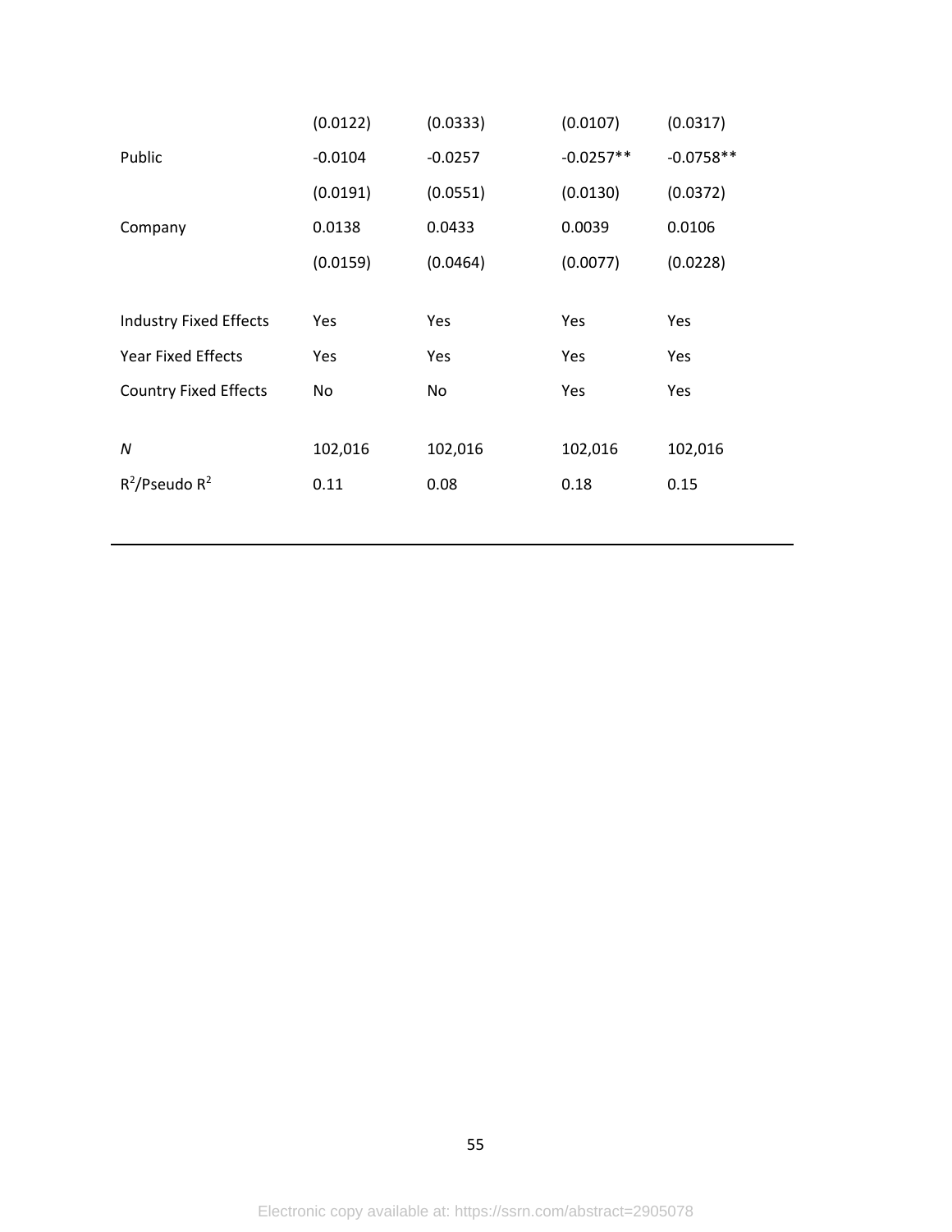| | | | | |
|---|---|---|---|---|
| | (0.0122) | (0.0333) | (0.0107) | (0.0317) |
| Public | -0.0104 | -0.0257 | -0.0257** | -0.0758** |
| | (0.0191) | (0.0551) | (0.0130) | (0.0372) |
| Company | 0.0138 | 0.0433 | 0.0039 | 0.0106 |
| | (0.0159) | (0.0464) | (0.0077) | (0.0228) |
| | | | | |
| Industry Fixed Effects | Yes | Yes | Yes | Yes |
| Year Fixed Effects | Yes | Yes | Yes | Yes |
| Country Fixed Effects | No | No | Yes | Yes |
| | | | | |
| *N* | 102,016 | 102,016 | 102,016 | 102,016 |
| $R^2$/Pseudo $R^2$ | 0.11 | 0.08 | 0.18 | 0.15 |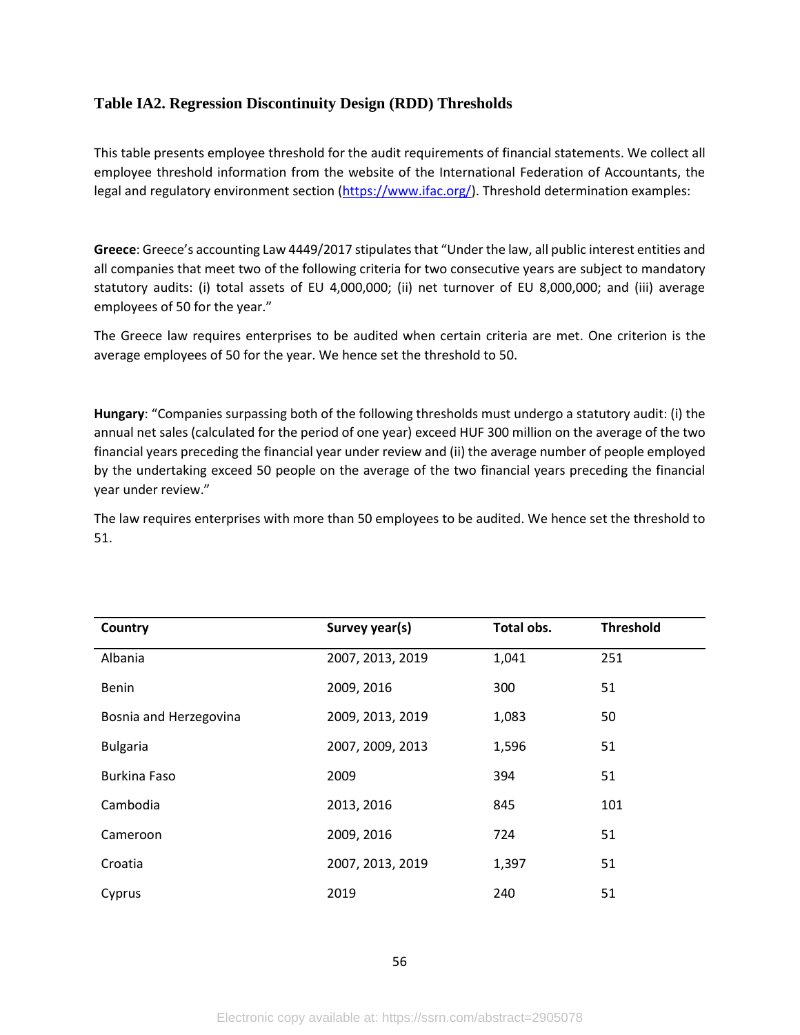### Table IA2. Regression Discontinuity Design (RDD) Thresholds

This table presents employee threshold for the audit requirements of financial statements. We collect all employee threshold information from the website of the International Federation of Accountants, the legal and regulatory environment section (https://www.ifac.org/). Threshold determination examples:

**Greece**: Greece's accounting Law 4449/2017 stipulates that "Under the law, all public interest entities and all companies that meet two of the following criteria for two consecutive years are subject to mandatory statutory audits: (i) total assets of EU 4,000,000; (ii) net turnover of EU 8,000,000; and (iii) average employees of 50 for the year."

The Greece law requires enterprises to be audited when certain criteria are met. One criterion is the average employees of 50 for the year. We hence set the threshold to 50.

**Hungary**: "Companies surpassing both of the following thresholds must undergo a statutory audit: (i) the annual net sales (calculated for the period of one year) exceed HUF 300 million on the average of the two financial years preceding the financial year under review and (ii) the average number of people employed by the undertaking exceed 50 people on the average of the two financial years preceding the financial year under review."

The law requires enterprises with more than 50 employees to be audited. We hence set the threshold to 51.

| Country | Survey year(s) | Total obs. | Threshold |
|---|---|---|---|
| Albania | 2007, 2013, 2019 | 1,041 | 251 |
| Benin | 2009, 2016 | 300 | 51 |
| Bosnia and Herzegovina | 2009, 2013, 2019 | 1,083 | 50 |
| Bulgaria | 2007, 2009, 2013 | 1,596 | 51 |
| Burkina Faso | 2009 | 394 | 51 |
| Cambodia | 2013, 2016 | 845 | 101 |
| Cameroon | 2009, 2016 | 724 | 51 |
| Croatia | 2007, 2013, 2019 | 1,397 | 51 |
| Cyprus | 2019 | 240 | 51 |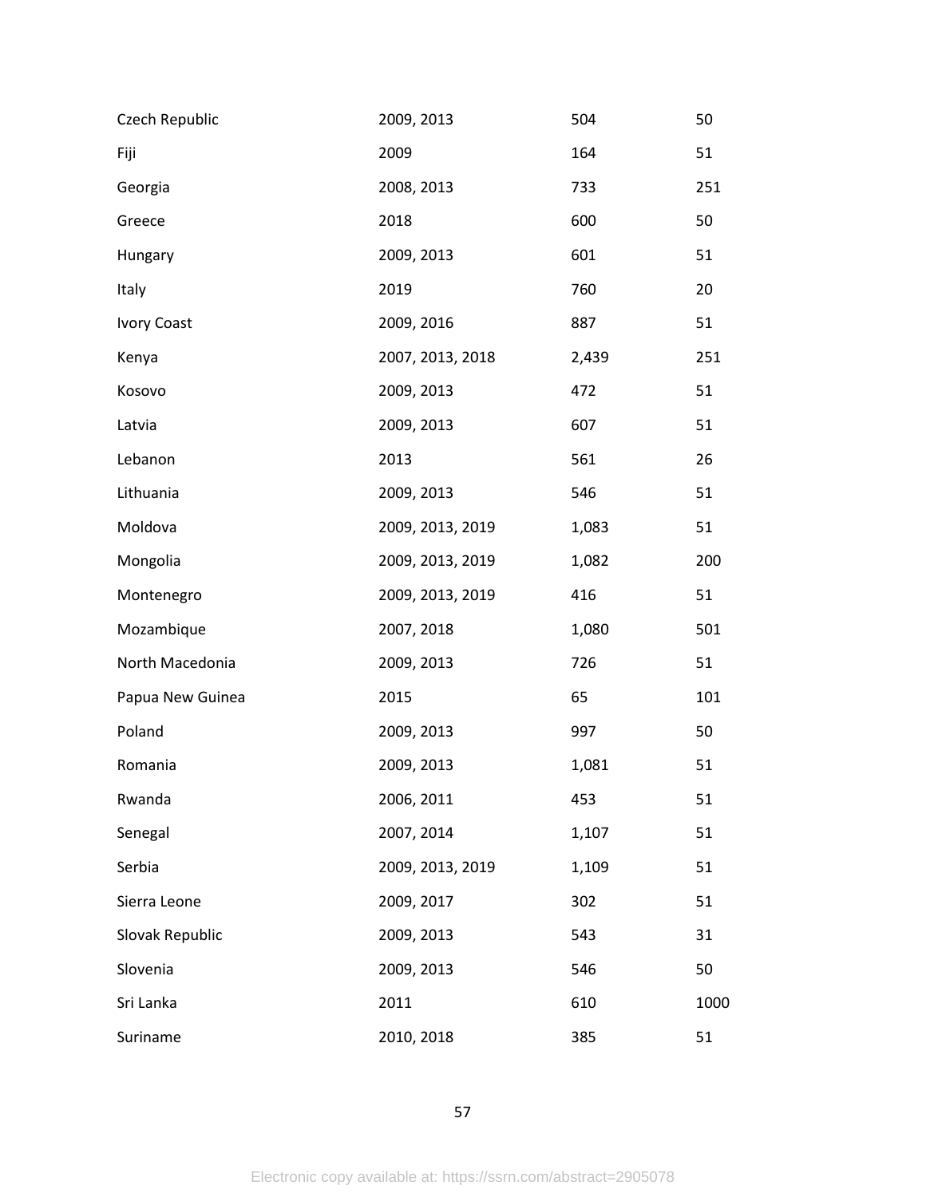| | | | |
|---|---|---|---|
| Czech Republic | 2009, 2013 | 504 | 50 |
| Fiji | 2009 | 164 | 51 |
| Georgia | 2008, 2013 | 733 | 251 |
| Greece | 2018 | 600 | 50 |
| Hungary | 2009, 2013 | 601 | 51 |
| Italy | 2019 | 760 | 20 |
| Ivory Coast | 2009, 2016 | 887 | 51 |
| Kenya | 2007, 2013, 2018 | 2,439 | 251 |
| Kosovo | 2009, 2013 | 472 | 51 |
| Latvia | 2009, 2013 | 607 | 51 |
| Lebanon | 2013 | 561 | 26 |
| Lithuania | 2009, 2013 | 546 | 51 |
| Moldova | 2009, 2013, 2019 | 1,083 | 51 |
| Mongolia | 2009, 2013, 2019 | 1,082 | 200 |
| Montenegro | 2009, 2013, 2019 | 416 | 51 |
| Mozambique | 2007, 2018 | 1,080 | 501 |
| North Macedonia | 2009, 2013 | 726 | 51 |
| Papua New Guinea | 2015 | 65 | 101 |
| Poland | 2009, 2013 | 997 | 50 |
| Romania | 2009, 2013 | 1,081 | 51 |
| Rwanda | 2006, 2011 | 453 | 51 |
| Senegal | 2007, 2014 | 1,107 | 51 |
| Serbia | 2009, 2013, 2019 | 1,109 | 51 |
| Sierra Leone | 2009, 2017 | 302 | 51 |
| Slovak Republic | 2009, 2013 | 543 | 31 |
| Slovenia | 2009, 2013 | 546 | 50 |
| Sri Lanka | 2011 | 610 | 1000 |
| Suriname | 2010, 2018 | 385 | 51 |

Electronic copy available at: https://ssrn.com/abstract=2905078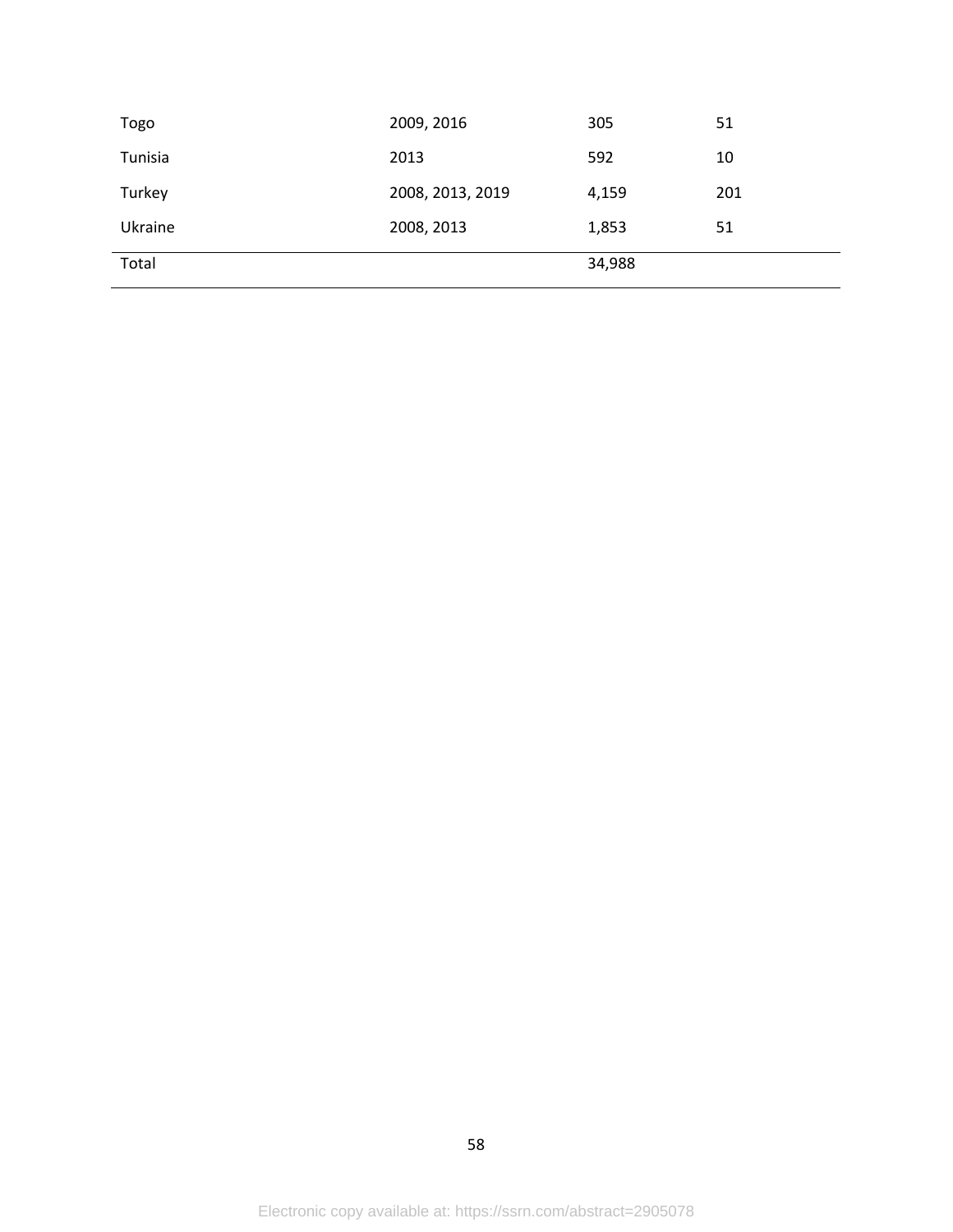| | | | |
|---|---|---|---|
| Togo | 2009, 2016 | 305 | 51 |
| Tunisia | 2013 | 592 | 10 |
| Turkey | 2008, 2013, 2019 | 4,159 | 201 |
| Ukraine | 2008, 2013 | 1,853 | 51 |
| Total | | 34,988 | |